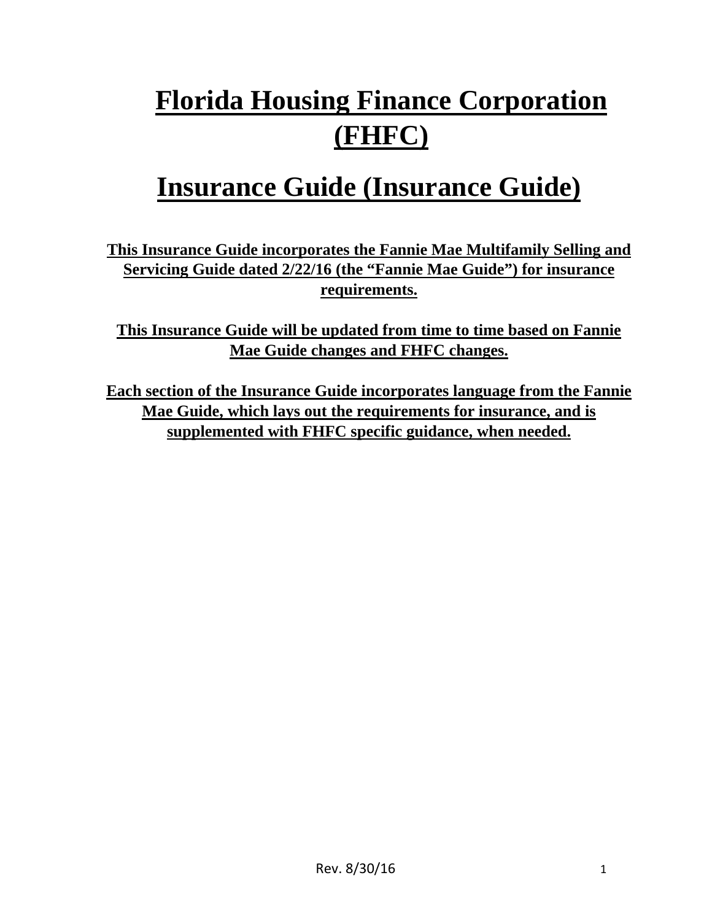# Florida Housing Finance Corporation (FHFC)

# Insurance Guide (Insurance Guide)

**This Insurance Guide incorporates the Fannie Mae Multifamily Selling and Servicing Guide dated 2/22/16 (the "Fannie Mae Guide") for insurance requirements.**

**This Insurance Guide will be updated from time to time based on Fannie Mae Guide changes and FHFC changes.**

**Each section of the Insurance Guide incorporates language from the Fannie Mae Guide, which lays out the requirements for insurance, and is supplemented with FHFC specific guidance, when needed.**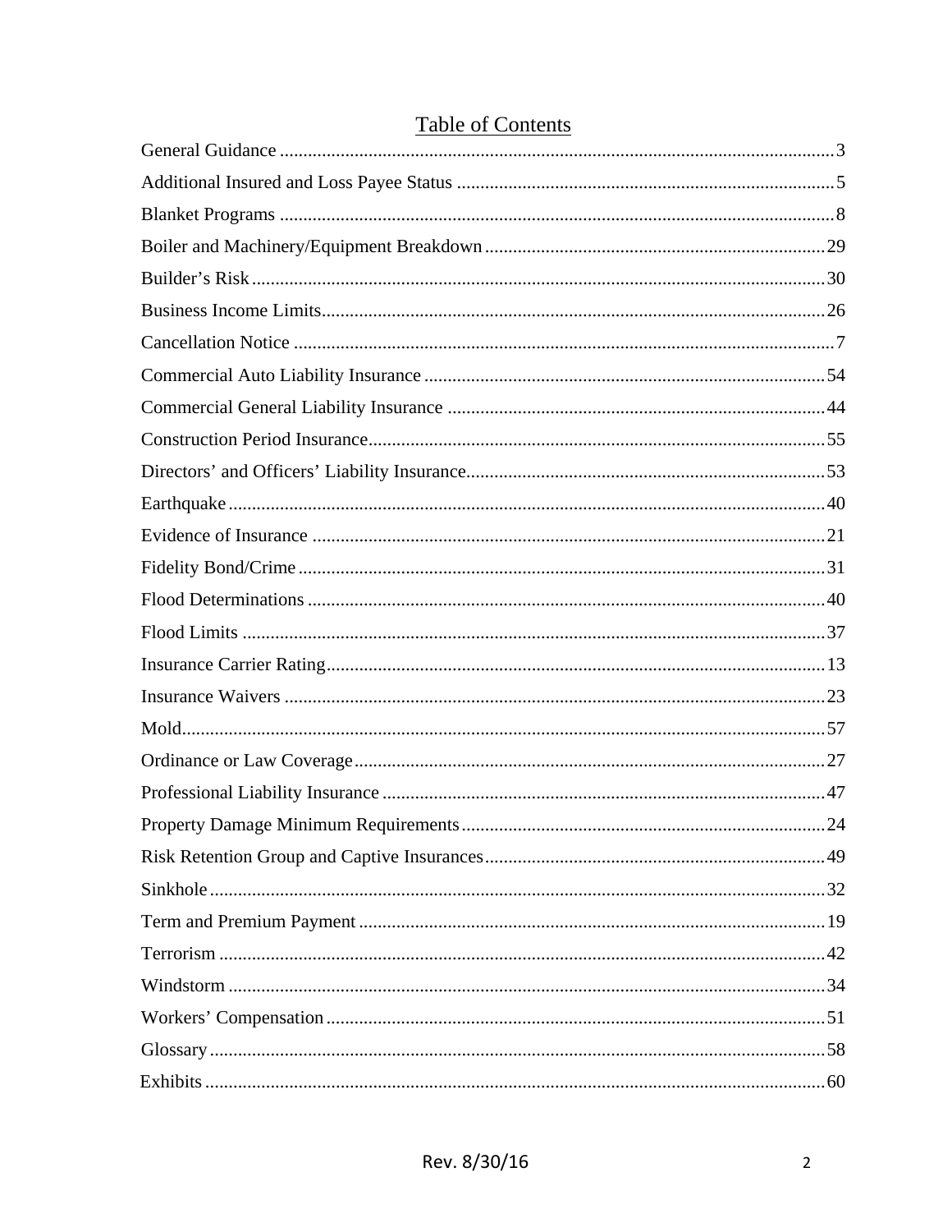# Table of Contents

General Guidance ..... 3

Additional Insured and Loss Payee Status ..... 5

Blanket Programs ..... 8

Boiler and Machinery/Equipment Breakdown ..... 29

Builder's Risk ..... 30

Business Income Limits ..... 26

Cancellation Notice ..... 7

Commercial Auto Liability Insurance ..... 54

Commercial General Liability Insurance ..... 44

Construction Period Insurance ..... 55

Directors' and Officers' Liability Insurance ..... 53

Earthquake ..... 40

Evidence of Insurance ..... 21

Fidelity Bond/Crime ..... 31

Flood Determinations ..... 40

Flood Limits ..... 37

Insurance Carrier Rating ..... 13

Insurance Waivers ..... 23

Mold ..... 57

Ordinance or Law Coverage ..... 27

Professional Liability Insurance ..... 47

Property Damage Minimum Requirements ..... 24

Risk Retention Group and Captive Insurances ..... 49

Sinkhole ..... 32

Term and Premium Payment ..... 19

Terrorism ..... 42

Windstorm ..... 34

Workers' Compensation ..... 51

Glossary ..... 58

Exhibits ..... 60

Rev. 8/30/16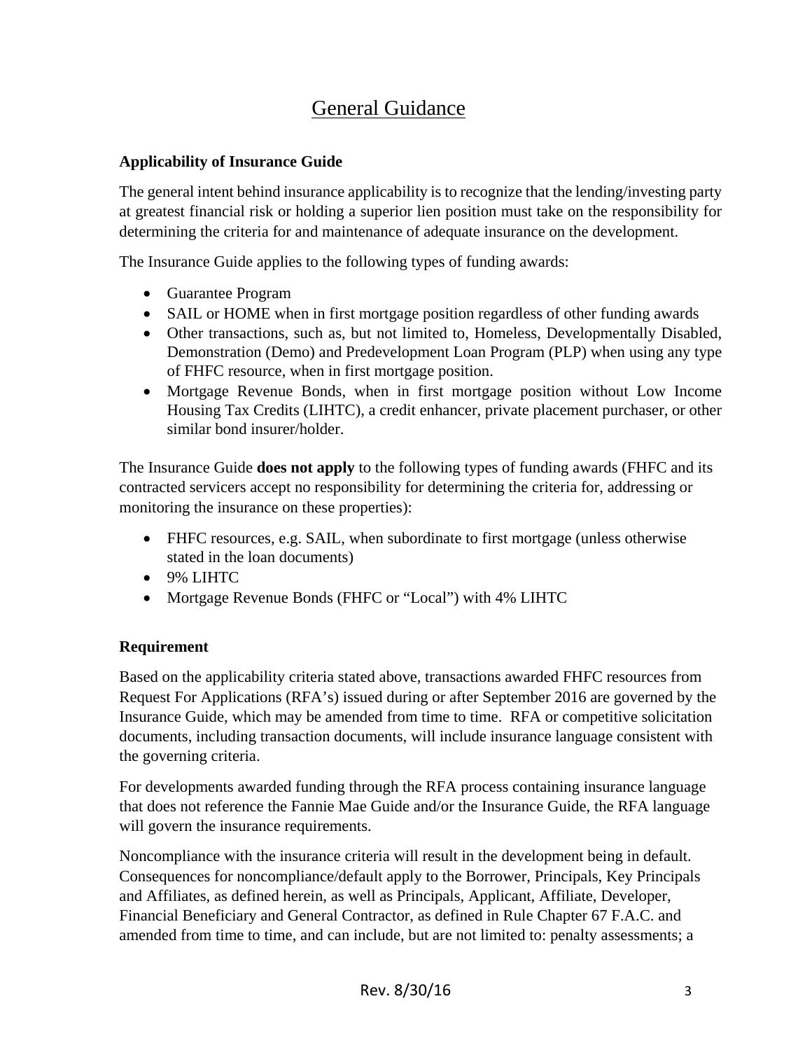# General Guidance

**Applicability of Insurance Guide**

The general intent behind insurance applicability is to recognize that the lending/investing party at greatest financial risk or holding a superior lien position must take on the responsibility for determining the criteria for and maintenance of adequate insurance on the development.

The Insurance Guide applies to the following types of funding awards:

- Guarantee Program
- SAIL or HOME when in first mortgage position regardless of other funding awards
- Other transactions, such as, but not limited to, Homeless, Developmentally Disabled, Demonstration (Demo) and Predevelopment Loan Program (PLP) when using any type of FHFC resource, when in first mortgage position.
- Mortgage Revenue Bonds, when in first mortgage position without Low Income Housing Tax Credits (LIHTC), a credit enhancer, private placement purchaser, or other similar bond insurer/holder.

The Insurance Guide **does not apply** to the following types of funding awards (FHFC and its contracted servicers accept no responsibility for determining the criteria for, addressing or monitoring the insurance on these properties):

- FHFC resources, e.g. SAIL, when subordinate to first mortgage (unless otherwise stated in the loan documents)
- 9% LIHTC
- Mortgage Revenue Bonds (FHFC or "Local") with 4% LIHTC

**Requirement**

Based on the applicability criteria stated above, transactions awarded FHFC resources from Request For Applications (RFA's) issued during or after September 2016 are governed by the Insurance Guide, which may be amended from time to time. RFA or competitive solicitation documents, including transaction documents, will include insurance language consistent with the governing criteria.

For developments awarded funding through the RFA process containing insurance language that does not reference the Fannie Mae Guide and/or the Insurance Guide, the RFA language will govern the insurance requirements.

Noncompliance with the insurance criteria will result in the development being in default. Consequences for noncompliance/default apply to the Borrower, Principals, Key Principals and Affiliates, as defined herein, as well as Principals, Applicant, Affiliate, Developer, Financial Beneficiary and General Contractor, as defined in Rule Chapter 67 F.A.C. and amended from time to time, and can include, but are not limited to: penalty assessments; a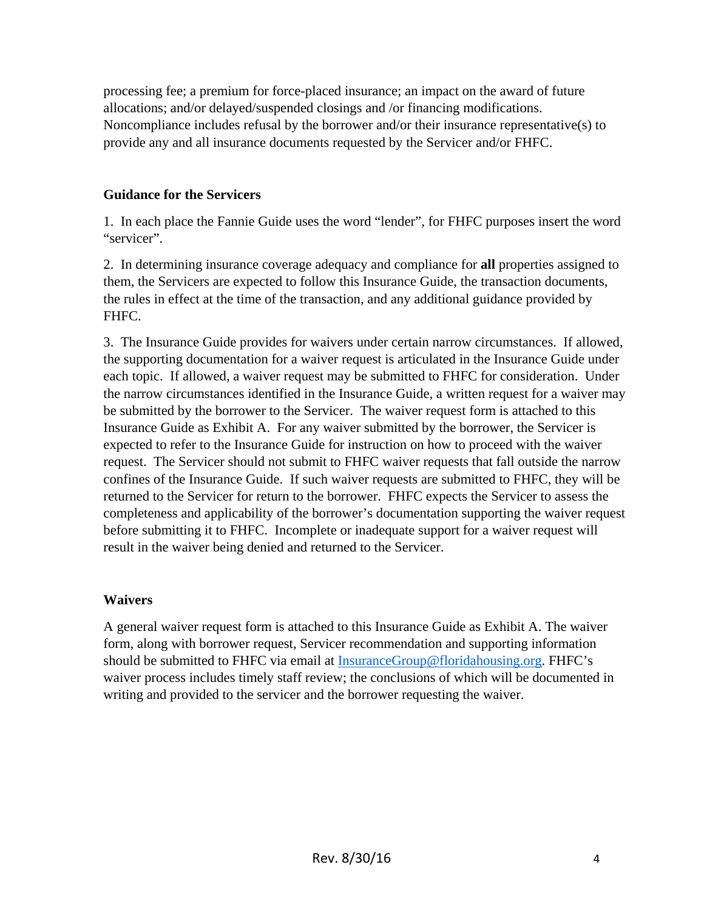processing fee; a premium for force-placed insurance; an impact on the award of future allocations; and/or delayed/suspended closings and /or financing modifications. Noncompliance includes refusal by the borrower and/or their insurance representative(s) to provide any and all insurance documents requested by the Servicer and/or FHFC.

### Guidance for the Servicers

1. In each place the Fannie Guide uses the word "lender", for FHFC purposes insert the word "servicer".

2. In determining insurance coverage adequacy and compliance for **all** properties assigned to them, the Servicers are expected to follow this Insurance Guide, the transaction documents, the rules in effect at the time of the transaction, and any additional guidance provided by FHFC.

3. The Insurance Guide provides for waivers under certain narrow circumstances. If allowed, the supporting documentation for a waiver request is articulated in the Insurance Guide under each topic. If allowed, a waiver request may be submitted to FHFC for consideration. Under the narrow circumstances identified in the Insurance Guide, a written request for a waiver may be submitted by the borrower to the Servicer. The waiver request form is attached to this Insurance Guide as Exhibit A. For any waiver submitted by the borrower, the Servicer is expected to refer to the Insurance Guide for instruction on how to proceed with the waiver request. The Servicer should not submit to FHFC waiver requests that fall outside the narrow confines of the Insurance Guide. If such waiver requests are submitted to FHFC, they will be returned to the Servicer for return to the borrower. FHFC expects the Servicer to assess the completeness and applicability of the borrower's documentation supporting the waiver request before submitting it to FHFC. Incomplete or inadequate support for a waiver request will result in the waiver being denied and returned to the Servicer.

### Waivers

A general waiver request form is attached to this Insurance Guide as Exhibit A. The waiver form, along with borrower request, Servicer recommendation and supporting information should be submitted to FHFC via email at InsuranceGroup@floridahousing.org. FHFC's waiver process includes timely staff review; the conclusions of which will be documented in writing and provided to the servicer and the borrower requesting the waiver.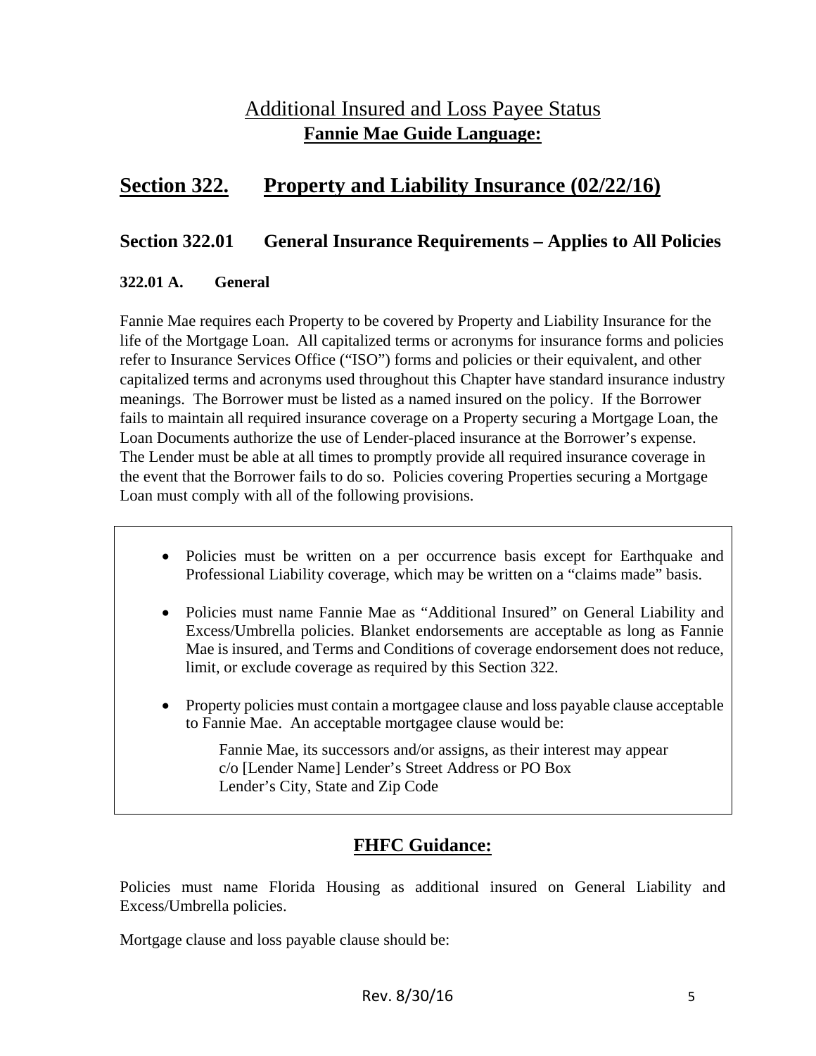# Additional Insured and Loss Payee Status

**Fannie Mae Guide Language:**

## Section 322. Property and Liability Insurance (02/22/16)

### Section 322.01 General Insurance Requirements – Applies to All Policies

#### 322.01 A. General

Fannie Mae requires each Property to be covered by Property and Liability Insurance for the life of the Mortgage Loan. All capitalized terms or acronyms for insurance forms and policies refer to Insurance Services Office ("ISO") forms and policies or their equivalent, and other capitalized terms and acronyms used throughout this Chapter have standard insurance industry meanings. The Borrower must be listed as a named insured on the policy. If the Borrower fails to maintain all required insurance coverage on a Property securing a Mortgage Loan, the Loan Documents authorize the use of Lender-placed insurance at the Borrower's expense. The Lender must be able at all times to promptly provide all required insurance coverage in the event that the Borrower fails to do so. Policies covering Properties securing a Mortgage Loan must comply with all of the following provisions.

- Policies must be written on a per occurrence basis except for Earthquake and Professional Liability coverage, which may be written on a "claims made" basis.
- Policies must name Fannie Mae as "Additional Insured" on General Liability and Excess/Umbrella policies. Blanket endorsements are acceptable as long as Fannie Mae is insured, and Terms and Conditions of coverage endorsement does not reduce, limit, or exclude coverage as required by this Section 322.
- Property policies must contain a mortgagee clause and loss payable clause acceptable to Fannie Mae. An acceptable mortgagee clause would be:

  Fannie Mae, its successors and/or assigns, as their interest may appear
  c/o [Lender Name] Lender's Street Address or PO Box
  Lender's City, State and Zip Code

## FHFC Guidance:

Policies must name Florida Housing as additional insured on General Liability and Excess/Umbrella policies.

Mortgage clause and loss payable clause should be: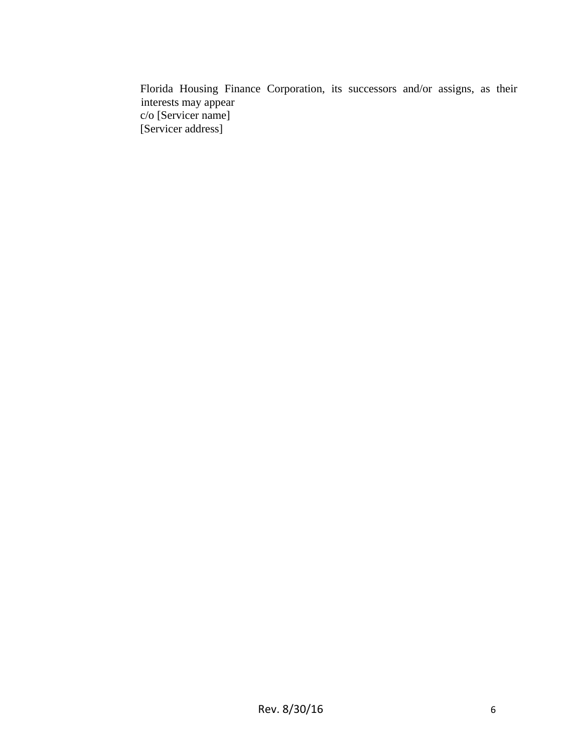Florida Housing Finance Corporation, its successors and/or assigns, as their interests may appear
c/o [Servicer name]
[Servicer address]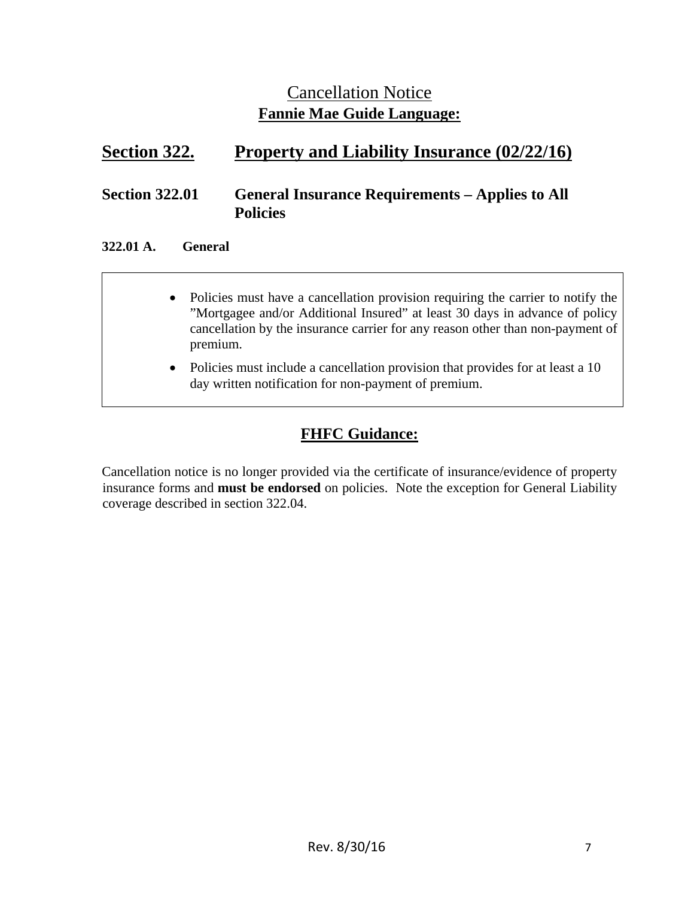# Cancellation Notice

## Fannie Mae Guide Language:

## Section 322. Property and Liability Insurance (02/22/16)

### Section 322.01 General Insurance Requirements – Applies to All Policies

#### 322.01 A. General

- Policies must have a cancellation provision requiring the carrier to notify the "Mortgagee and/or Additional Insured" at least 30 days in advance of policy cancellation by the insurance carrier for any reason other than non-payment of premium.
- Policies must include a cancellation provision that provides for at least a 10 day written notification for non-payment of premium.

## FHFC Guidance:

Cancellation notice is no longer provided via the certificate of insurance/evidence of property insurance forms and **must be endorsed** on policies. Note the exception for General Liability coverage described in section 322.04.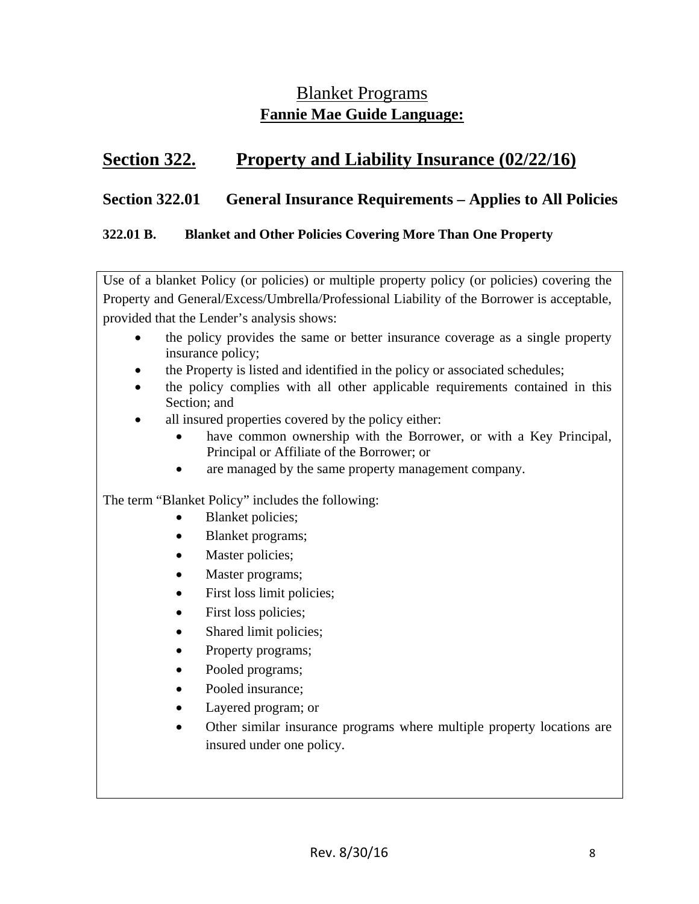# Blanket Programs

**Fannie Mae Guide Language:**

## Section 322. Property and Liability Insurance (02/22/16)

### Section 322.01 General Insurance Requirements – Applies to All Policies

#### 322.01 B. Blanket and Other Policies Covering More Than One Property

Use of a blanket Policy (or policies) or multiple property policy (or policies) covering the Property and General/Excess/Umbrella/Professional Liability of the Borrower is acceptable, provided that the Lender's analysis shows:

- the policy provides the same or better insurance coverage as a single property insurance policy;
- the Property is listed and identified in the policy or associated schedules;
- the policy complies with all other applicable requirements contained in this Section; and
- all insured properties covered by the policy either:
  - have common ownership with the Borrower, or with a Key Principal, Principal or Affiliate of the Borrower; or
  - are managed by the same property management company.

The term "Blanket Policy" includes the following:

- Blanket policies;
- Blanket programs;
- Master policies;
- Master programs;
- First loss limit policies;
- First loss policies;
- Shared limit policies;
- Property programs;
- Pooled programs;
- Pooled insurance;
- Layered program; or
- Other similar insurance programs where multiple property locations are insured under one policy.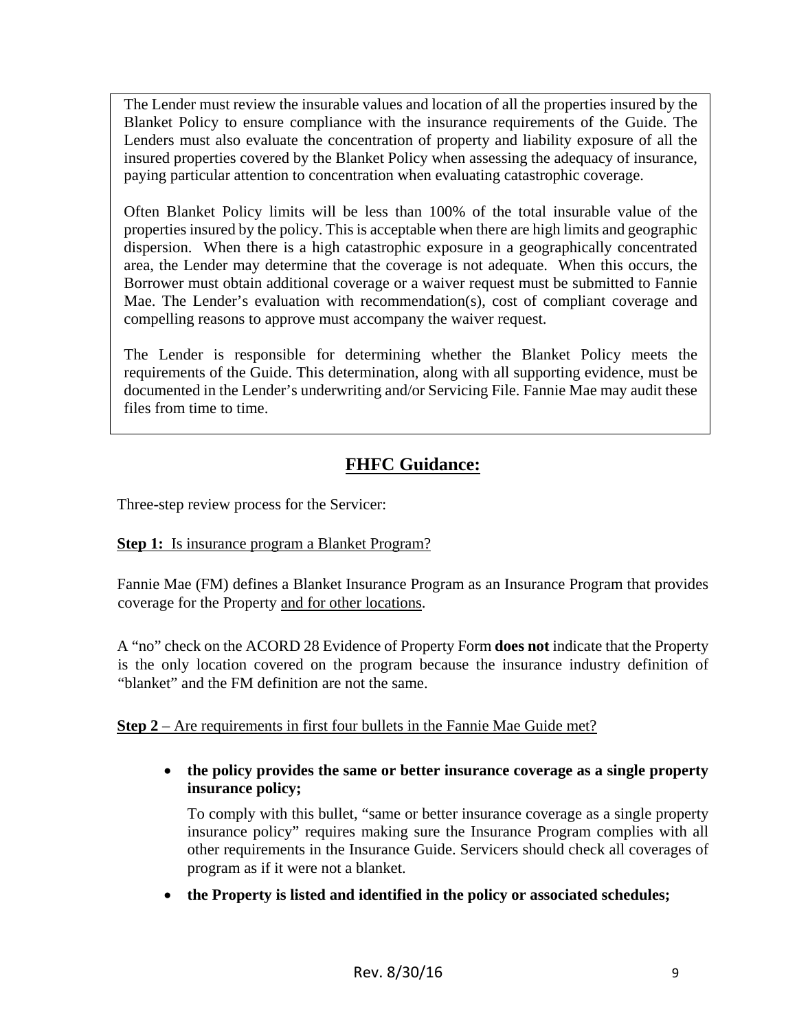The Lender must review the insurable values and location of all the properties insured by the Blanket Policy to ensure compliance with the insurance requirements of the Guide. The Lenders must also evaluate the concentration of property and liability exposure of all the insured properties covered by the Blanket Policy when assessing the adequacy of insurance, paying particular attention to concentration when evaluating catastrophic coverage.

Often Blanket Policy limits will be less than 100% of the total insurable value of the properties insured by the policy. This is acceptable when there are high limits and geographic dispersion. When there is a high catastrophic exposure in a geographically concentrated area, the Lender may determine that the coverage is not adequate. When this occurs, the Borrower must obtain additional coverage or a waiver request must be submitted to Fannie Mae. The Lender's evaluation with recommendation(s), cost of compliant coverage and compelling reasons to approve must accompany the waiver request.

The Lender is responsible for determining whether the Blanket Policy meets the requirements of the Guide. This determination, along with all supporting evidence, must be documented in the Lender's underwriting and/or Servicing File. Fannie Mae may audit these files from time to time.

## FHFC Guidance:

Three-step review process for the Servicer:

**Step 1:** Is insurance program a Blanket Program?

Fannie Mae (FM) defines a Blanket Insurance Program as an Insurance Program that provides coverage for the Property and for other locations.

A "no" check on the ACORD 28 Evidence of Property Form **does not** indicate that the Property is the only location covered on the program because the insurance industry definition of "blanket" and the FM definition are not the same.

**Step 2** – Are requirements in first four bullets in the Fannie Mae Guide met?

- **the policy provides the same or better insurance coverage as a single property insurance policy;**

  To comply with this bullet, "same or better insurance coverage as a single property insurance policy" requires making sure the Insurance Program complies with all other requirements in the Insurance Guide. Servicers should check all coverages of program as if it were not a blanket.

- **the Property is listed and identified in the policy or associated schedules;**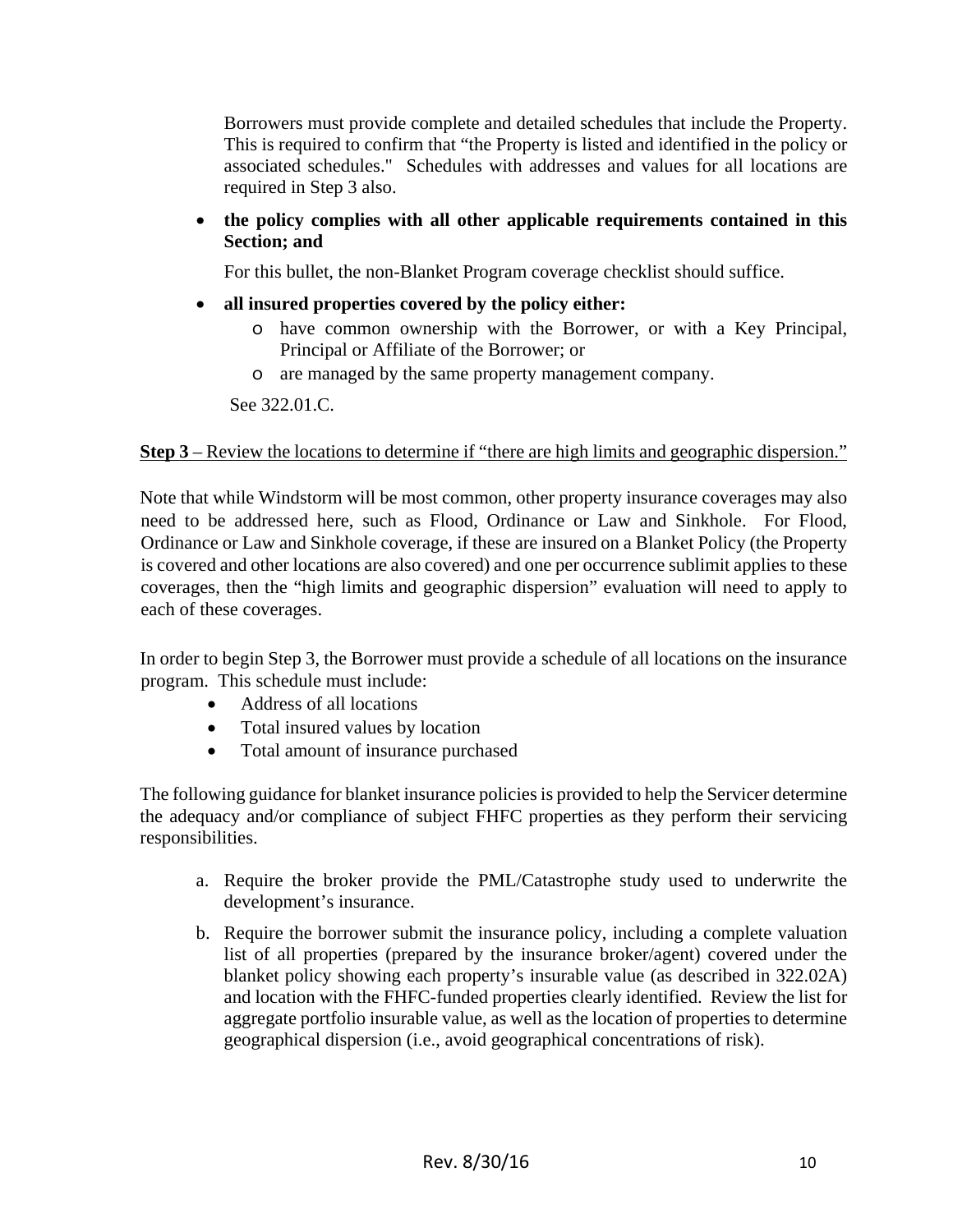Borrowers must provide complete and detailed schedules that include the Property. This is required to confirm that "the Property is listed and identified in the policy or associated schedules." Schedules with addresses and values for all locations are required in Step 3 also.

- **the policy complies with all other applicable requirements contained in this Section; and**

  For this bullet, the non-Blanket Program coverage checklist should suffice.

- **all insured properties covered by the policy either:**
  - have common ownership with the Borrower, or with a Key Principal, Principal or Affiliate of the Borrower; or
  - are managed by the same property management company.

  See 322.01.C.

<u>**Step 3** – Review the locations to determine if "there are high limits and geographic dispersion."</u>

Note that while Windstorm will be most common, other property insurance coverages may also need to be addressed here, such as Flood, Ordinance or Law and Sinkhole. For Flood, Ordinance or Law and Sinkhole coverage, if these are insured on a Blanket Policy (the Property is covered and other locations are also covered) and one per occurrence sublimit applies to these coverages, then the "high limits and geographic dispersion" evaluation will need to apply to each of these coverages.

In order to begin Step 3, the Borrower must provide a schedule of all locations on the insurance program. This schedule must include:

- Address of all locations
- Total insured values by location
- Total amount of insurance purchased

The following guidance for blanket insurance policies is provided to help the Servicer determine the adequacy and/or compliance of subject FHFC properties as they perform their servicing responsibilities.

a. Require the broker provide the PML/Catastrophe study used to underwrite the development's insurance.
b. Require the borrower submit the insurance policy, including a complete valuation list of all properties (prepared by the insurance broker/agent) covered under the blanket policy showing each property's insurable value (as described in 322.02A) and location with the FHFC-funded properties clearly identified. Review the list for aggregate portfolio insurable value, as well as the location of properties to determine geographical dispersion (i.e., avoid geographical concentrations of risk).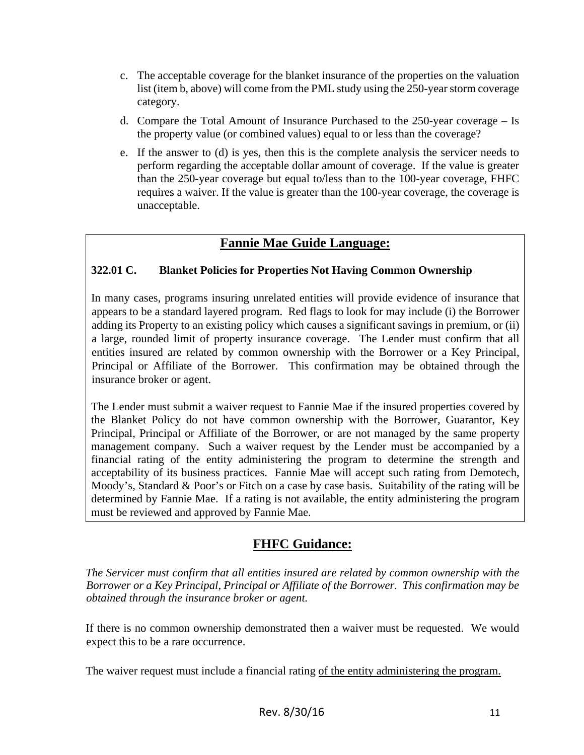c. The acceptable coverage for the blanket insurance of the properties on the valuation list (item b, above) will come from the PML study using the 250-year storm coverage category.

d. Compare the Total Amount of Insurance Purchased to the 250-year coverage – Is the property value (or combined values) equal to or less than the coverage?

e. If the answer to (d) is yes, then this is the complete analysis the servicer needs to perform regarding the acceptable dollar amount of coverage. If the value is greater than the 250-year coverage but equal to/less than to the 100-year coverage, FHFC requires a waiver. If the value is greater than the 100-year coverage, the coverage is unacceptable.

## Fannie Mae Guide Language:

**322.01 C. Blanket Policies for Properties Not Having Common Ownership**

In many cases, programs insuring unrelated entities will provide evidence of insurance that appears to be a standard layered program. Red flags to look for may include (i) the Borrower adding its Property to an existing policy which causes a significant savings in premium, or (ii) a large, rounded limit of property insurance coverage. The Lender must confirm that all entities insured are related by common ownership with the Borrower or a Key Principal, Principal or Affiliate of the Borrower. This confirmation may be obtained through the insurance broker or agent.

The Lender must submit a waiver request to Fannie Mae if the insured properties covered by the Blanket Policy do not have common ownership with the Borrower, Guarantor, Key Principal, Principal or Affiliate of the Borrower, or are not managed by the same property management company. Such a waiver request by the Lender must be accompanied by a financial rating of the entity administering the program to determine the strength and acceptability of its business practices. Fannie Mae will accept such rating from Demotech, Moody's, Standard & Poor's or Fitch on a case by case basis. Suitability of the rating will be determined by Fannie Mae. If a rating is not available, the entity administering the program must be reviewed and approved by Fannie Mae.

## FHFC Guidance:

*The Servicer must confirm that all entities insured are related by common ownership with the Borrower or a Key Principal, Principal or Affiliate of the Borrower. This confirmation may be obtained through the insurance broker or agent.*

If there is no common ownership demonstrated then a waiver must be requested. We would expect this to be a rare occurrence.

The waiver request must include a financial rating of the entity administering the program.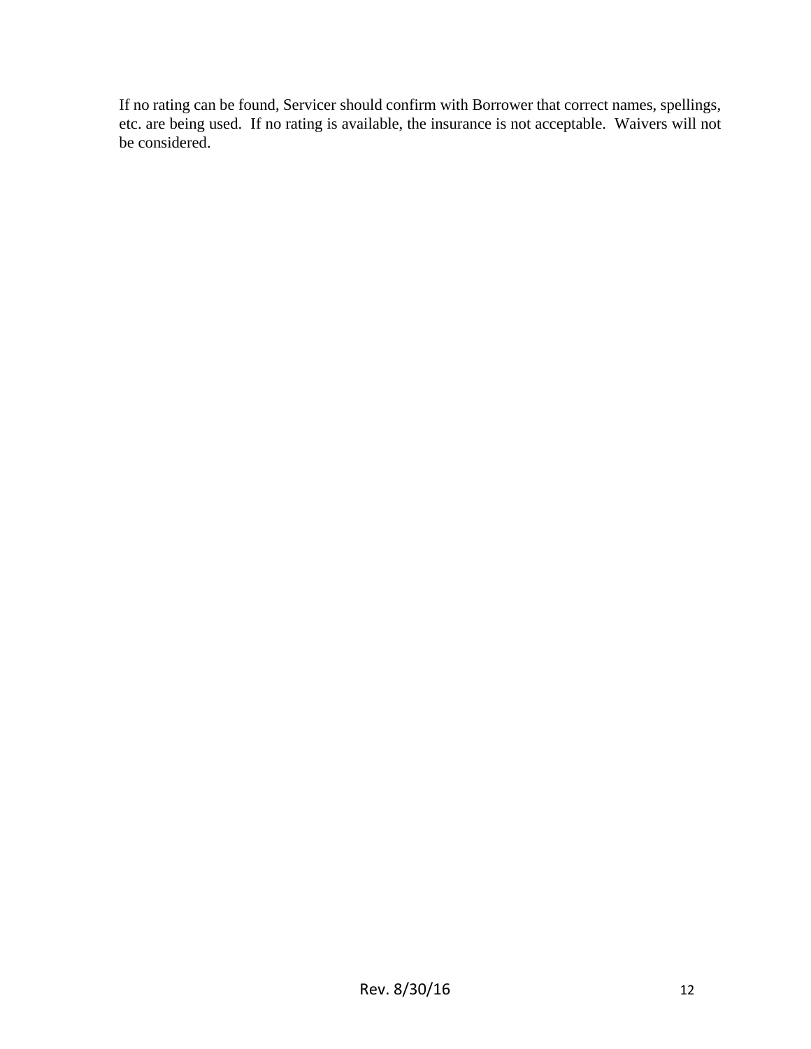If no rating can be found, Servicer should confirm with Borrower that correct names, spellings, etc. are being used. If no rating is available, the insurance is not acceptable. Waivers will not be considered.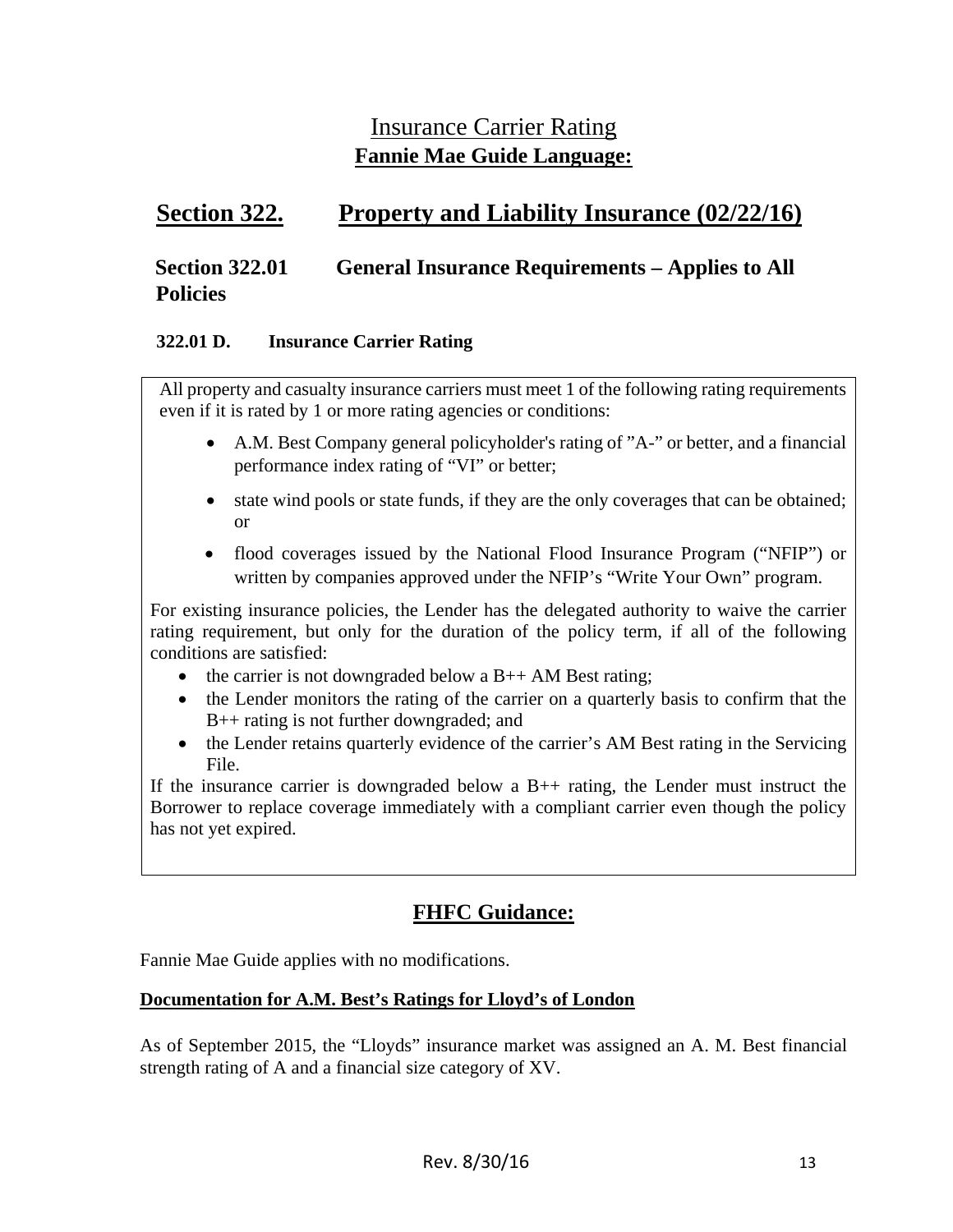# Insurance Carrier Rating

## Fannie Mae Guide Language:

## Section 322. Property and Liability Insurance (02/22/16)

### Section 322.01 General Insurance Requirements – Applies to All Policies

#### 322.01 D. Insurance Carrier Rating

All property and casualty insurance carriers must meet 1 of the following rating requirements even if it is rated by 1 or more rating agencies or conditions:

- A.M. Best Company general policyholder's rating of "A-" or better, and a financial performance index rating of "VI" or better;
- state wind pools or state funds, if they are the only coverages that can be obtained; or
- flood coverages issued by the National Flood Insurance Program ("NFIP") or written by companies approved under the NFIP's "Write Your Own" program.

For existing insurance policies, the Lender has the delegated authority to waive the carrier rating requirement, but only for the duration of the policy term, if all of the following conditions are satisfied:

- the carrier is not downgraded below a B++ AM Best rating;
- the Lender monitors the rating of the carrier on a quarterly basis to confirm that the B++ rating is not further downgraded; and
- the Lender retains quarterly evidence of the carrier's AM Best rating in the Servicing File.

If the insurance carrier is downgraded below a B++ rating, the Lender must instruct the Borrower to replace coverage immediately with a compliant carrier even though the policy has not yet expired.

## FHFC Guidance:

Fannie Mae Guide applies with no modifications.

**Documentation for A.M. Best's Ratings for Lloyd's of London**

As of September 2015, the "Lloyds" insurance market was assigned an A. M. Best financial strength rating of A and a financial size category of XV.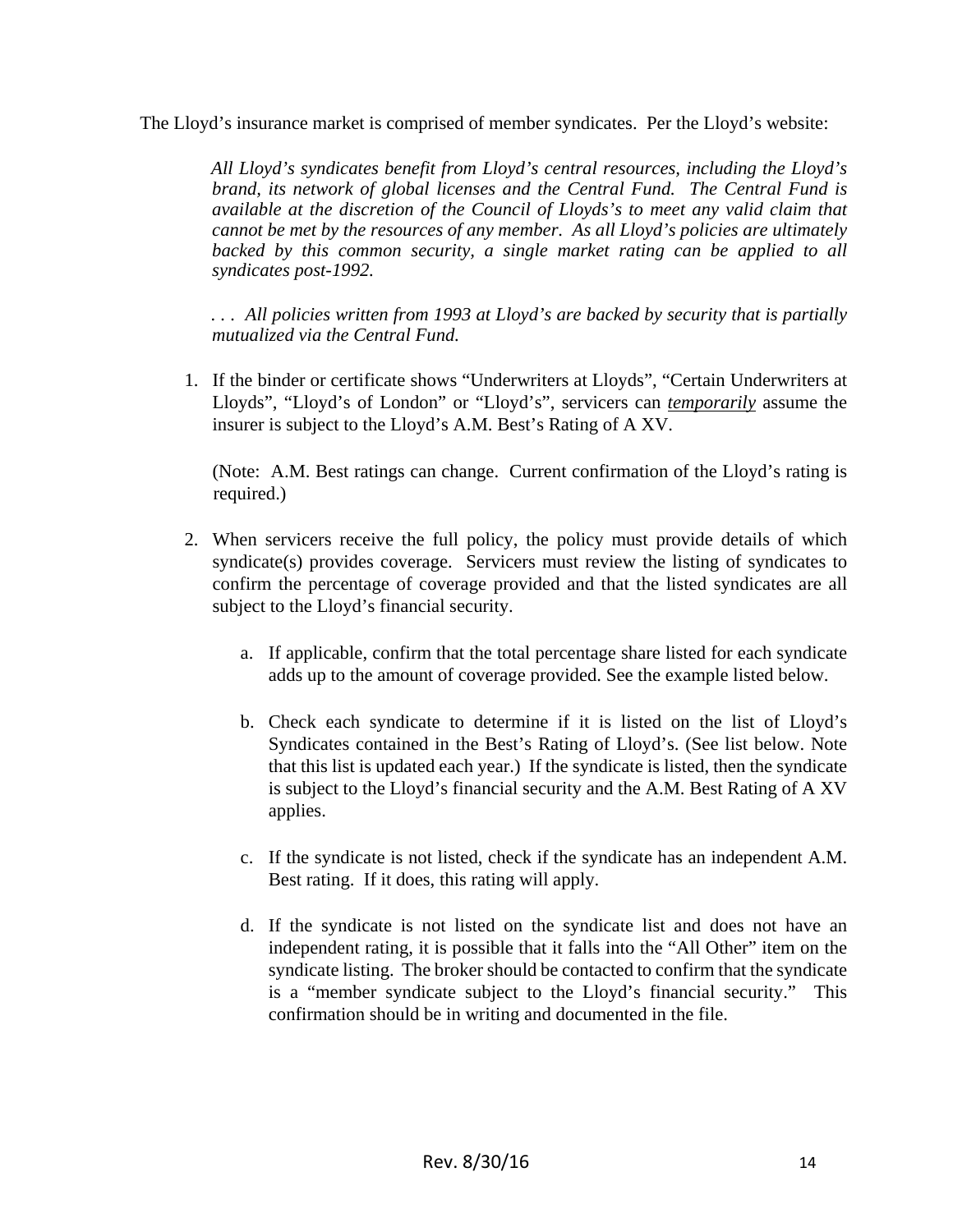The Lloyd's insurance market is comprised of member syndicates. Per the Lloyd's website:

> *All Lloyd's syndicates benefit from Lloyd's central resources, including the Lloyd's brand, its network of global licenses and the Central Fund. The Central Fund is available at the discretion of the Council of Lloyds's to meet any valid claim that cannot be met by the resources of any member. As all Lloyd's policies are ultimately backed by this common security, a single market rating can be applied to all syndicates post-1992.*
>
> *. . . All policies written from 1993 at Lloyd's are backed by security that is partially mutualized via the Central Fund.*

1. If the binder or certificate shows "Underwriters at Lloyds", "Certain Underwriters at Lloyds", "Lloyd's of London" or "Lloyd's", servicers can ***temporarily*** assume the insurer is subject to the Lloyd's A.M. Best's Rating of A XV.

   (Note: A.M. Best ratings can change. Current confirmation of the Lloyd's rating is required.)

2. When servicers receive the full policy, the policy must provide details of which syndicate(s) provides coverage. Servicers must review the listing of syndicates to confirm the percentage of coverage provided and that the listed syndicates are all subject to the Lloyd's financial security.

   a. If applicable, confirm that the total percentage share listed for each syndicate adds up to the amount of coverage provided. See the example listed below.

   b. Check each syndicate to determine if it is listed on the list of Lloyd's Syndicates contained in the Best's Rating of Lloyd's. (See list below. Note that this list is updated each year.) If the syndicate is listed, then the syndicate is subject to the Lloyd's financial security and the A.M. Best Rating of A XV applies.

   c. If the syndicate is not listed, check if the syndicate has an independent A.M. Best rating. If it does, this rating will apply.

   d. If the syndicate is not listed on the syndicate list and does not have an independent rating, it is possible that it falls into the "All Other" item on the syndicate listing. The broker should be contacted to confirm that the syndicate is a "member syndicate subject to the Lloyd's financial security." This confirmation should be in writing and documented in the file.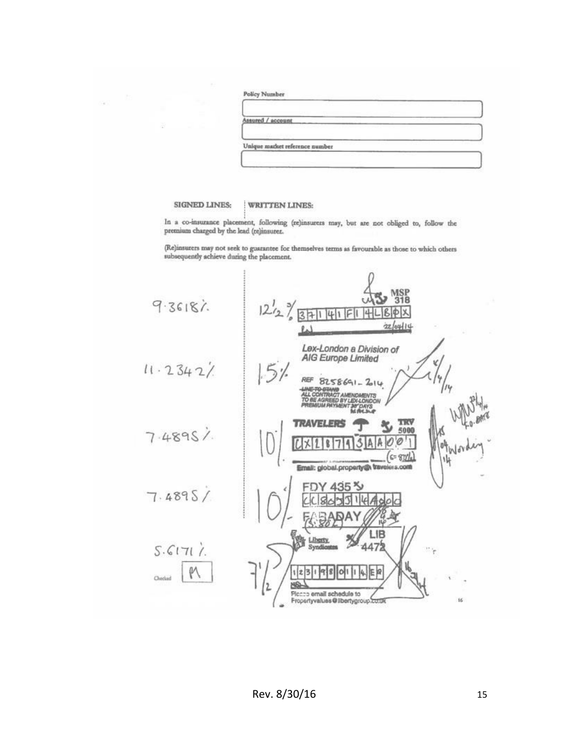Policy Number

Assured / account

Unique market reference number

SIGNED LINES: | WRITTEN LINES:

In a co-insurance placement, following (re)insurers may, but are not obliged to, follow the premium charged by the lead (re)insurer.

(Re)insurers may not seek to guarantee for themselves terms as favourable as those to which others subsequently achieve during the placement.

| SIGNED LINES | WRITTEN LINES |
|---|---|
| 9.3618% | 12½% MSP 318 371 41 F1 4LB0X 22/04/14 |
| 11.2342% | 15% Lex-London a Division of AIG Europe Limited REF 8258691-2014 ~~LINE TO STAND~~ ALL CONTRACT AMENDMENTS TO BE AGREED BY LEX-LONDON PREMIUM PAYMENT 30 DAYS |
| 7.4895% | 10% TRAVELERS TRV 5000 CX2874 3AA001 (s= 87½%) Email: global.property@travelers.com |
| 7.4895% | 10% FDY 435 CC8d3514A9dd FARADAY |
| 5.6171% | 7½% Liberty Syndicates LIB 4472 123198 0114 ER Please email schedule to Propertyvalues@libertygroup.co.uk |

Checked M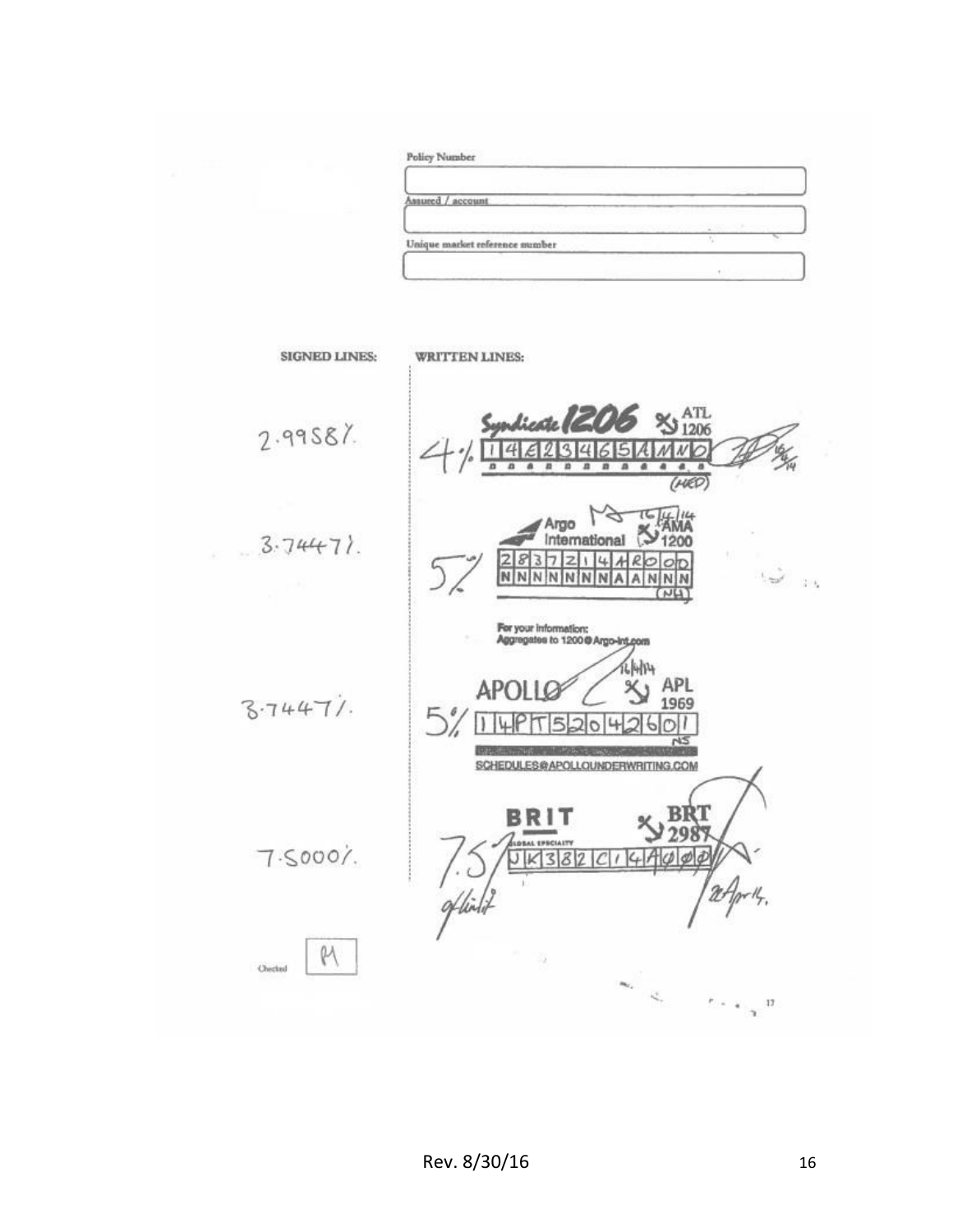Policy Number

Assured / account

Unique market reference number

| SIGNED LINES: | WRITTEN LINES: |
| --- | --- |
| 2.9958% | 4% Syndicate 1206 ATL 1206 14E234651AMNO (HED) |
| 3.7447% | 5% Argo International AMA 1200 16/4/14 283721 4AROOO NNNNNNNAANNN (NH) |
| | For your information: Aggregates to 1200@Argo-int.com |
| 3.7447% | 5% APOLLO APL 1969 16/4/14 14PT5204260l NS SCHEDULES@APOLLOUNDERWRITING.COM |
| 7.5000% | 7.5% BRIT GLOBAL SPECIALTY BRT 2987 UK382C14AØØØ of limit 28 April 14. |

Checked M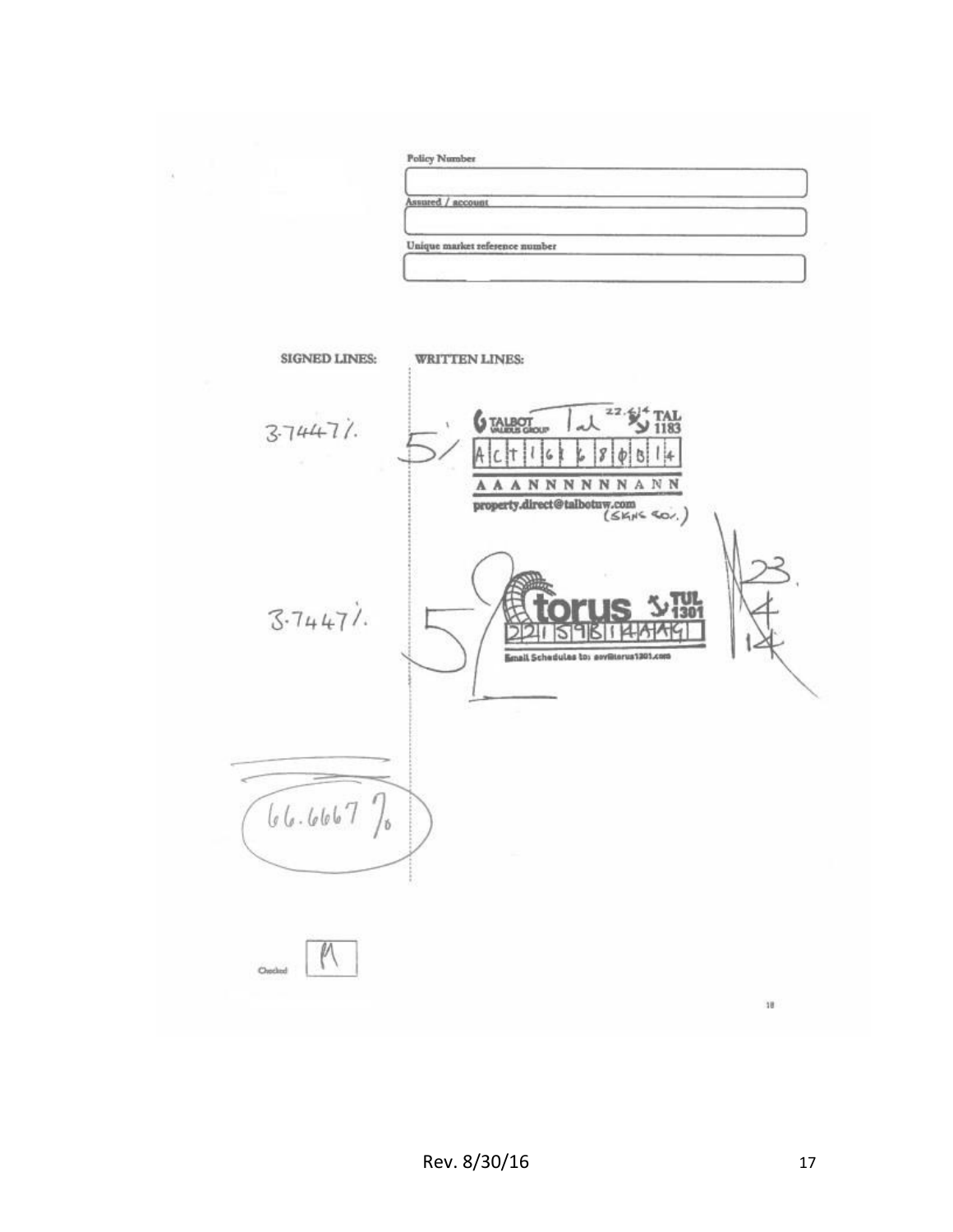Policy Number

Assured / account

Unique market reference number

**SIGNED LINES:** | **WRITTEN LINES:**

3.7447% | 5% TALBOT VALIDUS GROUP Tal 22.4.14 TAL 1183
ACT16 68ϕB14
AAANNNNNNANN
property.direct@talbotuw.com (SKNS SOV.)

3.7447% | 5% torus TUL 1301
221S9B14AAG
Email Schedules to: sov@torus1301.com
23.4.14

66.6667%

Checked M

Rev. 8/30/16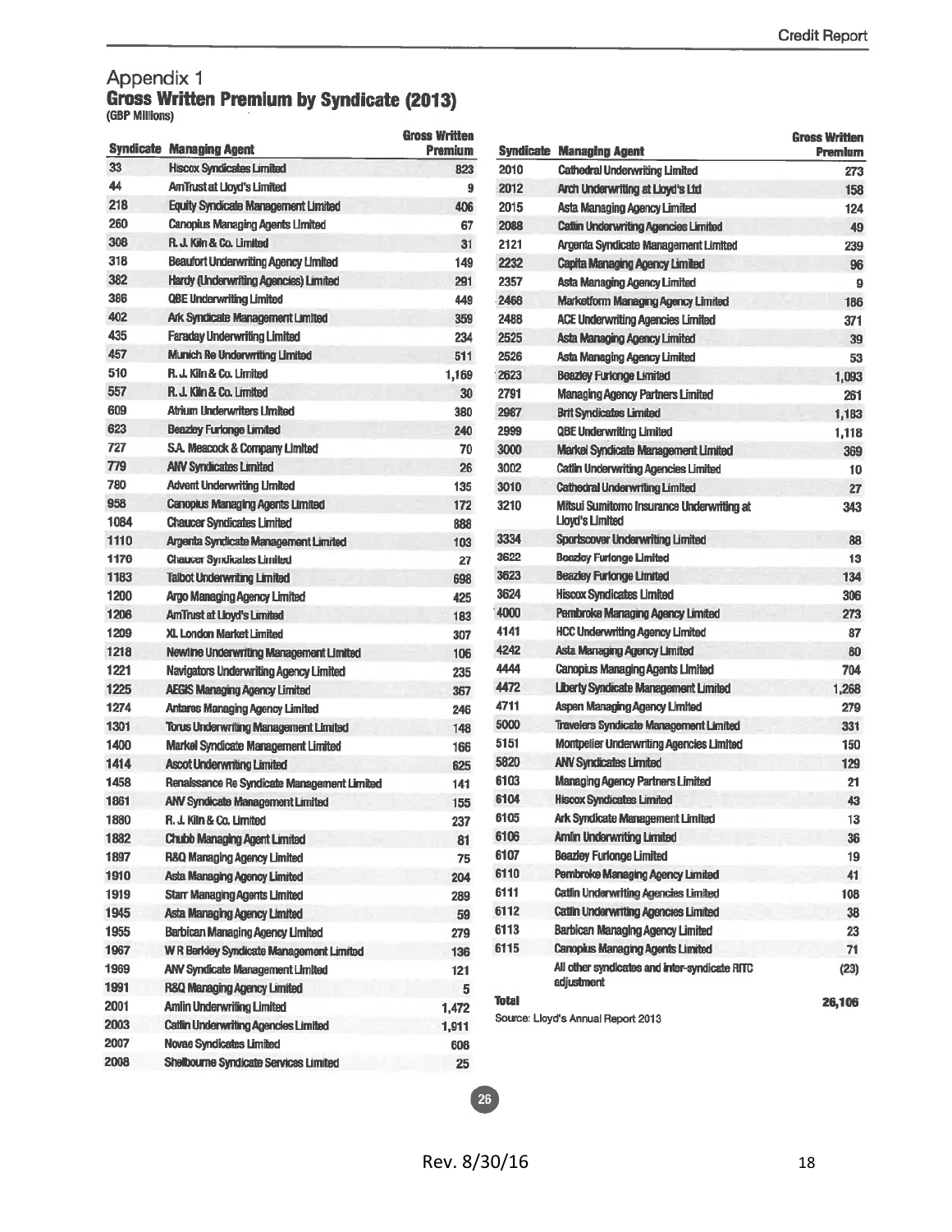## Appendix 1

### Gross Written Premium by Syndicate (2013)

(GBP Millions)

| Syndicate | Managing Agent | Gross Written Premium |
|---|---|---|
| 33 | Hiscox Syndicates Limited | 823 |
| 44 | AmTrust at Lloyd's Limited | 9 |
| 218 | Equity Syndicate Management Limited | 406 |
| 260 | Canopius Managing Agents Limited | 67 |
| 308 | R. J. Kiln & Co. Limited | 31 |
| 318 | Beaufort Underwriting Agency Limited | 149 |
| 382 | Hardy (Underwriting Agencies) Limited | 291 |
| 386 | QBE Underwriting Limited | 449 |
| 402 | Ark Syndicate Management Limited | 359 |
| 435 | Faraday Underwriting Limited | 234 |
| 457 | Munich Re Underwriting Limited | 511 |
| 510 | R. J. Kiln & Co. Limited | 1,169 |
| 557 | R. J. Kiln & Co. Limited | 30 |
| 609 | Atrium Underwriters Limited | 380 |
| 623 | Beazley Furlonge Limited | 240 |
| 727 | S.A. Meacock & Company Limited | 70 |
| 779 | ANV Syndicates Limited | 26 |
| 780 | Advent Underwriting Limited | 135 |
| 958 | Canopius Managing Agents Limited | 172 |
| 1084 | Chaucer Syndicates Limited | 888 |
| 1110 | Argenta Syndicate Management Limited | 103 |
| 1176 | Chaucer Syndicates Limited | 27 |
| 1183 | Talbot Underwriting Limited | 698 |
| 1200 | Argo Managing Agency Limited | 425 |
| 1206 | AmTrust at Lloyd's Limited | 183 |
| 1209 | XL London Market Limited | 307 |
| 1218 | Newline Underwriting Management Limited | 106 |
| 1221 | Navigators Underwriting Agency Limited | 235 |
| 1225 | AEGIS Managing Agency Limited | 367 |
| 1274 | Antares Managing Agency Limited | 246 |
| 1301 | Torus Underwriting Management Limited | 148 |
| 1400 | Markel Syndicate Management Limited | 166 |
| 1414 | Ascot Underwriting Limited | 625 |
| 1458 | Renaissance Re Syndicate Management Limited | 141 |
| 1861 | ANV Syndicate Management Limited | 155 |
| 1880 | R. J. Kiln & Co. Limited | 237 |
| 1882 | Chubb Managing Agent Limited | 81 |
| 1897 | R&Q Managing Agency Limited | 75 |
| 1910 | Asta Managing Agency Limited | 204 |
| 1919 | Starr Managing Agents Limited | 289 |
| 1945 | Asta Managing Agency Limited | 59 |
| 1955 | Barbican Managing Agency Limited | 279 |
| 1967 | W R Berkley Syndicate Management Limited | 136 |
| 1969 | ANV Syndicate Management Limited | 121 |
| 1991 | R&Q Managing Agency Limited | 5 |
| 2001 | Amlin Underwriting Limited | 1,472 |
| 2003 | Catlin Underwriting Agencies Limited | 1,911 |
| 2007 | Novae Syndicates Limited | 608 |
| 2008 | Shelbourne Syndicate Services Limited | 25 |
| 2010 | Cathedral Underwriting Limited | 273 |
| 2012 | Arch Underwriting at Lloyd's Ltd | 158 |
| 2015 | Asta Managing Agency Limited | 124 |
| 2088 | Catlin Underwriting Agencies Limited | 49 |
| 2121 | Argenta Syndicate Management Limited | 239 |
| 2232 | Capita Managing Agency Limited | 96 |
| 2357 | Asta Managing Agency Limited | 9 |
| 2468 | Marketform Managing Agency Limited | 186 |
| 2488 | ACE Underwriting Agencies Limited | 371 |
| 2525 | Asta Managing Agency Limited | 39 |
| 2526 | Asta Managing Agency Limited | 53 |
| 2623 | Beazley Furlonge Limited | 1,093 |
| 2791 | Managing Agency Partners Limited | 261 |
| 2987 | Brit Syndicates Limited | 1,183 |
| 2999 | QBE Underwriting Limited | 1,118 |
| 3000 | Markel Syndicate Management Limited | 369 |
| 3002 | Catlin Underwriting Agencies Limited | 10 |
| 3010 | Cathedral Underwriting Limited | 27 |
| 3210 | Mitsui Sumitomo Insurance Underwriting at Lloyd's Limited | 343 |
| 3334 | Sportscover Underwriting Limited | 88 |
| 3622 | Beazley Furlonge Limited | 13 |
| 3623 | Beazley Furlonge Limited | 134 |
| 3624 | Hiscox Syndicates Limited | 306 |
| 4000 | Pembroke Managing Agency Limited | 273 |
| 4141 | HCC Underwriting Agency Limited | 87 |
| 4242 | Asta Managing Agency Limited | 80 |
| 4444 | Canopius Managing Agents Limited | 704 |
| 4472 | Liberty Syndicate Management Limited | 1,268 |
| 4711 | Aspen Managing Agency Limited | 279 |
| 5000 | Travelers Syndicate Management Limited | 331 |
| 5151 | Montpelier Underwriting Agencies Limited | 150 |
| 5820 | ANV Syndicates Limited | 129 |
| 6103 | Managing Agency Partners Limited | 21 |
| 6104 | Hiscox Syndicates Limited | 43 |
| 6105 | Ark Syndicate Management Limited | 13 |
| 6106 | Amlin Underwriting Limited | 36 |
| 6107 | Beazley Furlonge Limited | 19 |
| 6110 | Pembroke Managing Agency Limited | 41 |
| 6111 | Catlin Underwriting Agencies Limited | 108 |
| 6112 | Catlin Underwriting Agencies Limited | 38 |
| 6113 | Barbican Managing Agency Limited | 23 |
| 6115 | Canopius Managing Agents Limited | 71 |
| | All other syndicates and inter-syndicate RITC adjustment | (23) |
| **Total** | | **26,106** |

Source: Lloyd's Annual Report 2013

Rev. 8/30/16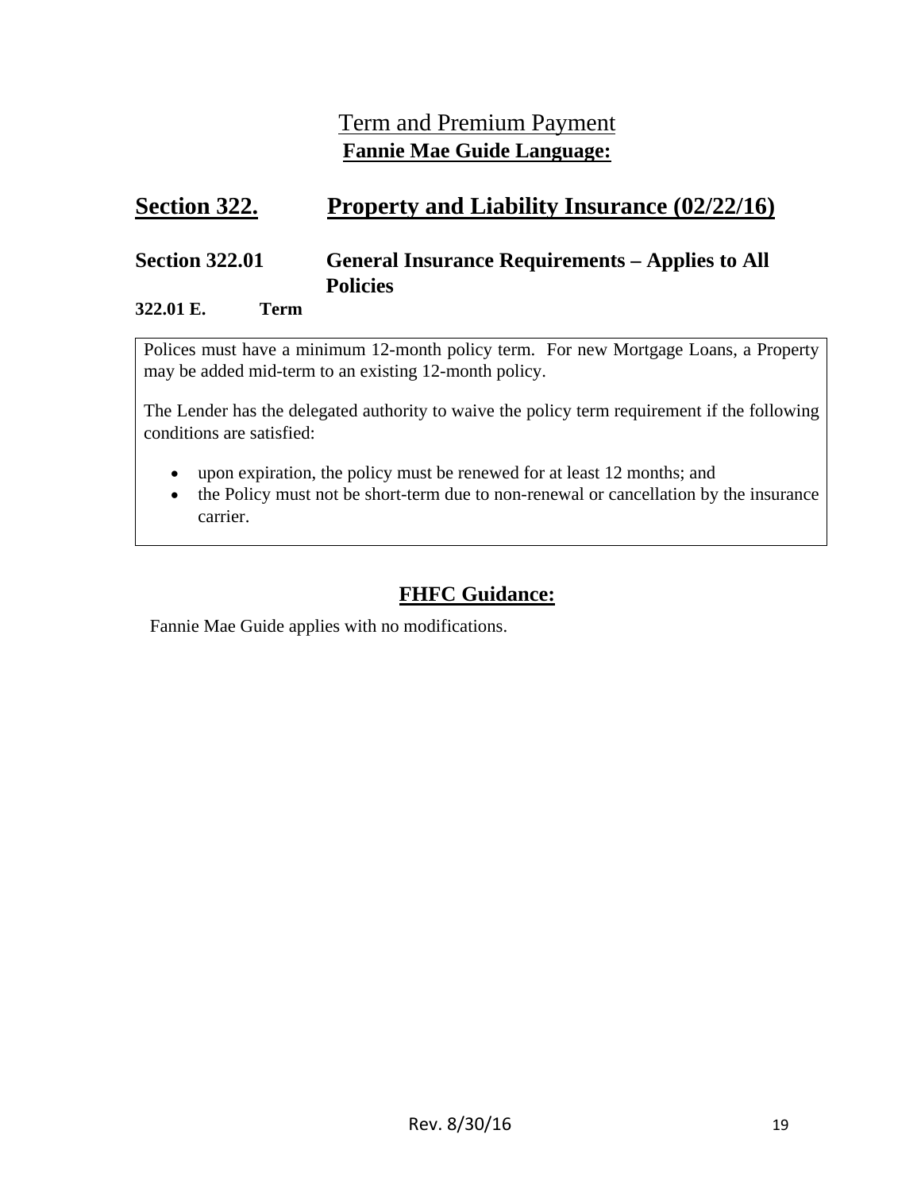## Term and Premium Payment

**Fannie Mae Guide Language:**

# Section 322. Property and Liability Insurance (02/22/16)

## Section 322.01 General Insurance Requirements – Applies to All Policies

### 322.01 E. Term

Polices must have a minimum 12-month policy term. For new Mortgage Loans, a Property may be added mid-term to an existing 12-month policy.

The Lender has the delegated authority to waive the policy term requirement if the following conditions are satisfied:

- upon expiration, the policy must be renewed for at least 12 months; and
- the Policy must not be short-term due to non-renewal or cancellation by the insurance carrier.

## FHFC Guidance:

Fannie Mae Guide applies with no modifications.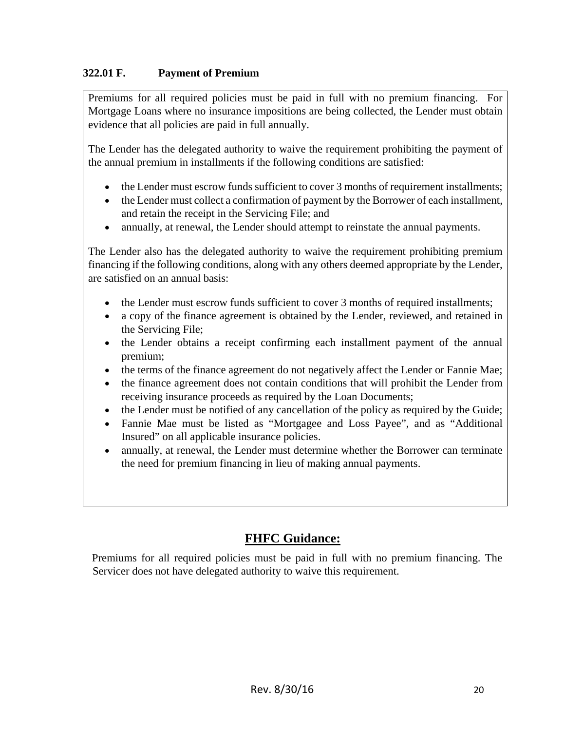### 322.01 F. Payment of Premium

Premiums for all required policies must be paid in full with no premium financing. For Mortgage Loans where no insurance impositions are being collected, the Lender must obtain evidence that all policies are paid in full annually.

The Lender has the delegated authority to waive the requirement prohibiting the payment of the annual premium in installments if the following conditions are satisfied:

- the Lender must escrow funds sufficient to cover 3 months of requirement installments;
- the Lender must collect a confirmation of payment by the Borrower of each installment, and retain the receipt in the Servicing File; and
- annually, at renewal, the Lender should attempt to reinstate the annual payments.

The Lender also has the delegated authority to waive the requirement prohibiting premium financing if the following conditions, along with any others deemed appropriate by the Lender, are satisfied on an annual basis:

- the Lender must escrow funds sufficient to cover 3 months of required installments;
- a copy of the finance agreement is obtained by the Lender, reviewed, and retained in the Servicing File;
- the Lender obtains a receipt confirming each installment payment of the annual premium;
- the terms of the finance agreement do not negatively affect the Lender or Fannie Mae;
- the finance agreement does not contain conditions that will prohibit the Lender from receiving insurance proceeds as required by the Loan Documents;
- the Lender must be notified of any cancellation of the policy as required by the Guide;
- Fannie Mae must be listed as "Mortgagee and Loss Payee", and as "Additional Insured" on all applicable insurance policies.
- annually, at renewal, the Lender must determine whether the Borrower can terminate the need for premium financing in lieu of making annual payments.

## FHFC Guidance:

Premiums for all required policies must be paid in full with no premium financing. The Servicer does not have delegated authority to waive this requirement.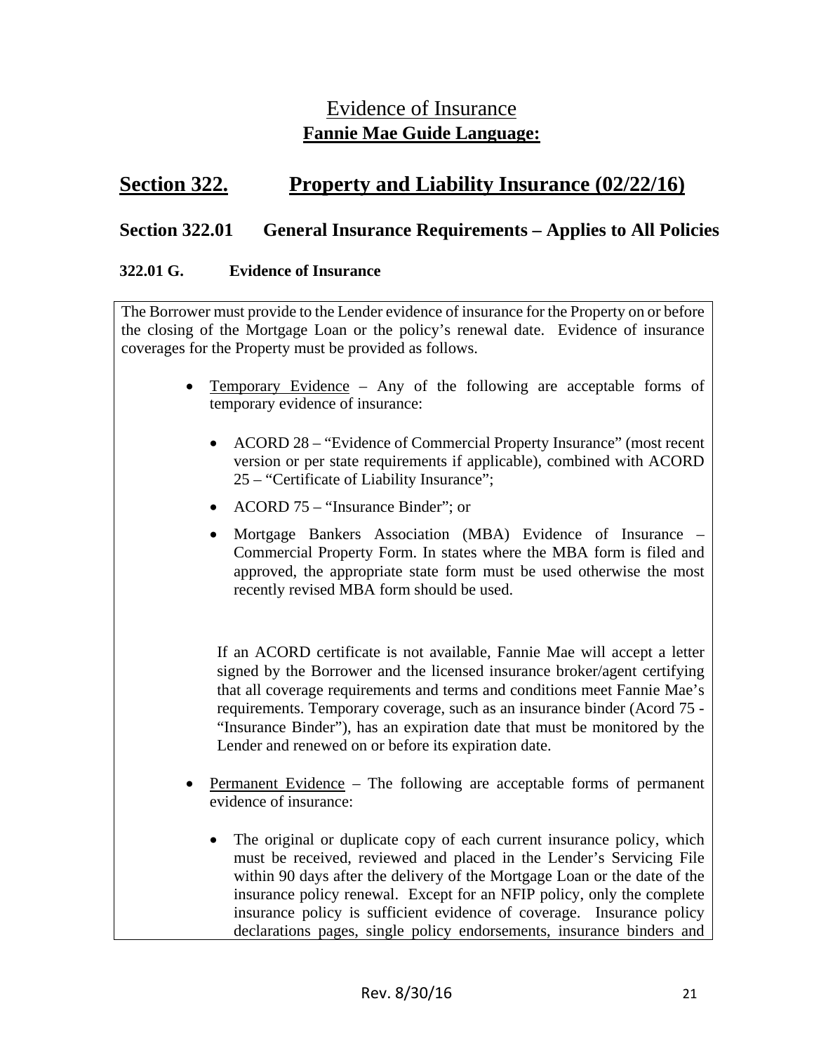# Evidence of Insurance

**Fannie Mae Guide Language:**

## Section 322. Property and Liability Insurance (02/22/16)

### Section 322.01 General Insurance Requirements – Applies to All Policies

#### 322.01 G. Evidence of Insurance

The Borrower must provide to the Lender evidence of insurance for the Property on or before the closing of the Mortgage Loan or the policy's renewal date. Evidence of insurance coverages for the Property must be provided as follows.

- Temporary Evidence – Any of the following are acceptable forms of temporary evidence of insurance:
  - ACORD 28 – "Evidence of Commercial Property Insurance" (most recent version or per state requirements if applicable), combined with ACORD 25 – "Certificate of Liability Insurance";
  - ACORD 75 – "Insurance Binder"; or
  - Mortgage Bankers Association (MBA) Evidence of Insurance – Commercial Property Form. In states where the MBA form is filed and approved, the appropriate state form must be used otherwise the most recently revised MBA form should be used.

  If an ACORD certificate is not available, Fannie Mae will accept a letter signed by the Borrower and the licensed insurance broker/agent certifying that all coverage requirements and terms and conditions meet Fannie Mae's requirements. Temporary coverage, such as an insurance binder (Acord 75 - "Insurance Binder"), has an expiration date that must be monitored by the Lender and renewed on or before its expiration date.

- Permanent Evidence – The following are acceptable forms of permanent evidence of insurance:
  - The original or duplicate copy of each current insurance policy, which must be received, reviewed and placed in the Lender's Servicing File within 90 days after the delivery of the Mortgage Loan or the date of the insurance policy renewal. Except for an NFIP policy, only the complete insurance policy is sufficient evidence of coverage. Insurance policy declarations pages, single policy endorsements, insurance binders and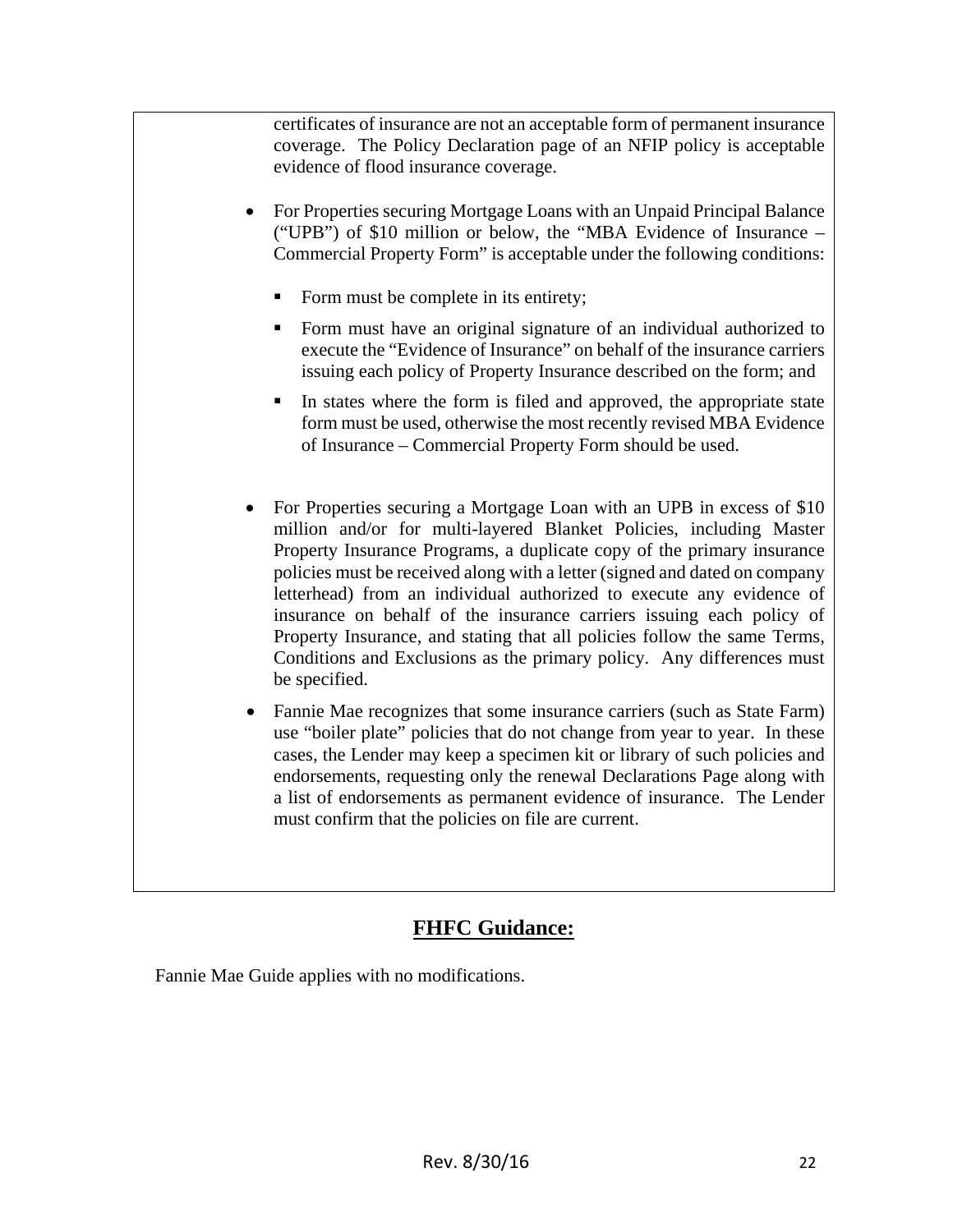certificates of insurance are not an acceptable form of permanent insurance coverage. The Policy Declaration page of an NFIP policy is acceptable evidence of flood insurance coverage.

- For Properties securing Mortgage Loans with an Unpaid Principal Balance ("UPB") of $10 million or below, the "MBA Evidence of Insurance – Commercial Property Form" is acceptable under the following conditions:
  - Form must be complete in its entirety;
  - Form must have an original signature of an individual authorized to execute the "Evidence of Insurance" on behalf of the insurance carriers issuing each policy of Property Insurance described on the form; and
  - In states where the form is filed and approved, the appropriate state form must be used, otherwise the most recently revised MBA Evidence of Insurance – Commercial Property Form should be used.

- For Properties securing a Mortgage Loan with an UPB in excess of $10 million and/or for multi-layered Blanket Policies, including Master Property Insurance Programs, a duplicate copy of the primary insurance policies must be received along with a letter (signed and dated on company letterhead) from an individual authorized to execute any evidence of insurance on behalf of the insurance carriers issuing each policy of Property Insurance, and stating that all policies follow the same Terms, Conditions and Exclusions as the primary policy. Any differences must be specified.

- Fannie Mae recognizes that some insurance carriers (such as State Farm) use "boiler plate" policies that do not change from year to year. In these cases, the Lender may keep a specimen kit or library of such policies and endorsements, requesting only the renewal Declarations Page along with a list of endorsements as permanent evidence of insurance. The Lender must confirm that the policies on file are current.

## FHFC Guidance:

Fannie Mae Guide applies with no modifications.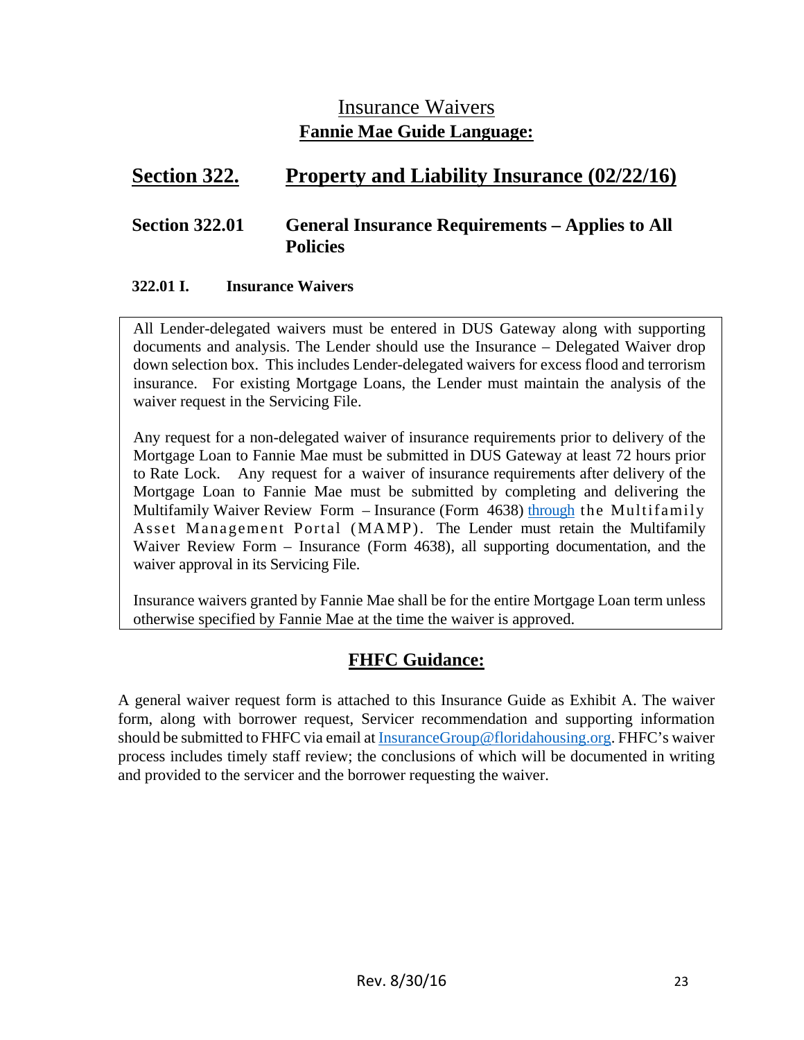# Insurance Waivers

## Fannie Mae Guide Language:

## Section 322. Property and Liability Insurance (02/22/16)

### Section 322.01 General Insurance Requirements – Applies to All Policies

#### 322.01 I. Insurance Waivers

All Lender-delegated waivers must be entered in DUS Gateway along with supporting documents and analysis. The Lender should use the Insurance – Delegated Waiver drop down selection box. This includes Lender-delegated waivers for excess flood and terrorism insurance. For existing Mortgage Loans, the Lender must maintain the analysis of the waiver request in the Servicing File.

Any request for a non-delegated waiver of insurance requirements prior to delivery of the Mortgage Loan to Fannie Mae must be submitted in DUS Gateway at least 72 hours prior to Rate Lock. Any request for a waiver of insurance requirements after delivery of the Mortgage Loan to Fannie Mae must be submitted by completing and delivering the Multifamily Waiver Review Form – Insurance (Form 4638) through the Multifamily Asset Management Portal (MAMP). The Lender must retain the Multifamily Waiver Review Form – Insurance (Form 4638), all supporting documentation, and the waiver approval in its Servicing File.

Insurance waivers granted by Fannie Mae shall be for the entire Mortgage Loan term unless otherwise specified by Fannie Mae at the time the waiver is approved.

## FHFC Guidance:

A general waiver request form is attached to this Insurance Guide as Exhibit A. The waiver form, along with borrower request, Servicer recommendation and supporting information should be submitted to FHFC via email at InsuranceGroup@floridahousing.org. FHFC's waiver process includes timely staff review; the conclusions of which will be documented in writing and provided to the servicer and the borrower requesting the waiver.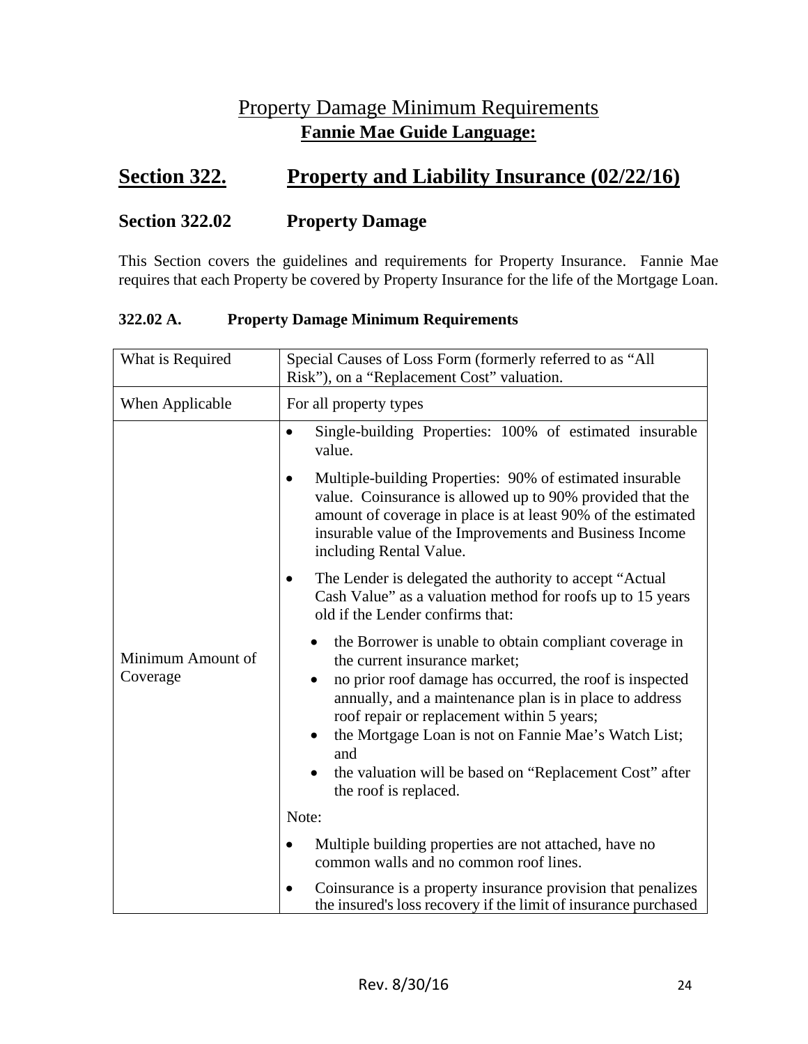# Property Damage Minimum Requirements

**Fannie Mae Guide Language:**

## Section 322. Property and Liability Insurance (02/22/16)

### Section 322.02 Property Damage

This Section covers the guidelines and requirements for Property Insurance. Fannie Mae requires that each Property be covered by Property Insurance for the life of the Mortgage Loan.

#### 322.02 A. Property Damage Minimum Requirements

| What is Required | Special Causes of Loss Form (formerly referred to as "All Risk"), on a "Replacement Cost" valuation. |
|---|---|
| When Applicable | For all property types |
| Minimum Amount of Coverage | • Single-building Properties: 100% of estimated insurable value.<br>• Multiple-building Properties: 90% of estimated insurable value. Coinsurance is allowed up to 90% provided that the amount of coverage in place is at least 90% of the estimated insurable value of the Improvements and Business Income including Rental Value.<br>• The Lender is delegated the authority to accept "Actual Cash Value" as a valuation method for roofs up to 15 years old if the Lender confirms that:<br>&nbsp;&nbsp;◦ the Borrower is unable to obtain compliant coverage in the current insurance market;<br>&nbsp;&nbsp;◦ no prior roof damage has occurred, the roof is inspected annually, and a maintenance plan is in place to address roof repair or replacement within 5 years;<br>&nbsp;&nbsp;◦ the Mortgage Loan is not on Fannie Mae's Watch List; and<br>&nbsp;&nbsp;◦ the valuation will be based on "Replacement Cost" after the roof is replaced.<br>Note:<br>• Multiple building properties are not attached, have no common walls and no common roof lines.<br>• Coinsurance is a property insurance provision that penalizes the insured's loss recovery if the limit of insurance purchased |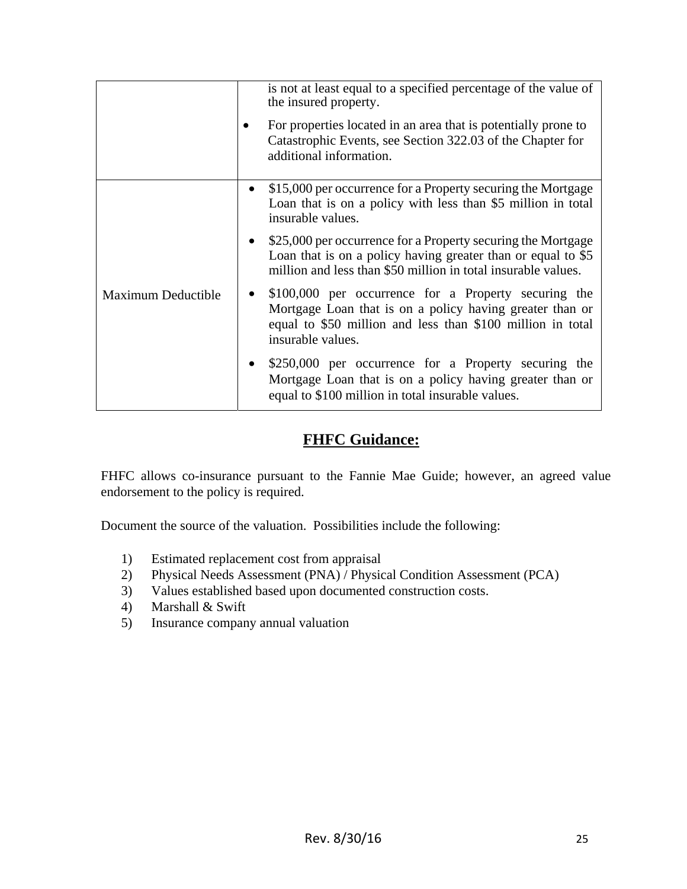| | |
|---|---|
| | is not at least equal to a specified percentage of the value of the insured property.<br>• For properties located in an area that is potentially prone to Catastrophic Events, see Section 322.03 of the Chapter for additional information. |
| Maximum Deductible | • $15,000 per occurrence for a Property securing the Mortgage Loan that is on a policy with less than $5 million in total insurable values.<br>• $25,000 per occurrence for a Property securing the Mortgage Loan that is on a policy having greater than or equal to $5 million and less than $50 million in total insurable values.<br>• $100,000 per occurrence for a Property securing the Mortgage Loan that is on a policy having greater than or equal to $50 million and less than $100 million in total insurable values.<br>• $250,000 per occurrence for a Property securing the Mortgage Loan that is on a policy having greater than or equal to $100 million in total insurable values. |

## FHFC Guidance:

FHFC allows co-insurance pursuant to the Fannie Mae Guide; however, an agreed value endorsement to the policy is required.

Document the source of the valuation. Possibilities include the following:

1) Estimated replacement cost from appraisal
2) Physical Needs Assessment (PNA) / Physical Condition Assessment (PCA)
3) Values established based upon documented construction costs.
4) Marshall & Swift
5) Insurance company annual valuation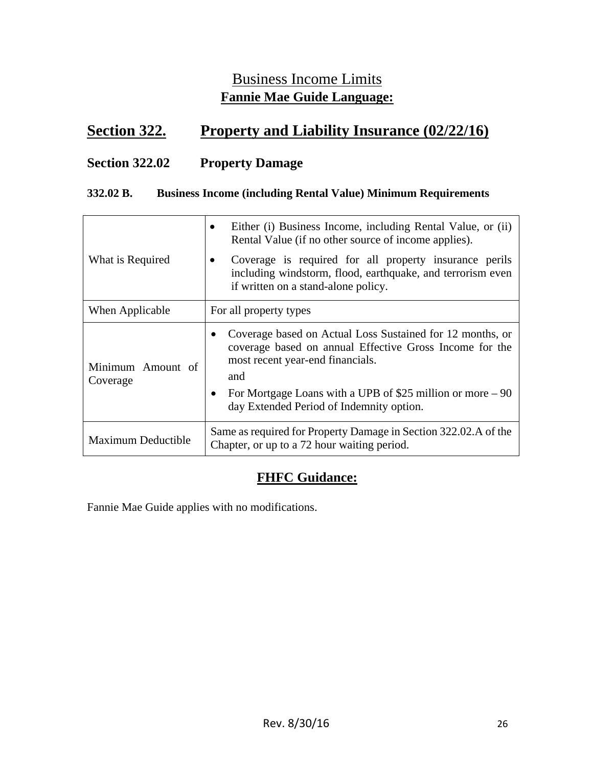# Business Income Limits

## **Fannie Mae Guide Language:**

## Section 322. Property and Liability Insurance (02/22/16)

### Section 322.02 Property Damage

#### 332.02 B. Business Income (including Rental Value) Minimum Requirements

| | |
|---|---|
| What is Required | • Either (i) Business Income, including Rental Value, or (ii) Rental Value (if no other source of income applies).<br>• Coverage is required for all property insurance perils including windstorm, flood, earthquake, and terrorism even if written on a stand-alone policy. |
| When Applicable | For all property types |
| Minimum Amount of Coverage | • Coverage based on Actual Loss Sustained for 12 months, or coverage based on annual Effective Gross Income for the most recent year-end financials.<br>and<br>• For Mortgage Loans with a UPB of $25 million or more – 90 day Extended Period of Indemnity option. |
| Maximum Deductible | Same as required for Property Damage in Section 322.02.A of the Chapter, or up to a 72 hour waiting period. |

## **FHFC Guidance:**

Fannie Mae Guide applies with no modifications.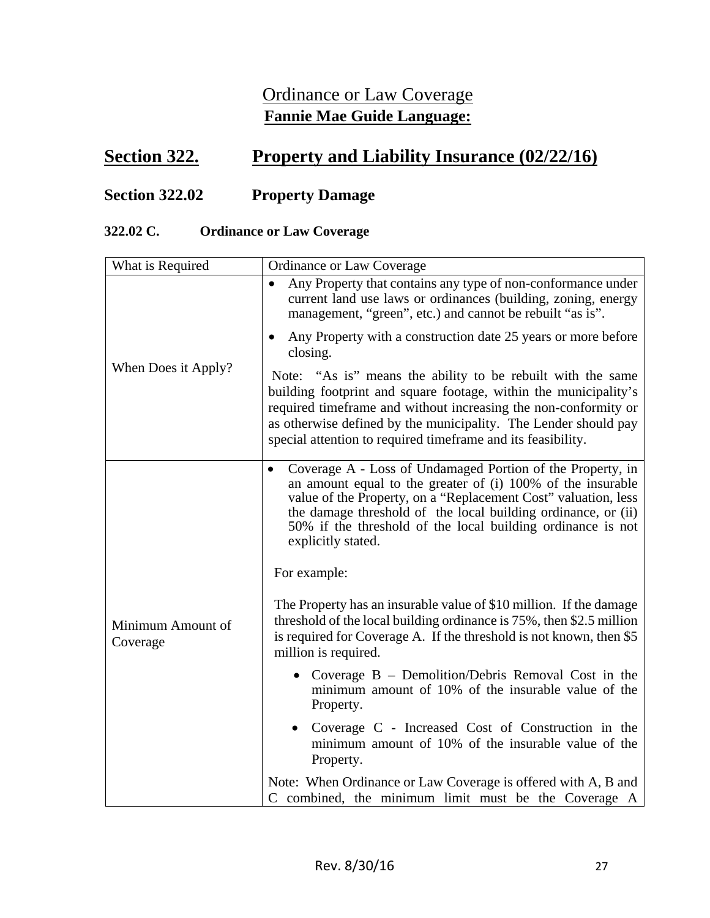# Ordinance or Law Coverage

**Fannie Mae Guide Language:**

## Section 322. Property and Liability Insurance (02/22/16)

### Section 322.02 Property Damage

#### 322.02 C. Ordinance or Law Coverage

| What is Required | Ordinance or Law Coverage |
|---|---|
| When Does it Apply? | • Any Property that contains any type of non-conformance under current land use laws or ordinances (building, zoning, energy management, "green", etc.) and cannot be rebuilt "as is".<br><br>• Any Property with a construction date 25 years or more before closing.<br><br>Note: "As is" means the ability to be rebuilt with the same building footprint and square footage, within the municipality's required timeframe and without increasing the non-conformity or as otherwise defined by the municipality. The Lender should pay special attention to required timeframe and its feasibility. |
| Minimum Amount of Coverage | • Coverage A - Loss of Undamaged Portion of the Property, in an amount equal to the greater of (i) 100% of the insurable value of the Property, on a "Replacement Cost" valuation, less the damage threshold of the local building ordinance, or (ii) 50% if the threshold of the local building ordinance is not explicitly stated.<br><br>For example:<br><br>The Property has an insurable value of $10 million. If the damage threshold of the local building ordinance is 75%, then $2.5 million is required for Coverage A. If the threshold is not known, then $5 million is required.<br><br>• Coverage B – Demolition/Debris Removal Cost in the minimum amount of 10% of the insurable value of the Property.<br><br>• Coverage C - Increased Cost of Construction in the minimum amount of 10% of the insurable value of the Property.<br><br>Note: When Ordinance or Law Coverage is offered with A, B and C combined, the minimum limit must be the Coverage A |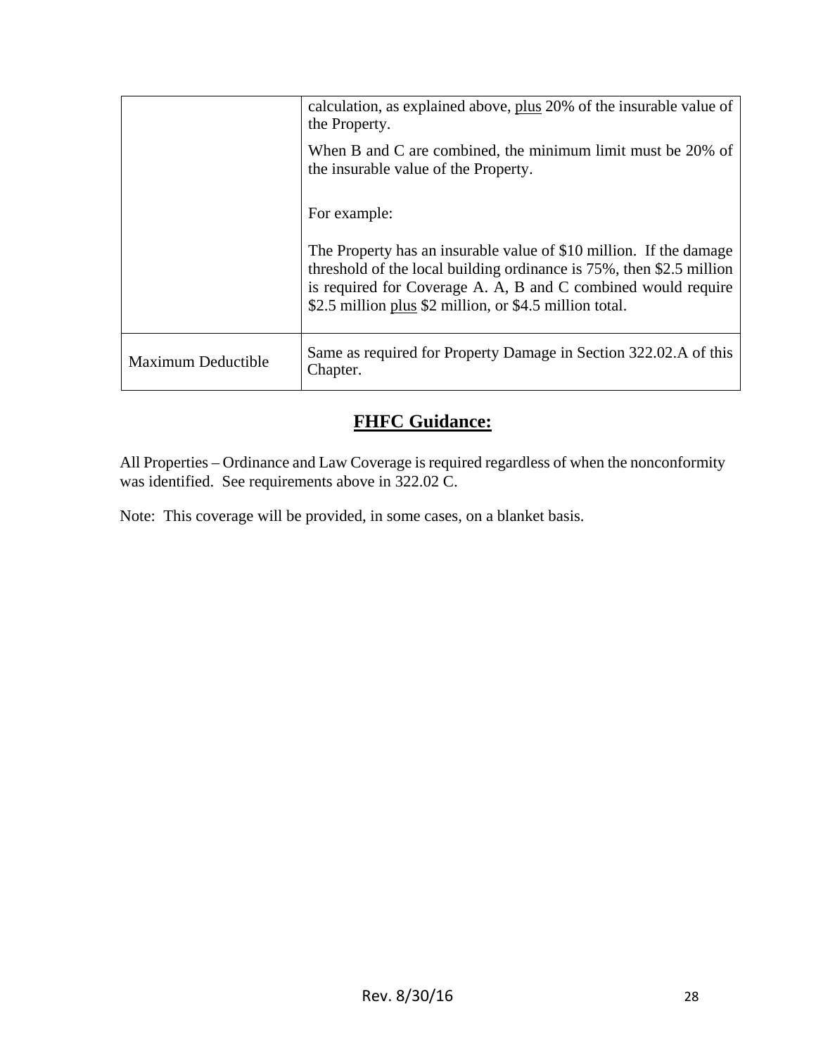| | |
|---|---|
| | calculation, as explained above, <u>plus</u> 20% of the insurable value of the Property.<br><br>When B and C are combined, the minimum limit must be 20% of the insurable value of the Property.<br><br>For example:<br><br>The Property has an insurable value of $10 million. If the damage threshold of the local building ordinance is 75%, then $2.5 million is required for Coverage A. A, B and C combined would require $2.5 million <u>plus</u> $2 million, or $4.5 million total. |
| Maximum Deductible | Same as required for Property Damage in Section 322.02.A of this Chapter. |

## **FHFC Guidance:**

All Properties – Ordinance and Law Coverage is required regardless of when the nonconformity was identified. See requirements above in 322.02 C.

Note: This coverage will be provided, in some cases, on a blanket basis.

Rev. 8/30/16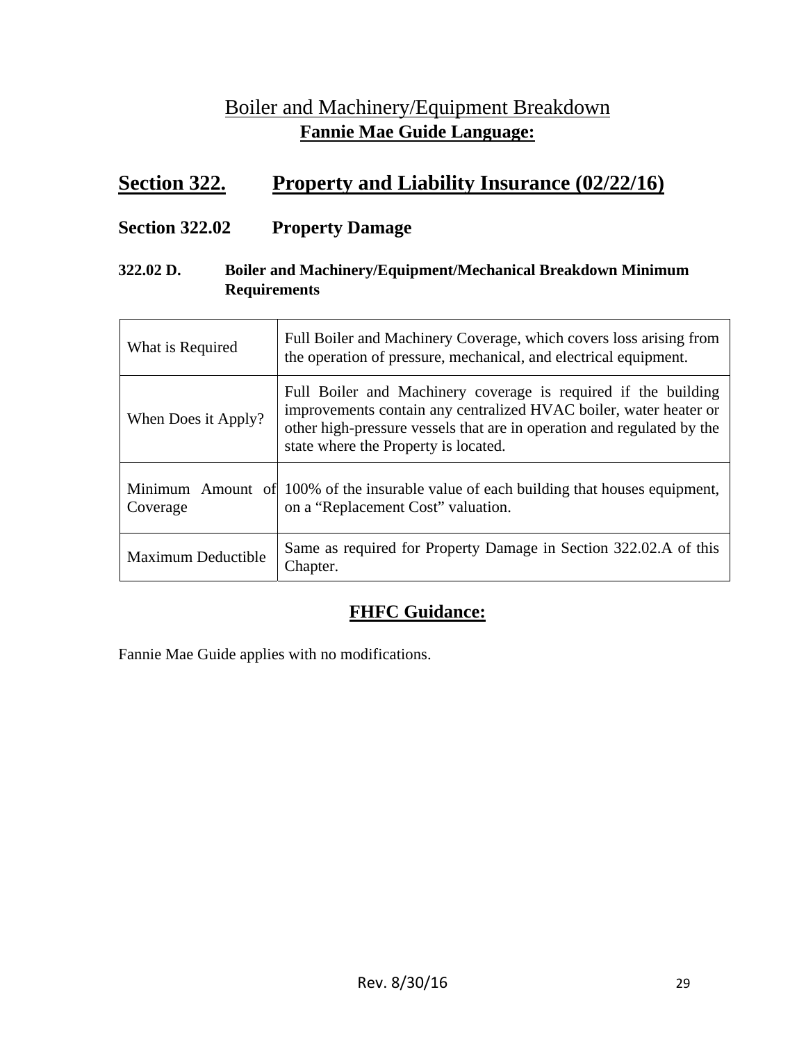## Boiler and Machinery/Equipment Breakdown

**Fannie Mae Guide Language:**

# Section 322. Property and Liability Insurance (02/22/16)

## Section 322.02 Property Damage

### 322.02 D. Boiler and Machinery/Equipment/Mechanical Breakdown Minimum Requirements

| | |
|---|---|
| What is Required | Full Boiler and Machinery Coverage, which covers loss arising from the operation of pressure, mechanical, and electrical equipment. |
| When Does it Apply? | Full Boiler and Machinery coverage is required if the building improvements contain any centralized HVAC boiler, water heater or other high-pressure vessels that are in operation and regulated by the state where the Property is located. |
| Minimum Amount of Coverage | 100% of the insurable value of each building that houses equipment, on a "Replacement Cost" valuation. |
| Maximum Deductible | Same as required for Property Damage in Section 322.02.A of this Chapter. |

**FHFC Guidance:**

Fannie Mae Guide applies with no modifications.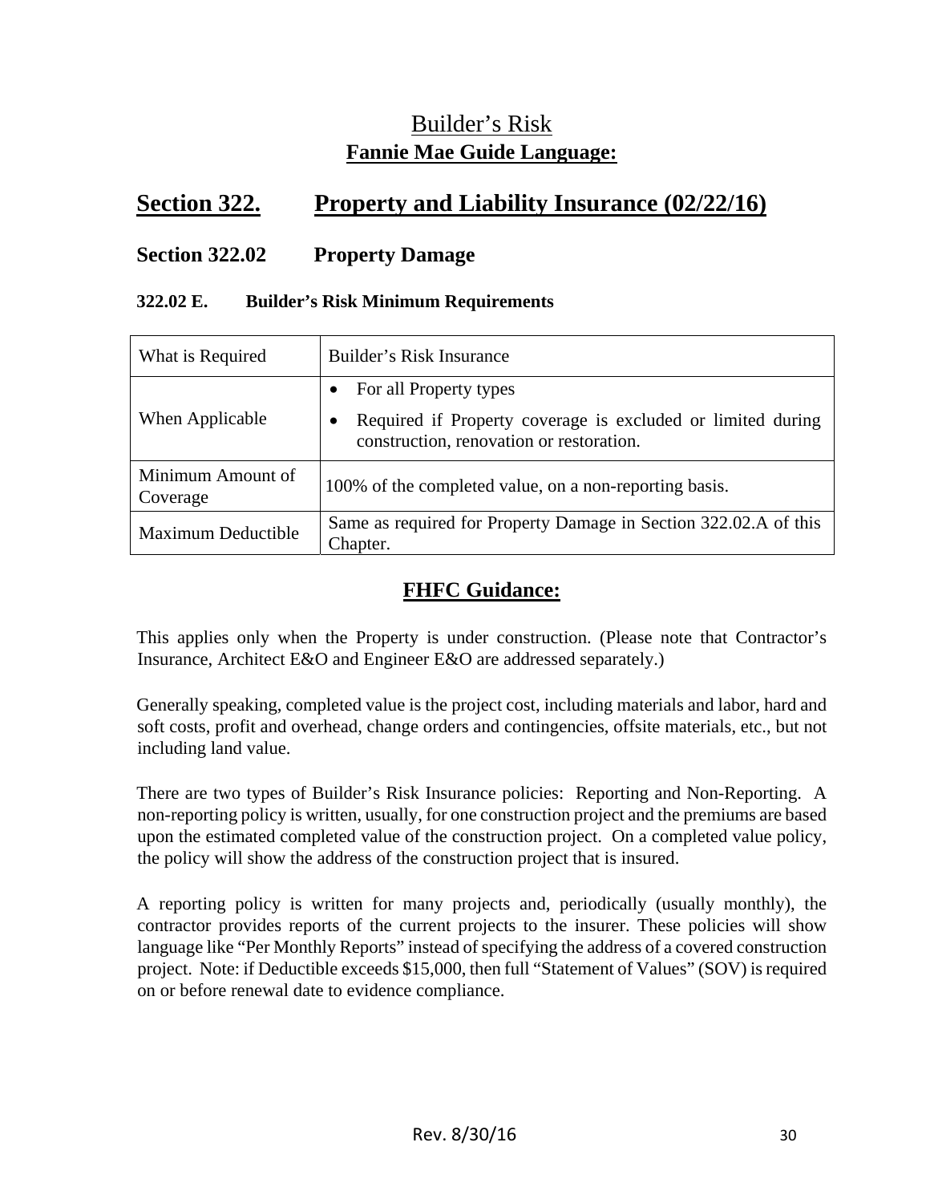# Builder's Risk

## **Fannie Mae Guide Language:**

## **Section 322. Property and Liability Insurance (02/22/16)**

### **Section 322.02 Property Damage**

#### **322.02 E. Builder's Risk Minimum Requirements**

| What is Required | Builder's Risk Insurance |
|---|---|
| When Applicable | • For all Property types<br>• Required if Property coverage is excluded or limited during construction, renovation or restoration. |
| Minimum Amount of Coverage | 100% of the completed value, on a non-reporting basis. |
| Maximum Deductible | Same as required for Property Damage in Section 322.02.A of this Chapter. |

## **FHFC Guidance:**

This applies only when the Property is under construction. (Please note that Contractor's Insurance, Architect E&O and Engineer E&O are addressed separately.)

Generally speaking, completed value is the project cost, including materials and labor, hard and soft costs, profit and overhead, change orders and contingencies, offsite materials, etc., but not including land value.

There are two types of Builder's Risk Insurance policies: Reporting and Non-Reporting. A non-reporting policy is written, usually, for one construction project and the premiums are based upon the estimated completed value of the construction project. On a completed value policy, the policy will show the address of the construction project that is insured.

A reporting policy is written for many projects and, periodically (usually monthly), the contractor provides reports of the current projects to the insurer. These policies will show language like "Per Monthly Reports" instead of specifying the address of a covered construction project. Note: if Deductible exceeds $15,000, then full "Statement of Values" (SOV) is required on or before renewal date to evidence compliance.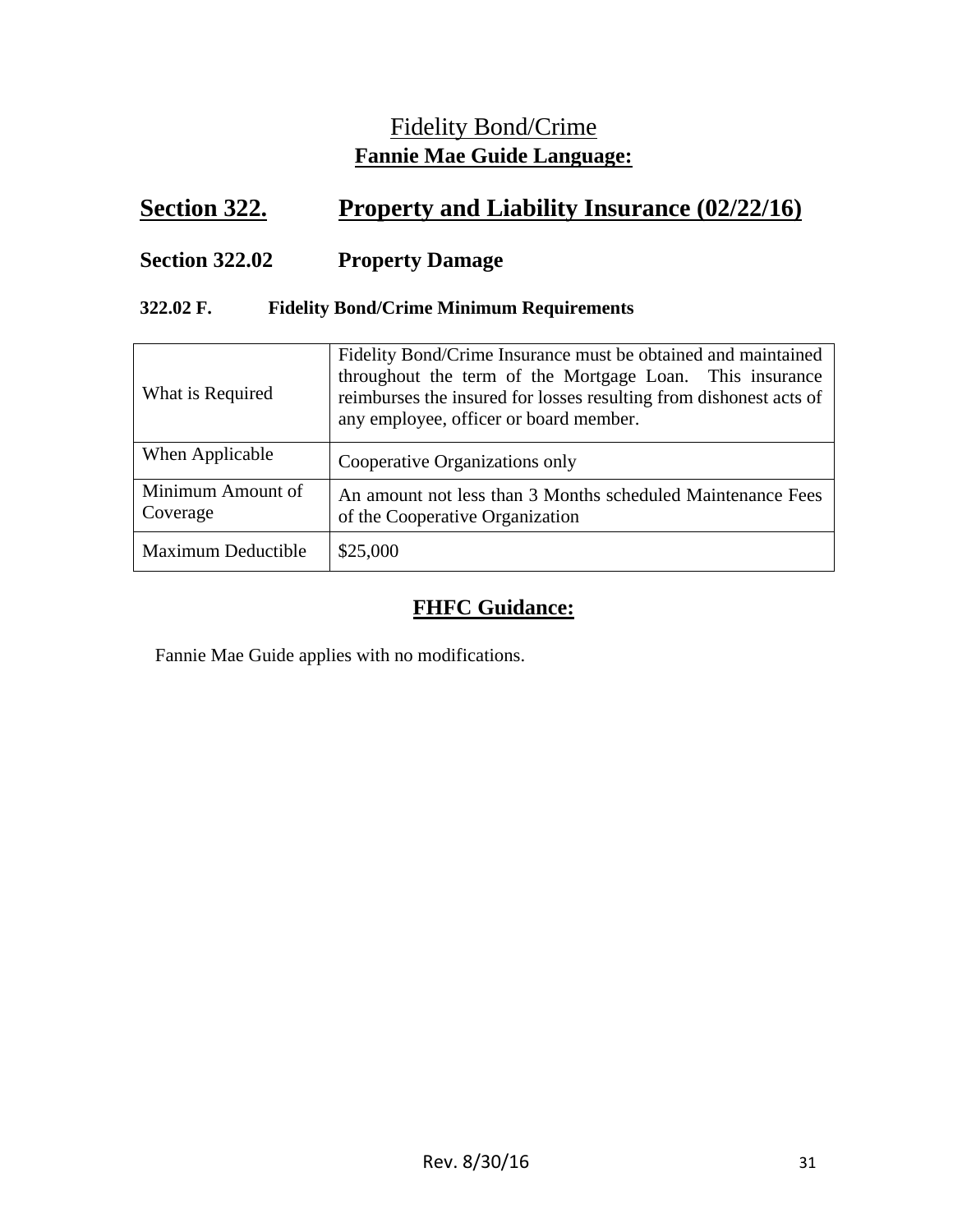# Fidelity Bond/Crime

**Fannie Mae Guide Language:**

## Section 322. Property and Liability Insurance (02/22/16)

### Section 322.02 Property Damage

#### 322.02 F. Fidelity Bond/Crime Minimum Requirements

| | |
|---|---|
| What is Required | Fidelity Bond/Crime Insurance must be obtained and maintained throughout the term of the Mortgage Loan. This insurance reimburses the insured for losses resulting from dishonest acts of any employee, officer or board member. |
| When Applicable | Cooperative Organizations only |
| Minimum Amount of Coverage | An amount not less than 3 Months scheduled Maintenance Fees of the Cooperative Organization |
| Maximum Deductible | $25,000 |

**FHFC Guidance:**

Fannie Mae Guide applies with no modifications.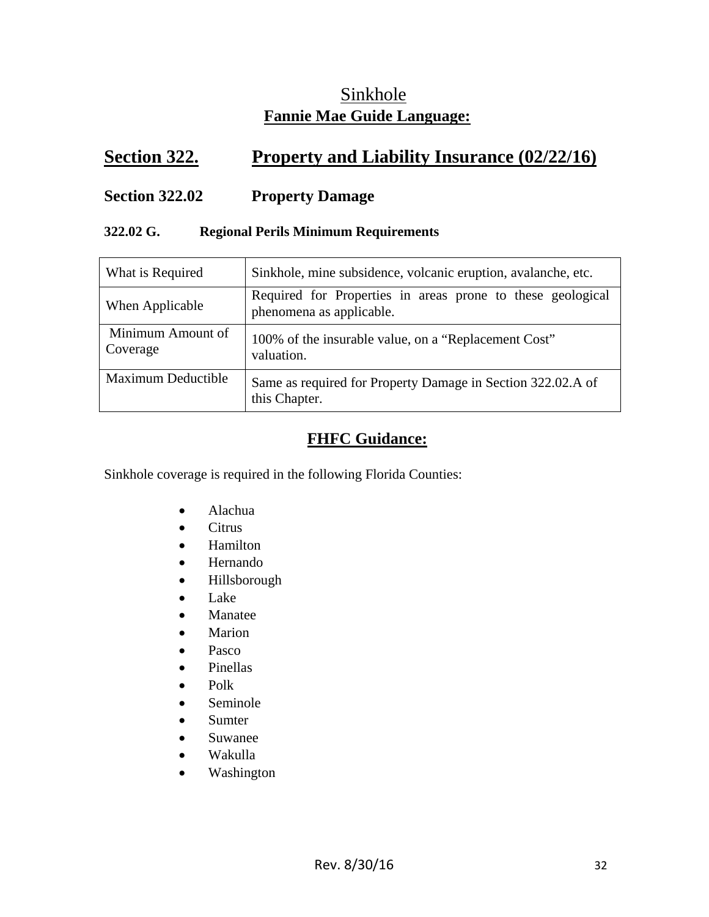# Sinkhole

## Fannie Mae Guide Language:

## Section 322. Property and Liability Insurance (02/22/16)

### Section 322.02 Property Damage

#### 322.02 G. Regional Perils Minimum Requirements

| What is Required | Sinkhole, mine subsidence, volcanic eruption, avalanche, etc. |
|---|---|
| When Applicable | Required for Properties in areas prone to these geological phenomena as applicable. |
| Minimum Amount of Coverage | 100% of the insurable value, on a "Replacement Cost" valuation. |
| Maximum Deductible | Same as required for Property Damage in Section 322.02.A of this Chapter. |

## FHFC Guidance:

Sinkhole coverage is required in the following Florida Counties:

- Alachua
- Citrus
- Hamilton
- Hernando
- Hillsborough
- Lake
- Manatee
- Marion
- Pasco
- Pinellas
- Polk
- Seminole
- Sumter
- Suwanee
- Wakulla
- Washington

Rev. 8/30/16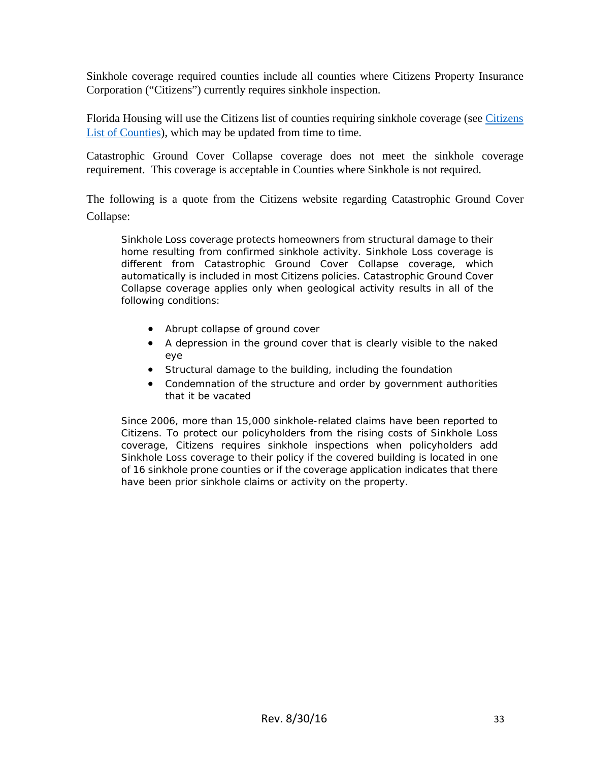Sinkhole coverage required counties include all counties where Citizens Property Insurance Corporation ("Citizens") currently requires sinkhole inspection.

Florida Housing will use the Citizens list of counties requiring sinkhole coverage (see [Citizens List of Counties](Citizens List of Counties)), which may be updated from time to time.

Catastrophic Ground Cover Collapse coverage does not meet the sinkhole coverage requirement. This coverage is acceptable in Counties where Sinkhole is not required.

The following is a quote from the Citizens website regarding Catastrophic Ground Cover Collapse:

> Sinkhole Loss coverage protects homeowners from structural damage to their home resulting from confirmed sinkhole activity. Sinkhole Loss coverage is different from Catastrophic Ground Cover Collapse coverage, which automatically is included in most Citizens policies. Catastrophic Ground Cover Collapse coverage applies only when geological activity results in all of the following conditions:
>
> - Abrupt collapse of ground cover
> - A depression in the ground cover that is clearly visible to the naked eye
> - Structural damage to the building, including the foundation
> - Condemnation of the structure and order by government authorities that it be vacated
>
> Since 2006, more than 15,000 sinkhole-related claims have been reported to Citizens. To protect our policyholders from the rising costs of Sinkhole Loss coverage, Citizens requires sinkhole inspections when policyholders add Sinkhole Loss coverage to their policy if the covered building is located in one of 16 sinkhole prone counties or if the coverage application indicates that there have been prior sinkhole claims or activity on the property.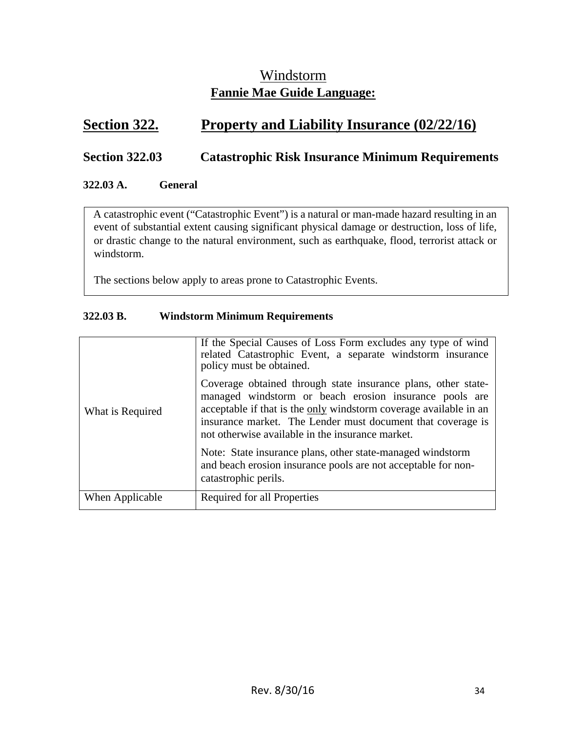# Windstorm

**Fannie Mae Guide Language:**

## Section 322. Property and Liability Insurance (02/22/16)

### Section 322.03 Catastrophic Risk Insurance Minimum Requirements

#### 322.03 A. General

A catastrophic event ("Catastrophic Event") is a natural or man-made hazard resulting in an event of substantial extent causing significant physical damage or destruction, loss of life, or drastic change to the natural environment, such as earthquake, flood, terrorist attack or windstorm.

The sections below apply to areas prone to Catastrophic Events.

#### 322.03 B. Windstorm Minimum Requirements

| | |
|---|---|
| What is Required | If the Special Causes of Loss Form excludes any type of wind related Catastrophic Event, a separate windstorm insurance policy must be obtained.<br><br>Coverage obtained through state insurance plans, other state-managed windstorm or beach erosion insurance pools are acceptable if that is the <u>only</u> windstorm coverage available in an insurance market. The Lender must document that coverage is not otherwise available in the insurance market.<br><br>Note: State insurance plans, other state-managed windstorm and beach erosion insurance pools are not acceptable for non-catastrophic perils. |
| When Applicable | Required for all Properties |

Rev. 8/30/16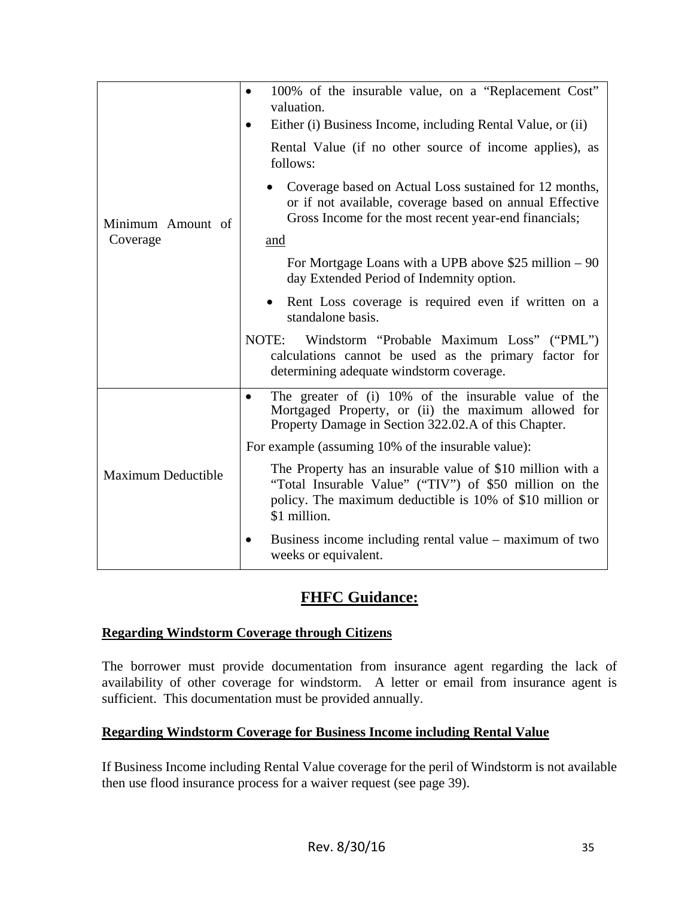| | |
|---|---|
| Minimum Amount of Coverage | • 100% of the insurable value, on a "Replacement Cost" valuation.<br>• Either (i) Business Income, including Rental Value, or (ii) Rental Value (if no other source of income applies), as follows:<br>• Coverage based on Actual Loss sustained for 12 months, or if not available, coverage based on annual Effective Gross Income for the most recent year-end financials;<br>and<br>For Mortgage Loans with a UPB above $25 million – 90 day Extended Period of Indemnity option.<br>• Rent Loss coverage is required even if written on a standalone basis.<br>NOTE: Windstorm "Probable Maximum Loss" ("PML") calculations cannot be used as the primary factor for determining adequate windstorm coverage. |
| Maximum Deductible | • The greater of (i) 10% of the insurable value of the Mortgaged Property, or (ii) the maximum allowed for Property Damage in Section 322.02.A of this Chapter.<br>For example (assuming 10% of the insurable value):<br>The Property has an insurable value of $10 million with a "Total Insurable Value" ("TIV") of $50 million on the policy. The maximum deductible is 10% of $10 million or $1 million.<br>• Business income including rental value – maximum of two weeks or equivalent. |

## FHFC Guidance:

**Regarding Windstorm Coverage through Citizens**

The borrower must provide documentation from insurance agent regarding the lack of availability of other coverage for windstorm. A letter or email from insurance agent is sufficient. This documentation must be provided annually.

**Regarding Windstorm Coverage for Business Income including Rental Value**

If Business Income including Rental Value coverage for the peril of Windstorm is not available then use flood insurance process for a waiver request (see page 39).

Rev. 8/30/16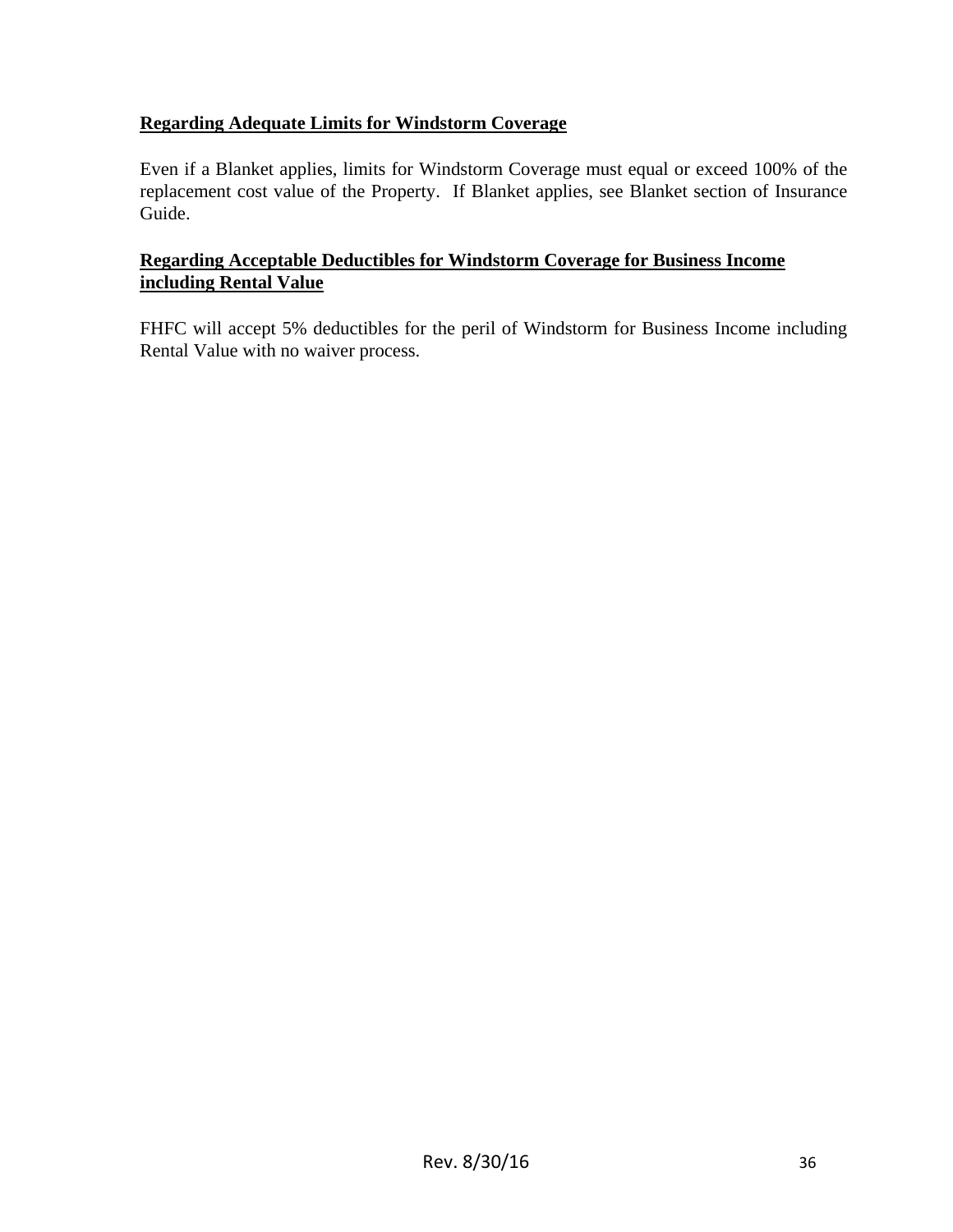**Regarding Adequate Limits for Windstorm Coverage**

Even if a Blanket applies, limits for Windstorm Coverage must equal or exceed 100% of the replacement cost value of the Property. If Blanket applies, see Blanket section of Insurance Guide.

**Regarding Acceptable Deductibles for Windstorm Coverage for Business Income including Rental Value**

FHFC will accept 5% deductibles for the peril of Windstorm for Business Income including Rental Value with no waiver process.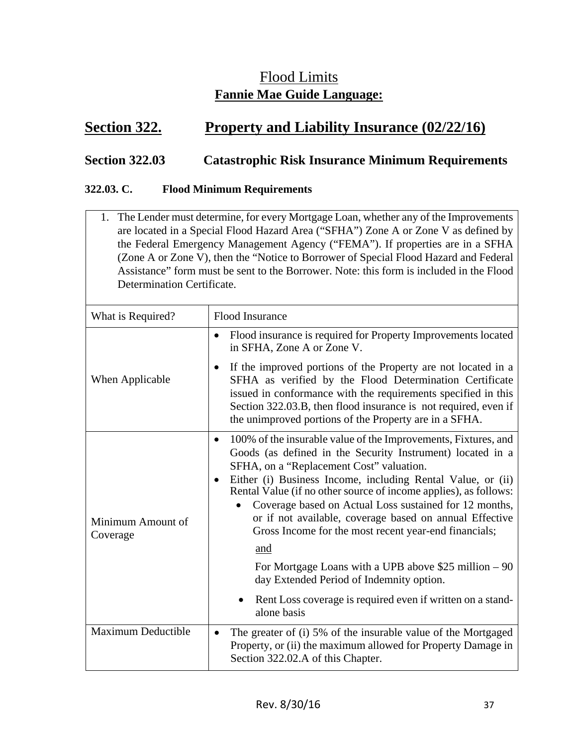# Flood Limits

## Fannie Mae Guide Language:

## Section 322. Property and Liability Insurance (02/22/16)

### Section 322.03 Catastrophic Risk Insurance Minimum Requirements

#### 322.03. C. Flood Minimum Requirements

1. The Lender must determine, for every Mortgage Loan, whether any of the Improvements are located in a Special Flood Hazard Area ("SFHA") Zone A or Zone V as defined by the Federal Emergency Management Agency ("FEMA"). If properties are in a SFHA (Zone A or Zone V), then the "Notice to Borrower of Special Flood Hazard and Federal Assistance" form must be sent to the Borrower. Note: this form is included in the Flood Determination Certificate.

| What is Required? | Flood Insurance |
|---|---|
| When Applicable | • Flood insurance is required for Property Improvements located in SFHA, Zone A or Zone V.<br>• If the improved portions of the Property are not located in a SFHA as verified by the Flood Determination Certificate issued in conformance with the requirements specified in this Section 322.03.B, then flood insurance is not required, even if the unimproved portions of the Property are in a SFHA. |
| Minimum Amount of Coverage | • 100% of the insurable value of the Improvements, Fixtures, and Goods (as defined in the Security Instrument) located in a SFHA, on a "Replacement Cost" valuation.<br>• Either (i) Business Income, including Rental Value, or (ii) Rental Value (if no other source of income applies), as follows:<br>  • Coverage based on Actual Loss sustained for 12 months, or if not available, coverage based on annual Effective Gross Income for the most recent year-end financials;<br>  <u>and</u><br>  For Mortgage Loans with a UPB above $25 million – 90 day Extended Period of Indemnity option.<br>  • Rent Loss coverage is required even if written on a stand-alone basis |
| Maximum Deductible | • The greater of (i) 5% of the insurable value of the Mortgaged Property, or (ii) the maximum allowed for Property Damage in Section 322.02.A of this Chapter. |

Rev. 8/30/16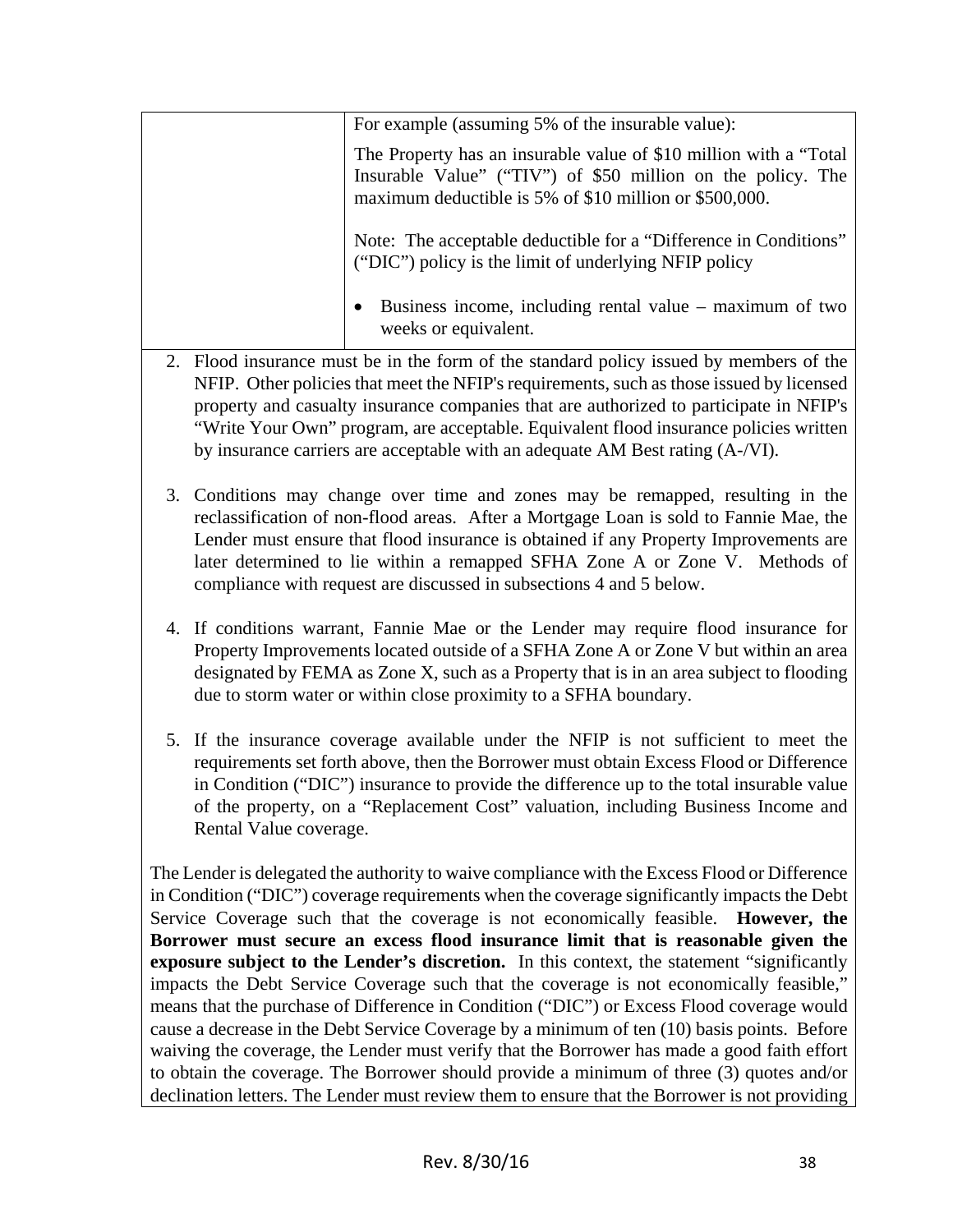| | |
|---|---|
| | For example (assuming 5% of the insurable value):<br><br>The Property has an insurable value of $10 million with a "Total Insurable Value" ("TIV") of $50 million on the policy. The maximum deductible is 5% of $10 million or $500,000.<br><br>Note: The acceptable deductible for a "Difference in Conditions" ("DIC") policy is the limit of underlying NFIP policy<br><br>• Business income, including rental value – maximum of two weeks or equivalent. |

2. Flood insurance must be in the form of the standard policy issued by members of the NFIP. Other policies that meet the NFIP's requirements, such as those issued by licensed property and casualty insurance companies that are authorized to participate in NFIP's "Write Your Own" program, are acceptable. Equivalent flood insurance policies written by insurance carriers are acceptable with an adequate AM Best rating (A-/VI).

3. Conditions may change over time and zones may be remapped, resulting in the reclassification of non-flood areas. After a Mortgage Loan is sold to Fannie Mae, the Lender must ensure that flood insurance is obtained if any Property Improvements are later determined to lie within a remapped SFHA Zone A or Zone V. Methods of compliance with request are discussed in subsections 4 and 5 below.

4. If conditions warrant, Fannie Mae or the Lender may require flood insurance for Property Improvements located outside of a SFHA Zone A or Zone V but within an area designated by FEMA as Zone X, such as a Property that is in an area subject to flooding due to storm water or within close proximity to a SFHA boundary.

5. If the insurance coverage available under the NFIP is not sufficient to meet the requirements set forth above, then the Borrower must obtain Excess Flood or Difference in Condition ("DIC") insurance to provide the difference up to the total insurable value of the property, on a "Replacement Cost" valuation, including Business Income and Rental Value coverage.

The Lender is delegated the authority to waive compliance with the Excess Flood or Difference in Condition ("DIC") coverage requirements when the coverage significantly impacts the Debt Service Coverage such that the coverage is not economically feasible. **However, the Borrower must secure an excess flood insurance limit that is reasonable given the exposure subject to the Lender's discretion.** In this context, the statement "significantly impacts the Debt Service Coverage such that the coverage is not economically feasible," means that the purchase of Difference in Condition ("DIC") or Excess Flood coverage would cause a decrease in the Debt Service Coverage by a minimum of ten (10) basis points. Before waiving the coverage, the Lender must verify that the Borrower has made a good faith effort to obtain the coverage. The Borrower should provide a minimum of three (3) quotes and/or declination letters. The Lender must review them to ensure that the Borrower is not providing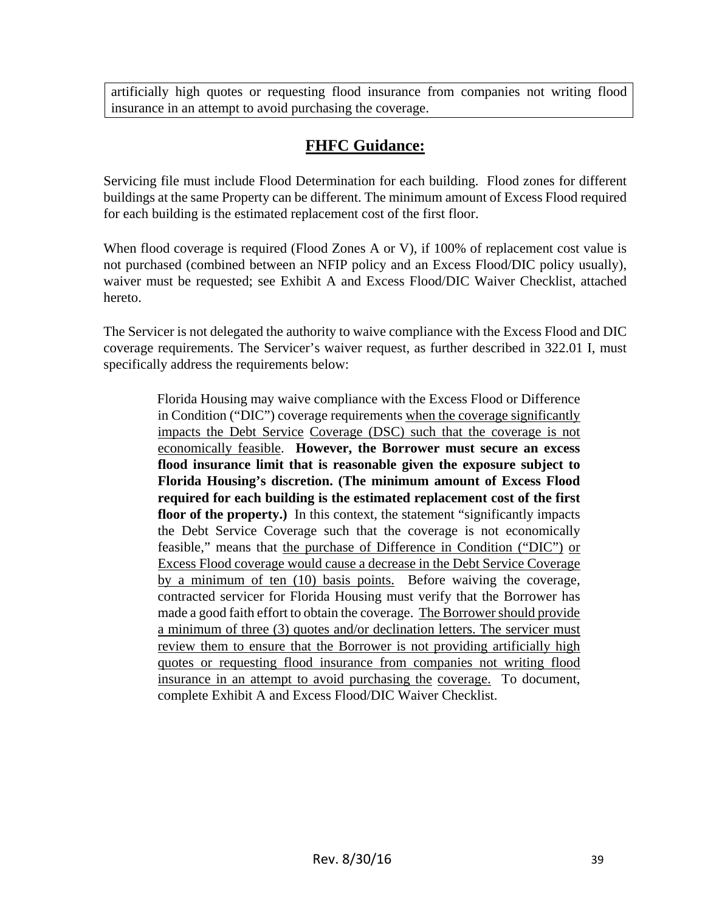artificially high quotes or requesting flood insurance from companies not writing flood insurance in an attempt to avoid purchasing the coverage.

## FHFC Guidance:

Servicing file must include Flood Determination for each building. Flood zones for different buildings at the same Property can be different. The minimum amount of Excess Flood required for each building is the estimated replacement cost of the first floor.

When flood coverage is required (Flood Zones A or V), if 100% of replacement cost value is not purchased (combined between an NFIP policy and an Excess Flood/DIC policy usually), waiver must be requested; see Exhibit A and Excess Flood/DIC Waiver Checklist, attached hereto.

The Servicer is not delegated the authority to waive compliance with the Excess Flood and DIC coverage requirements. The Servicer's waiver request, as further described in 322.01 I, must specifically address the requirements below:

> Florida Housing may waive compliance with the Excess Flood or Difference in Condition ("DIC") coverage requirements <u>when the coverage significantly impacts the Debt Service Coverage (DSC) such that the coverage is not economically feasible</u>. **However, the Borrower must secure an excess flood insurance limit that is reasonable given the exposure subject to Florida Housing's discretion. (The minimum amount of Excess Flood required for each building is the estimated replacement cost of the first floor of the property.)** In this context, the statement "significantly impacts the Debt Service Coverage such that the coverage is not economically feasible," means that <u>the purchase of Difference in Condition ("DIC") or Excess Flood coverage would cause a decrease in the Debt Service Coverage by a minimum of ten (10) basis points.</u> Before waiving the coverage, contracted servicer for Florida Housing must verify that the Borrower has made a good faith effort to obtain the coverage. <u>The Borrower should provide a minimum of three (3) quotes and/or declination letters. The servicer must review them to ensure that the Borrower is not providing artificially high quotes or requesting flood insurance from companies not writing flood insurance in an attempt to avoid purchasing the coverage.</u> To document, complete Exhibit A and Excess Flood/DIC Waiver Checklist.

Rev. 8/30/16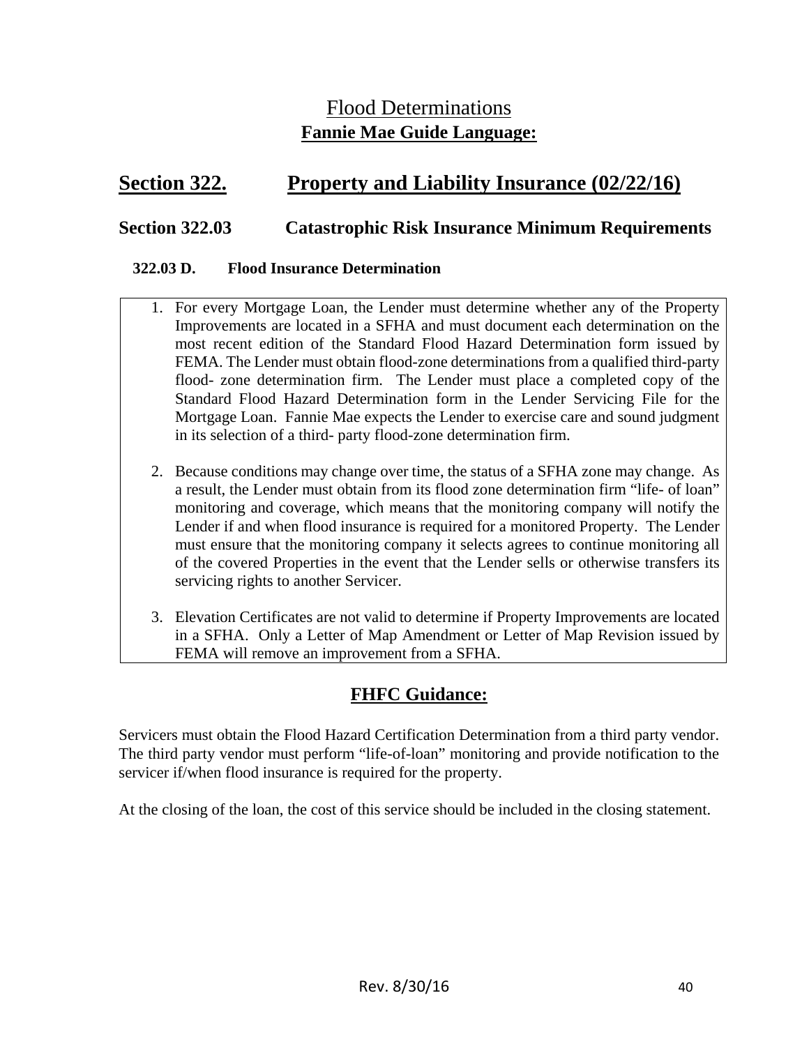# Flood Determinations

**Fannie Mae Guide Language:**

## Section 322. Property and Liability Insurance (02/22/16)

### Section 322.03 Catastrophic Risk Insurance Minimum Requirements

#### 322.03 D. Flood Insurance Determination

1. For every Mortgage Loan, the Lender must determine whether any of the Property Improvements are located in a SFHA and must document each determination on the most recent edition of the Standard Flood Hazard Determination form issued by FEMA. The Lender must obtain flood-zone determinations from a qualified third-party flood- zone determination firm. The Lender must place a completed copy of the Standard Flood Hazard Determination form in the Lender Servicing File for the Mortgage Loan. Fannie Mae expects the Lender to exercise care and sound judgment in its selection of a third- party flood-zone determination firm.

2. Because conditions may change over time, the status of a SFHA zone may change. As a result, the Lender must obtain from its flood zone determination firm "life- of loan" monitoring and coverage, which means that the monitoring company will notify the Lender if and when flood insurance is required for a monitored Property. The Lender must ensure that the monitoring company it selects agrees to continue monitoring all of the covered Properties in the event that the Lender sells or otherwise transfers its servicing rights to another Servicer.

3. Elevation Certificates are not valid to determine if Property Improvements are located in a SFHA. Only a Letter of Map Amendment or Letter of Map Revision issued by FEMA will remove an improvement from a SFHA.

## FHFC Guidance:

Servicers must obtain the Flood Hazard Certification Determination from a third party vendor. The third party vendor must perform "life-of-loan" monitoring and provide notification to the servicer if/when flood insurance is required for the property.

At the closing of the loan, the cost of this service should be included in the closing statement.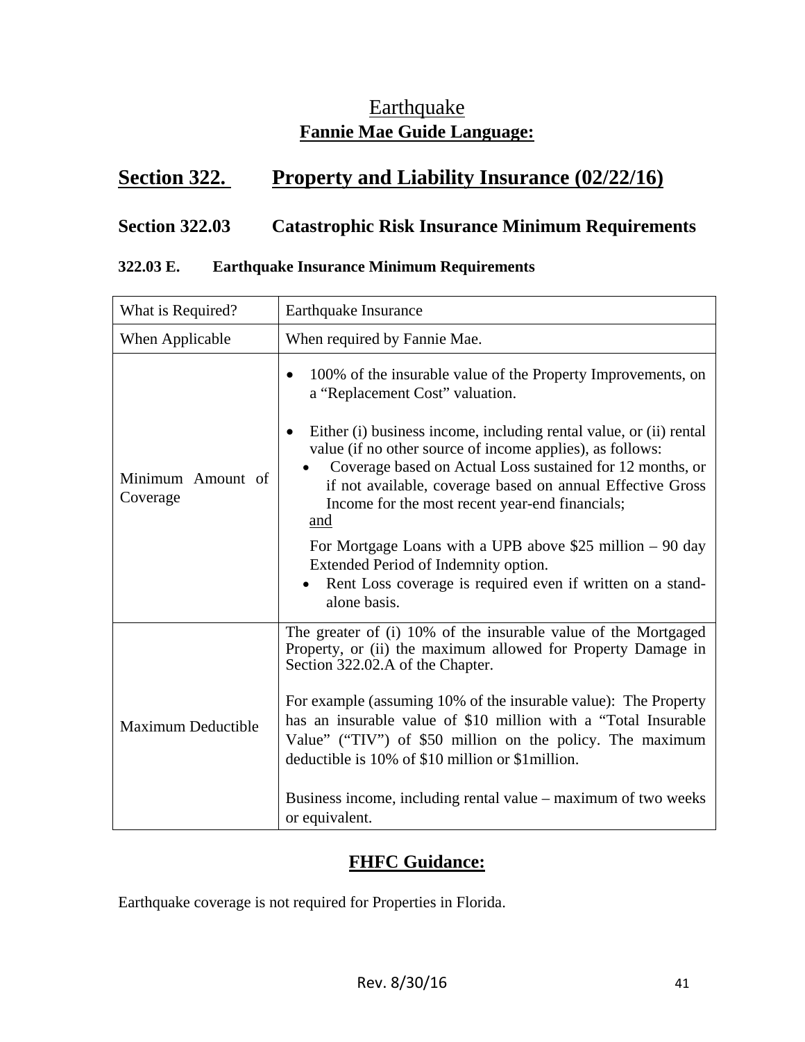# Earthquake

## Fannie Mae Guide Language:

## Section 322. Property and Liability Insurance (02/22/16)

### Section 322.03 Catastrophic Risk Insurance Minimum Requirements

#### 322.03 E. Earthquake Insurance Minimum Requirements

| What is Required? | Earthquake Insurance |
|---|---|
| When Applicable | When required by Fannie Mae. |
| Minimum Amount of Coverage | • 100% of the insurable value of the Property Improvements, on a "Replacement Cost" valuation.<br><br>• Either (i) business income, including rental value, or (ii) rental value (if no other source of income applies), as follows:<br>&nbsp;&nbsp;• Coverage based on Actual Loss sustained for 12 months, or if not available, coverage based on annual Effective Gross Income for the most recent year-end financials;<br>&nbsp;&nbsp;and<br>&nbsp;&nbsp;For Mortgage Loans with a UPB above $25 million – 90 day Extended Period of Indemnity option.<br>&nbsp;&nbsp;• Rent Loss coverage is required even if written on a stand-alone basis. |
| Maximum Deductible | The greater of (i) 10% of the insurable value of the Mortgaged Property, or (ii) the maximum allowed for Property Damage in Section 322.02.A of the Chapter.<br><br>For example (assuming 10% of the insurable value): The Property has an insurable value of $10 million with a "Total Insurable Value" ("TIV") of $50 million on the policy. The maximum deductible is 10% of $10 million or $1million.<br><br>Business income, including rental value – maximum of two weeks or equivalent. |

## FHFC Guidance:

Earthquake coverage is not required for Properties in Florida.

Rev. 8/30/16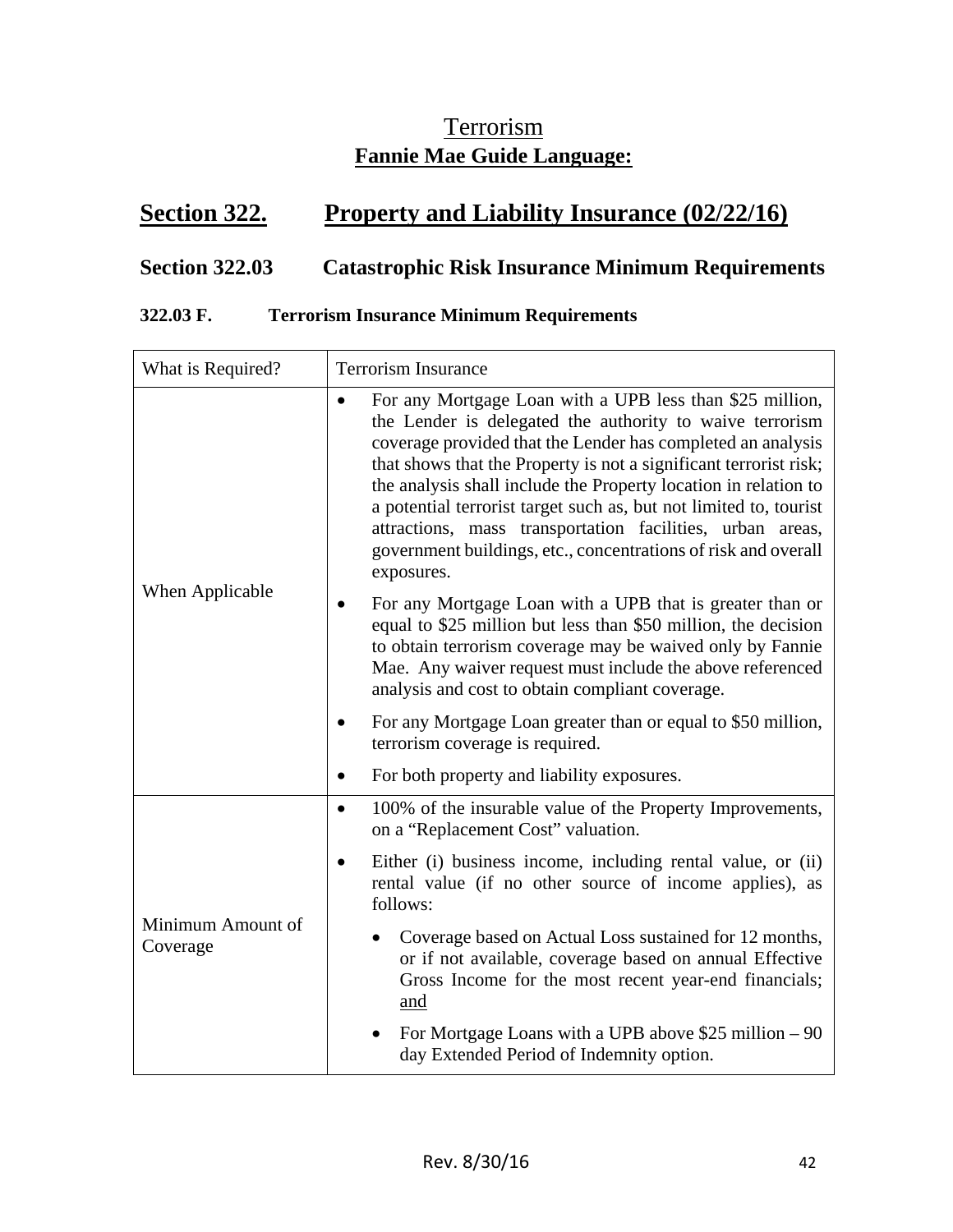# Terrorism

## Fannie Mae Guide Language:

## Section 322. Property and Liability Insurance (02/22/16)

### Section 322.03 Catastrophic Risk Insurance Minimum Requirements

#### 322.03 F. Terrorism Insurance Minimum Requirements

| What is Required? | Terrorism Insurance |
|---|---|
| When Applicable | • For any Mortgage Loan with a UPB less than $25 million, the Lender is delegated the authority to waive terrorism coverage provided that the Lender has completed an analysis that shows that the Property is not a significant terrorist risk; the analysis shall include the Property location in relation to a potential terrorist target such as, but not limited to, tourist attractions, mass transportation facilities, urban areas, government buildings, etc., concentrations of risk and overall exposures.<br>• For any Mortgage Loan with a UPB that is greater than or equal to $25 million but less than $50 million, the decision to obtain terrorism coverage may be waived only by Fannie Mae. Any waiver request must include the above referenced analysis and cost to obtain compliant coverage.<br>• For any Mortgage Loan greater than or equal to $50 million, terrorism coverage is required.<br>• For both property and liability exposures. |
| Minimum Amount of Coverage | • 100% of the insurable value of the Property Improvements, on a "Replacement Cost" valuation.<br>• Either (i) business income, including rental value, or (ii) rental value (if no other source of income applies), as follows:<br>&nbsp;&nbsp;◦ Coverage based on Actual Loss sustained for 12 months, or if not available, coverage based on annual Effective Gross Income for the most recent year-end financials; <u>and</u><br>&nbsp;&nbsp;◦ For Mortgage Loans with a UPB above $25 million – 90 day Extended Period of Indemnity option. |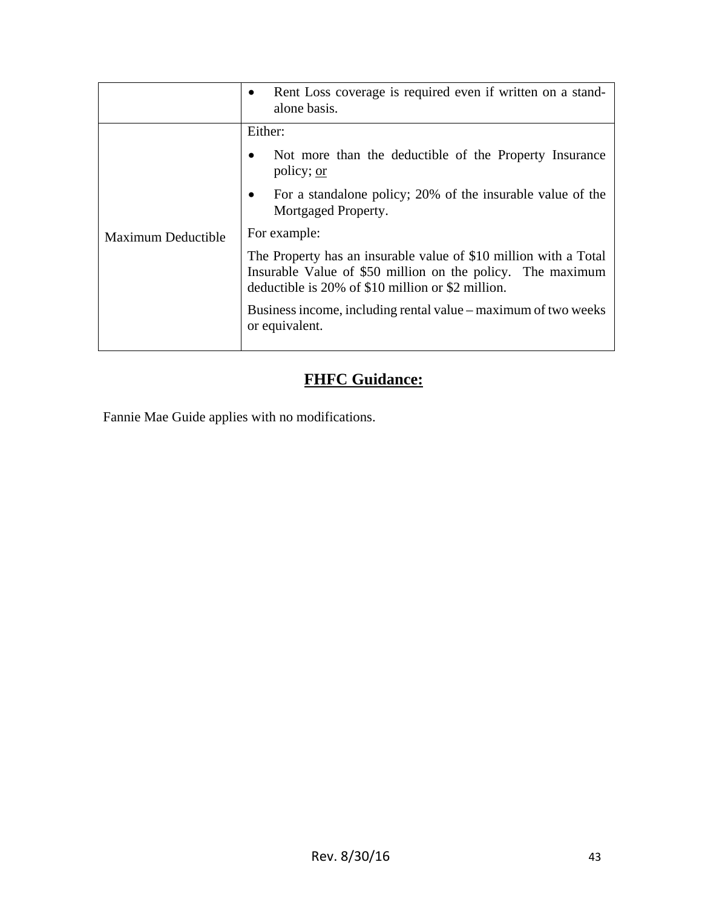| | |
|---|---|
| | • Rent Loss coverage is required even if written on a stand-alone basis. |
| Maximum Deductible | Either:<br>• Not more than the deductible of the Property Insurance policy; <u>or</u><br>• For a standalone policy; 20% of the insurable value of the Mortgaged Property.<br>For example:<br>The Property has an insurable value of $10 million with a Total Insurable Value of $50 million on the policy. The maximum deductible is 20% of $10 million or $2 million.<br>Business income, including rental value – maximum of two weeks or equivalent. |

## **<u>FHFC Guidance:</u>**

Fannie Mae Guide applies with no modifications.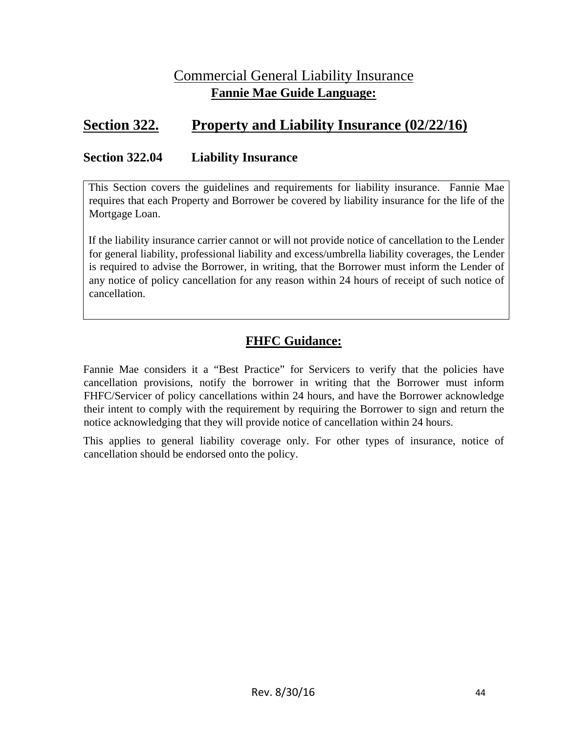# Commercial General Liability Insurance

**Fannie Mae Guide Language:**

## Section 322. Property and Liability Insurance (02/22/16)

### Section 322.04 Liability Insurance

This Section covers the guidelines and requirements for liability insurance. Fannie Mae requires that each Property and Borrower be covered by liability insurance for the life of the Mortgage Loan.

If the liability insurance carrier cannot or will not provide notice of cancellation to the Lender for general liability, professional liability and excess/umbrella liability coverages, the Lender is required to advise the Borrower, in writing, that the Borrower must inform the Lender of any notice of policy cancellation for any reason within 24 hours of receipt of such notice of cancellation.

## FHFC Guidance:

Fannie Mae considers it a "Best Practice" for Servicers to verify that the policies have cancellation provisions, notify the borrower in writing that the Borrower must inform FHFC/Servicer of policy cancellations within 24 hours, and have the Borrower acknowledge their intent to comply with the requirement by requiring the Borrower to sign and return the notice acknowledging that they will provide notice of cancellation within 24 hours.

This applies to general liability coverage only. For other types of insurance, notice of cancellation should be endorsed onto the policy.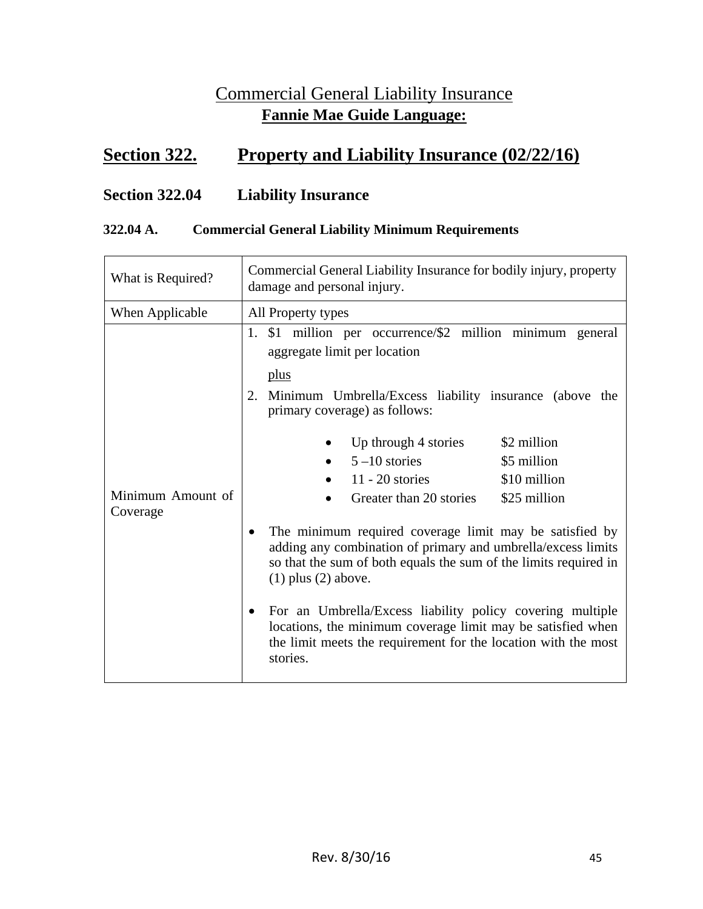# Commercial General Liability Insurance

**Fannie Mae Guide Language:**

## Section 322. Property and Liability Insurance (02/22/16)

### Section 322.04 Liability Insurance

#### 322.04 A. Commercial General Liability Minimum Requirements

| What is Required? | Commercial General Liability Insurance for bodily injury, property damage and personal injury. |
|---|---|
| When Applicable | All Property types |
| Minimum Amount of Coverage | 1. $1 million per occurrence/$2 million minimum general aggregate limit per location<br><br>plus<br><br>2. Minimum Umbrella/Excess liability insurance (above the primary coverage) as follows:<br><br>• Up through 4 stories $2 million<br>• 5 –10 stories $5 million<br>• 11 - 20 stories $10 million<br>• Greater than 20 stories $25 million<br><br>• The minimum required coverage limit may be satisfied by adding any combination of primary and umbrella/excess limits so that the sum of both equals the sum of the limits required in (1) plus (2) above.<br><br>• For an Umbrella/Excess liability policy covering multiple locations, the minimum coverage limit may be satisfied when the limit meets the requirement for the location with the most stories. |

Rev. 8/30/16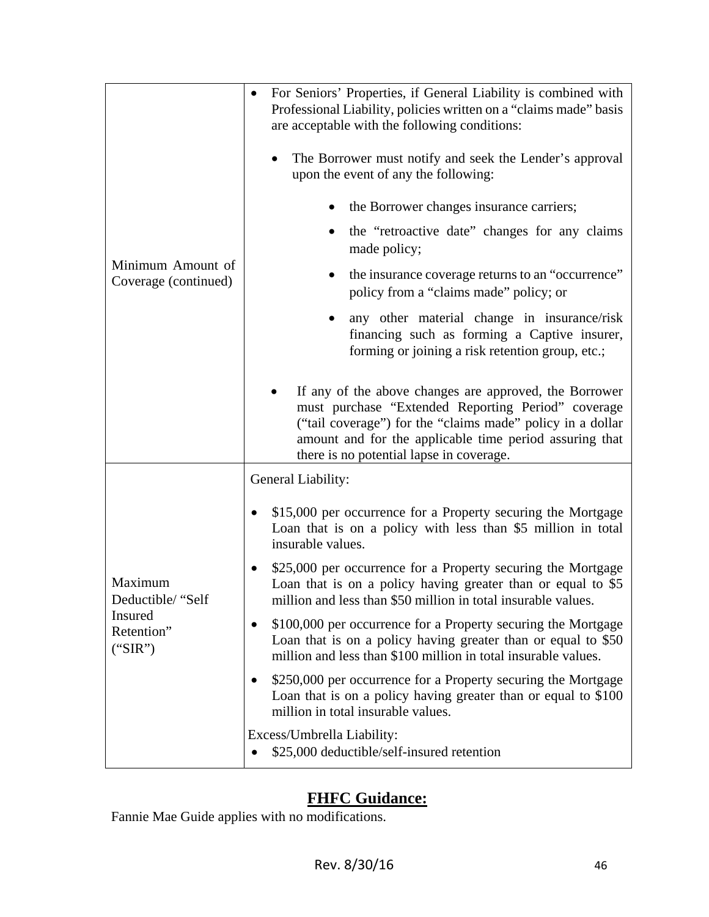| | |
|---|---|
| Minimum Amount of Coverage (continued) | • For Seniors' Properties, if General Liability is combined with Professional Liability, policies written on a "claims made" basis are acceptable with the following conditions:<br><br>  • The Borrower must notify and seek the Lender's approval upon the event of any the following:<br><br>    • the Borrower changes insurance carriers;<br>    • the "retroactive date" changes for any claims made policy;<br>    • the insurance coverage returns to an "occurrence" policy from a "claims made" policy; or<br>    • any other material change in insurance/risk financing such as forming a Captive insurer, forming or joining a risk retention group, etc.;<br><br>  • If any of the above changes are approved, the Borrower must purchase "Extended Reporting Period" coverage ("tail coverage") for the "claims made" policy in a dollar amount and for the applicable time period assuring that there is no potential lapse in coverage. |
| Maximum Deductible/ "Self Insured Retention" ("SIR") | General Liability:<br><br>• $15,000 per occurrence for a Property securing the Mortgage Loan that is on a policy with less than $5 million in total insurable values.<br>• $25,000 per occurrence for a Property securing the Mortgage Loan that is on a policy having greater than or equal to $5 million and less than $50 million in total insurable values.<br>• $100,000 per occurrence for a Property securing the Mortgage Loan that is on a policy having greater than or equal to $50 million and less than $100 million in total insurable values.<br>• $250,000 per occurrence for a Property securing the Mortgage Loan that is on a policy having greater than or equal to $100 million in total insurable values.<br><br>Excess/Umbrella Liability:<br>• $25,000 deductible/self-insured retention |

## FHFC Guidance:

Fannie Mae Guide applies with no modifications.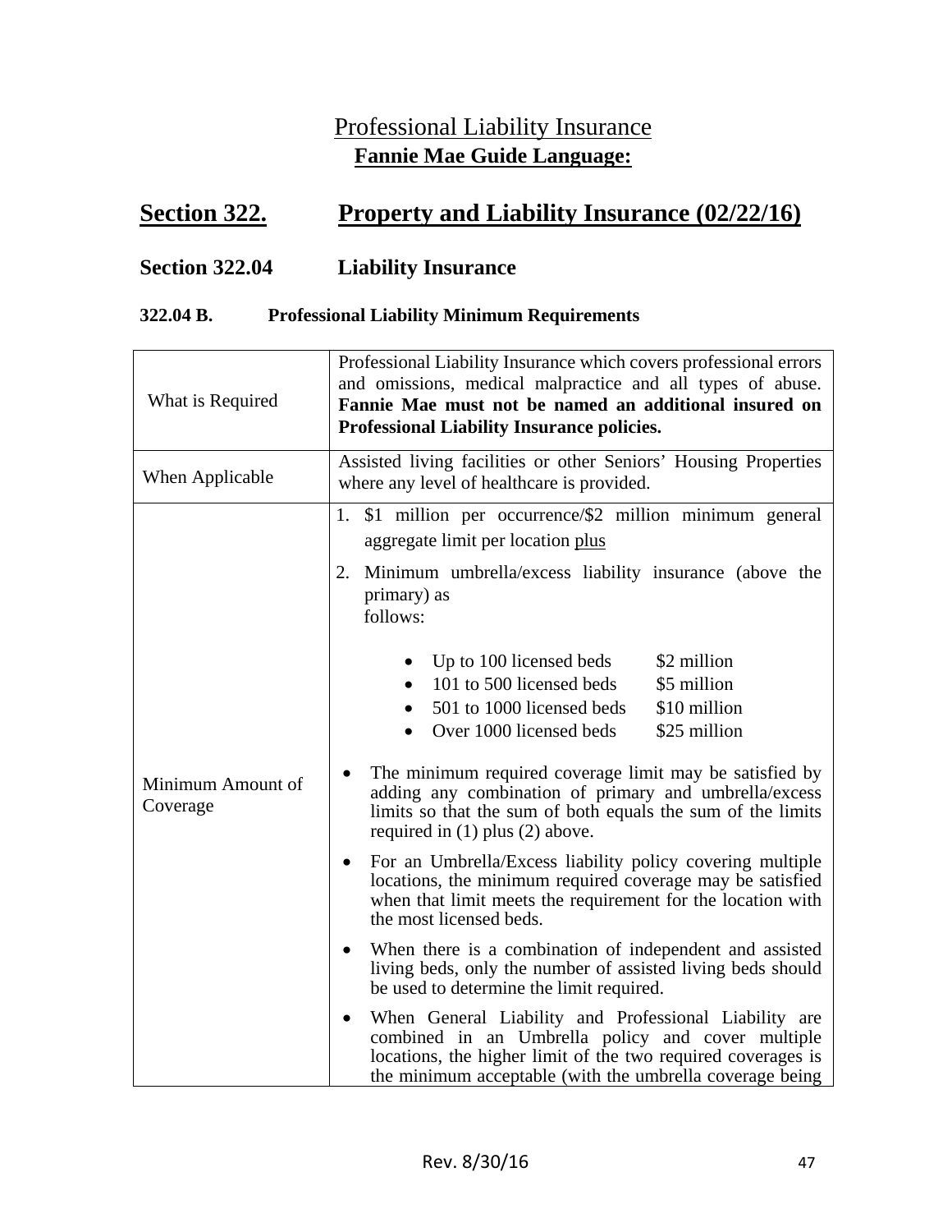# Professional Liability Insurance

## Fannie Mae Guide Language:

## Section 322. Property and Liability Insurance (02/22/16)

### Section 322.04 Liability Insurance

#### 322.04 B. Professional Liability Minimum Requirements

| | |
|---|---|
| What is Required | Professional Liability Insurance which covers professional errors and omissions, medical malpractice and all types of abuse. **Fannie Mae must not be named an additional insured on Professional Liability Insurance policies.** |
| When Applicable | Assisted living facilities or other Seniors' Housing Properties where any level of healthcare is provided. |
| Minimum Amount of Coverage | 1. $1 million per occurrence/$2 million minimum general aggregate limit per location <u>plus</u><br>2. Minimum umbrella/excess liability insurance (above the primary) as follows:<br>• Up to 100 licensed beds — $2 million<br>• 101 to 500 licensed beds — $5 million<br>• 501 to 1000 licensed beds — $10 million<br>• Over 1000 licensed beds — $25 million<br><br>• The minimum required coverage limit may be satisfied by adding any combination of primary and umbrella/excess limits so that the sum of both equals the sum of the limits required in (1) plus (2) above.<br>• For an Umbrella/Excess liability policy covering multiple locations, the minimum required coverage may be satisfied when that limit meets the requirement for the location with the most licensed beds.<br>• When there is a combination of independent and assisted living beds, only the number of assisted living beds should be used to determine the limit required.<br>• When General Liability and Professional Liability are combined in an Umbrella policy and cover multiple locations, the higher limit of the two required coverages is the minimum acceptable (with the umbrella coverage being |

Rev. 8/30/16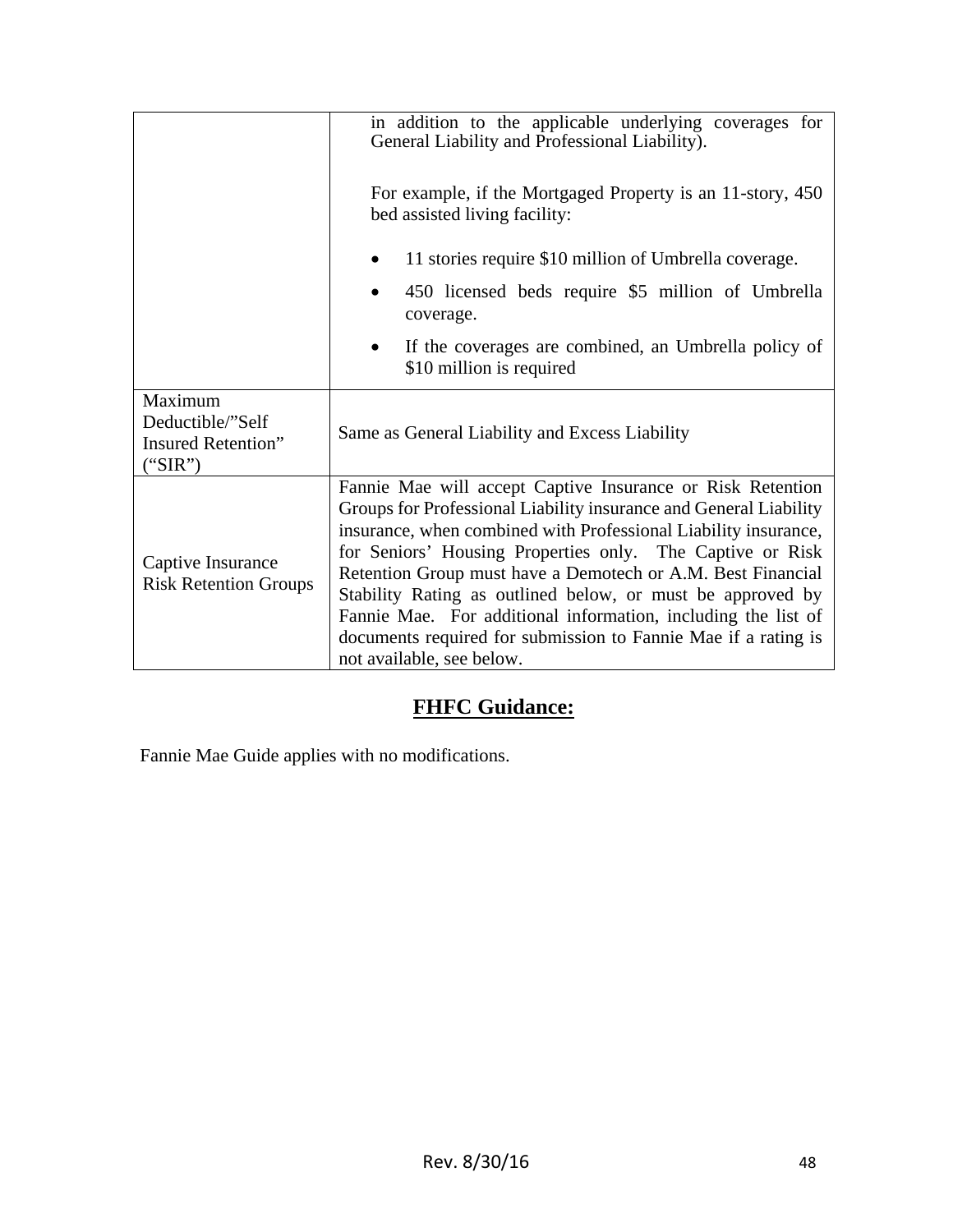| | |
|---|---|
| | in addition to the applicable underlying coverages for General Liability and Professional Liability).<br><br>For example, if the Mortgaged Property is an 11-story, 450 bed assisted living facility:<br><br>• 11 stories require \$10 million of Umbrella coverage.<br>• 450 licensed beds require \$5 million of Umbrella coverage.<br>• If the coverages are combined, an Umbrella policy of \$10 million is required |
| Maximum Deductible/"Self Insured Retention" ("SIR") | Same as General Liability and Excess Liability |
| Captive Insurance Risk Retention Groups | Fannie Mae will accept Captive Insurance or Risk Retention Groups for Professional Liability insurance and General Liability insurance, when combined with Professional Liability insurance, for Seniors' Housing Properties only. The Captive or Risk Retention Group must have a Demotech or A.M. Best Financial Stability Rating as outlined below, or must be approved by Fannie Mae. For additional information, including the list of documents required for submission to Fannie Mae if a rating is not available, see below. |

## FHFC Guidance:

Fannie Mae Guide applies with no modifications.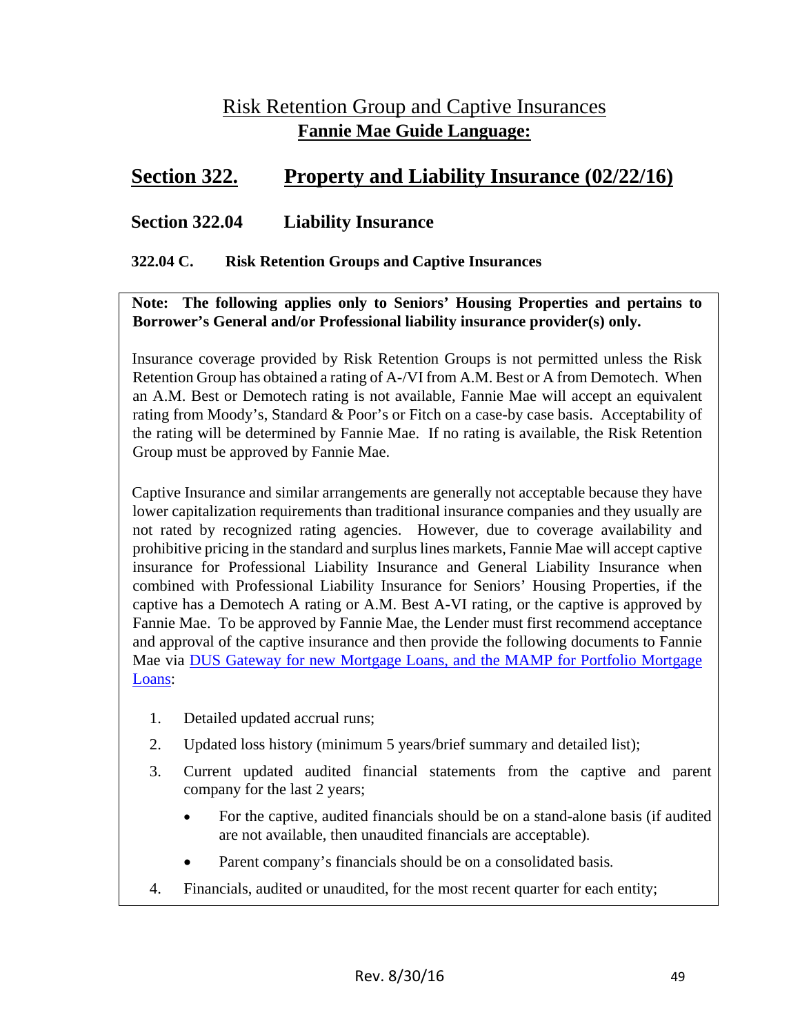# Risk Retention Group and Captive Insurances

**Fannie Mae Guide Language:**

## Section 322. Property and Liability Insurance (02/22/16)

### Section 322.04 Liability Insurance

#### 322.04 C. Risk Retention Groups and Captive Insurances

**Note: The following applies only to Seniors' Housing Properties and pertains to Borrower's General and/or Professional liability insurance provider(s) only.**

Insurance coverage provided by Risk Retention Groups is not permitted unless the Risk Retention Group has obtained a rating of A-/VI from A.M. Best or A from Demotech. When an A.M. Best or Demotech rating is not available, Fannie Mae will accept an equivalent rating from Moody's, Standard & Poor's or Fitch on a case-by case basis. Acceptability of the rating will be determined by Fannie Mae. If no rating is available, the Risk Retention Group must be approved by Fannie Mae.

Captive Insurance and similar arrangements are generally not acceptable because they have lower capitalization requirements than traditional insurance companies and they usually are not rated by recognized rating agencies. However, due to coverage availability and prohibitive pricing in the standard and surplus lines markets, Fannie Mae will accept captive insurance for Professional Liability Insurance and General Liability Insurance when combined with Professional Liability Insurance for Seniors' Housing Properties, if the captive has a Demotech A rating or A.M. Best A-VI rating, or the captive is approved by Fannie Mae. To be approved by Fannie Mae, the Lender must first recommend acceptance and approval of the captive insurance and then provide the following documents to Fannie Mae via DUS Gateway for new Mortgage Loans, and the MAMP for Portfolio Mortgage Loans:

1. Detailed updated accrual runs;
2. Updated loss history (minimum 5 years/brief summary and detailed list);
3. Current updated audited financial statements from the captive and parent company for the last 2 years;
   - For the captive, audited financials should be on a stand-alone basis (if audited are not available, then unaudited financials are acceptable).
   - Parent company's financials should be on a consolidated basis.
4. Financials, audited or unaudited, for the most recent quarter for each entity;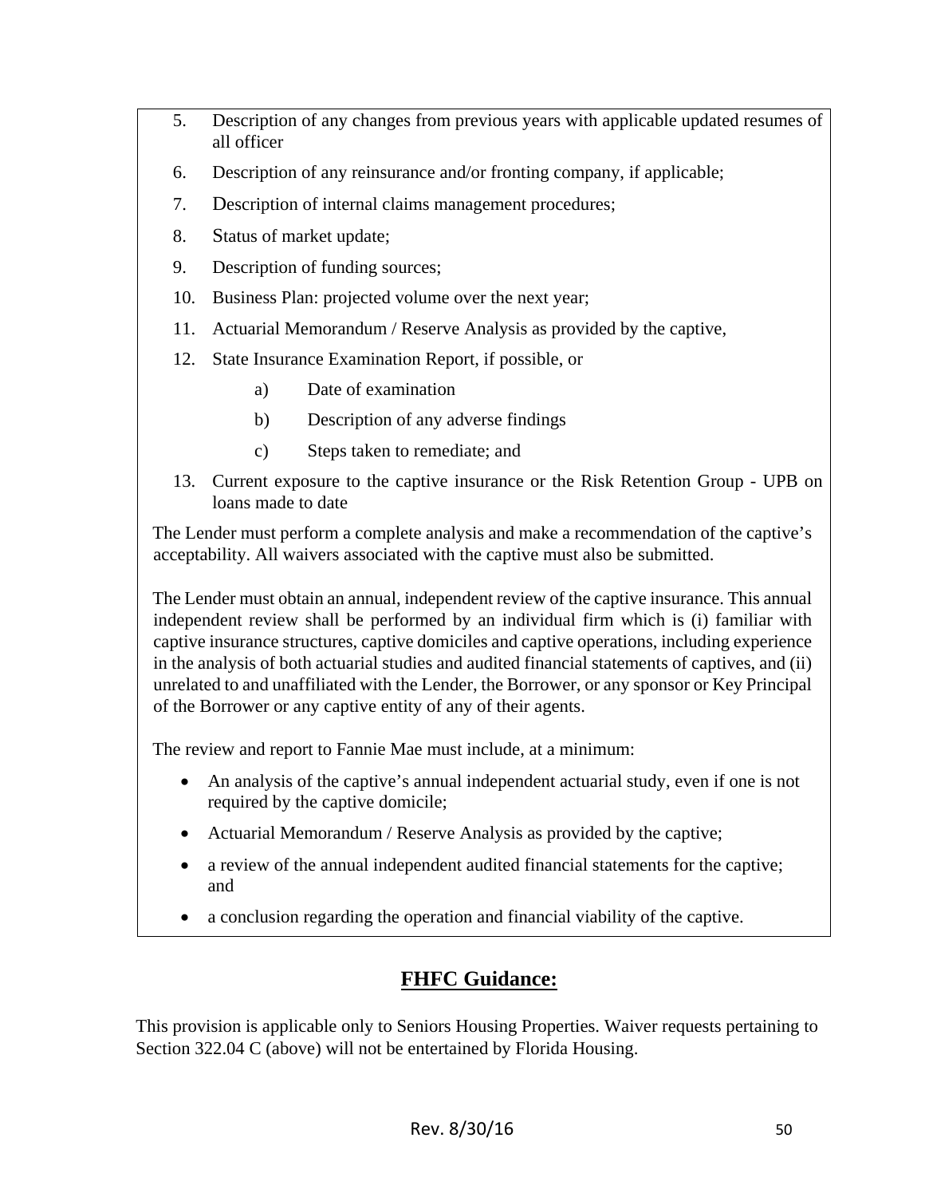5. Description of any changes from previous years with applicable updated resumes of all officer
6. Description of any reinsurance and/or fronting company, if applicable;
7. Description of internal claims management procedures;
8. Status of market update;
9. Description of funding sources;
10. Business Plan: projected volume over the next year;
11. Actuarial Memorandum / Reserve Analysis as provided by the captive,
12. State Insurance Examination Report, if possible, or
    a) Date of examination
    b) Description of any adverse findings
    c) Steps taken to remediate; and
13. Current exposure to the captive insurance or the Risk Retention Group - UPB on loans made to date

The Lender must perform a complete analysis and make a recommendation of the captive's acceptability. All waivers associated with the captive must also be submitted.

The Lender must obtain an annual, independent review of the captive insurance. This annual independent review shall be performed by an individual firm which is (i) familiar with captive insurance structures, captive domiciles and captive operations, including experience in the analysis of both actuarial studies and audited financial statements of captives, and (ii) unrelated to and unaffiliated with the Lender, the Borrower, or any sponsor or Key Principal of the Borrower or any captive entity of any of their agents.

The review and report to Fannie Mae must include, at a minimum:

- An analysis of the captive's annual independent actuarial study, even if one is not required by the captive domicile;
- Actuarial Memorandum / Reserve Analysis as provided by the captive;
- a review of the annual independent audited financial statements for the captive; and
- a conclusion regarding the operation and financial viability of the captive.

## FHFC Guidance:

This provision is applicable only to Seniors Housing Properties. Waiver requests pertaining to Section 322.04 C (above) will not be entertained by Florida Housing.

Rev. 8/30/16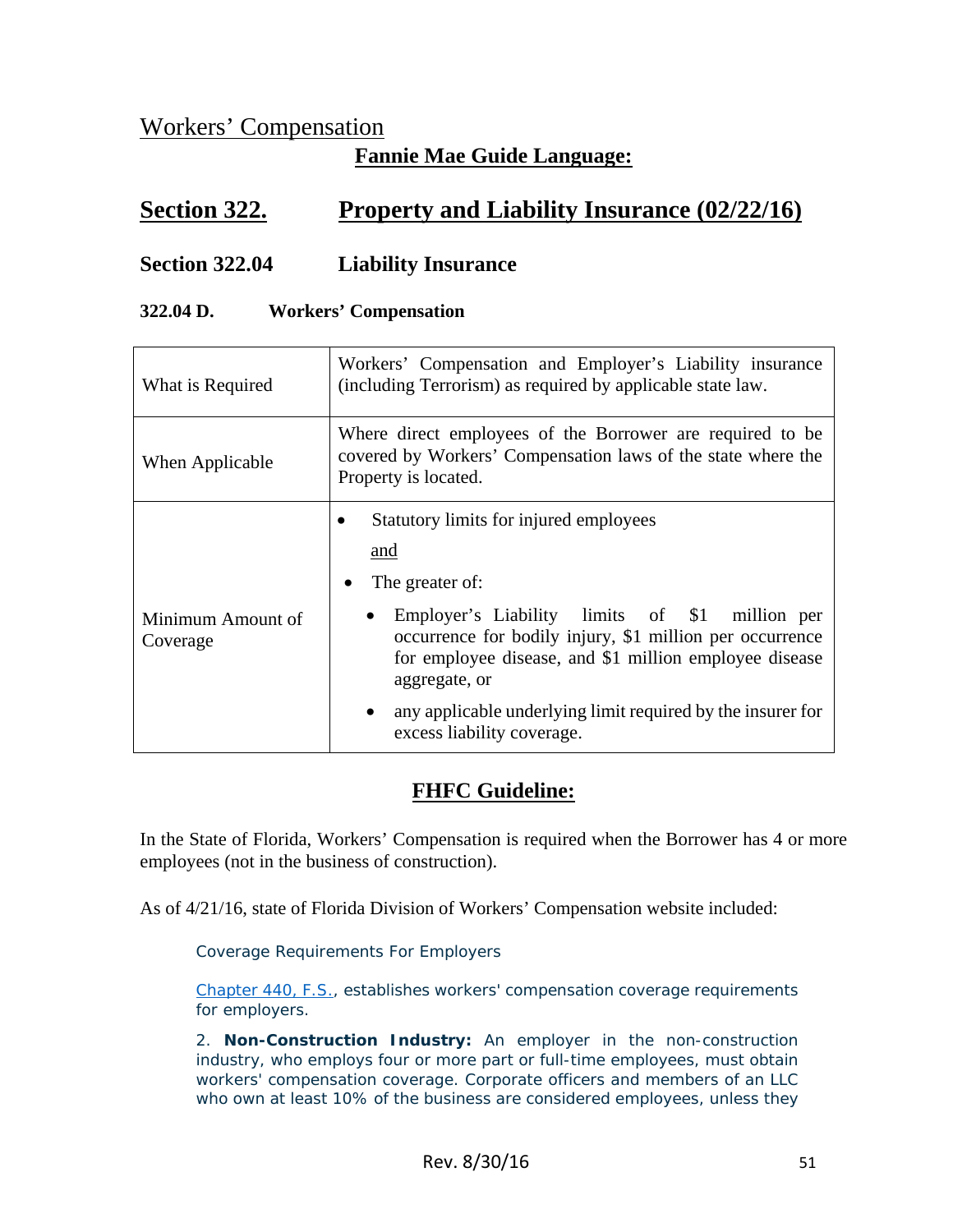## Workers' Compensation

**Fannie Mae Guide Language:**

# Section 322. Property and Liability Insurance (02/22/16)

## Section 322.04 Liability Insurance

### 322.04 D. Workers' Compensation

| | |
|---|---|
| What is Required | Workers' Compensation and Employer's Liability insurance (including Terrorism) as required by applicable state law. |
| When Applicable | Where direct employees of the Borrower are required to be covered by Workers' Compensation laws of the state where the Property is located. |
| Minimum Amount of Coverage | • Statutory limits for injured employees <br> and <br> • The greater of: <br> • Employer's Liability limits of $1 million per occurrence for bodily injury, $1 million per occurrence for employee disease, and $1 million employee disease aggregate, or <br> • any applicable underlying limit required by the insurer for excess liability coverage. |

**FHFC Guideline:**

In the State of Florida, Workers' Compensation is required when the Borrower has 4 or more employees (not in the business of construction).

As of 4/21/16, state of Florida Division of Workers' Compensation website included:

> Coverage Requirements For Employers
>
> Chapter 440, F.S., establishes workers' compensation coverage requirements for employers.
>
> 2. **Non-Construction Industry:** An employer in the non-construction industry, who employs four or more part or full-time employees, must obtain workers' compensation coverage. Corporate officers and members of an LLC who own at least 10% of the business are considered employees, unless they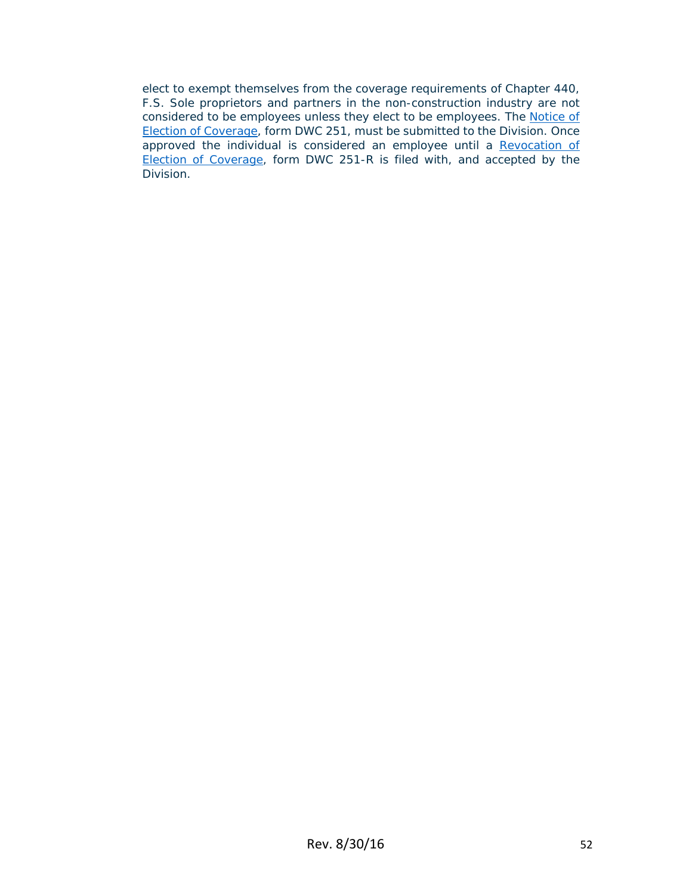elect to exempt themselves from the coverage requirements of Chapter 440, F.S. Sole proprietors and partners in the non-construction industry are not considered to be employees unless they elect to be employees. The [Notice of Election of Coverage](), form DWC 251, must be submitted to the Division. Once approved the individual is considered an employee until a [Revocation of Election of Coverage](), form DWC 251-R is filed with, and accepted by the Division.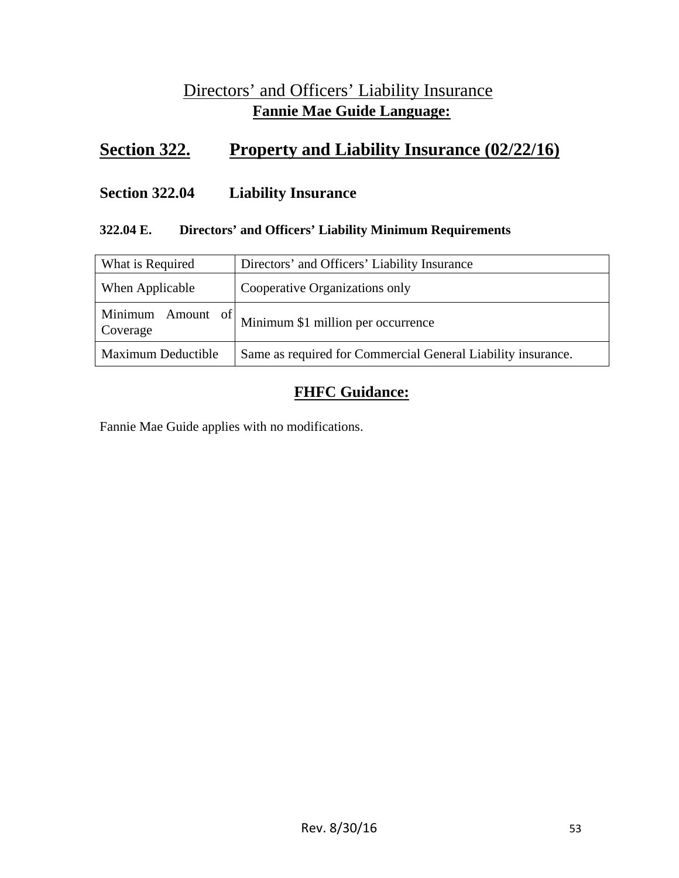# Directors' and Officers' Liability Insurance

## Fannie Mae Guide Language:

## Section 322. Property and Liability Insurance (02/22/16)

### Section 322.04 Liability Insurance

#### 322.04 E. Directors' and Officers' Liability Minimum Requirements

| What is Required | Directors' and Officers' Liability Insurance |
| --- | --- |
| When Applicable | Cooperative Organizations only |
| Minimum Amount of Coverage | Minimum $1 million per occurrence |
| Maximum Deductible | Same as required for Commercial General Liability insurance. |

## FHFC Guidance:

Fannie Mae Guide applies with no modifications.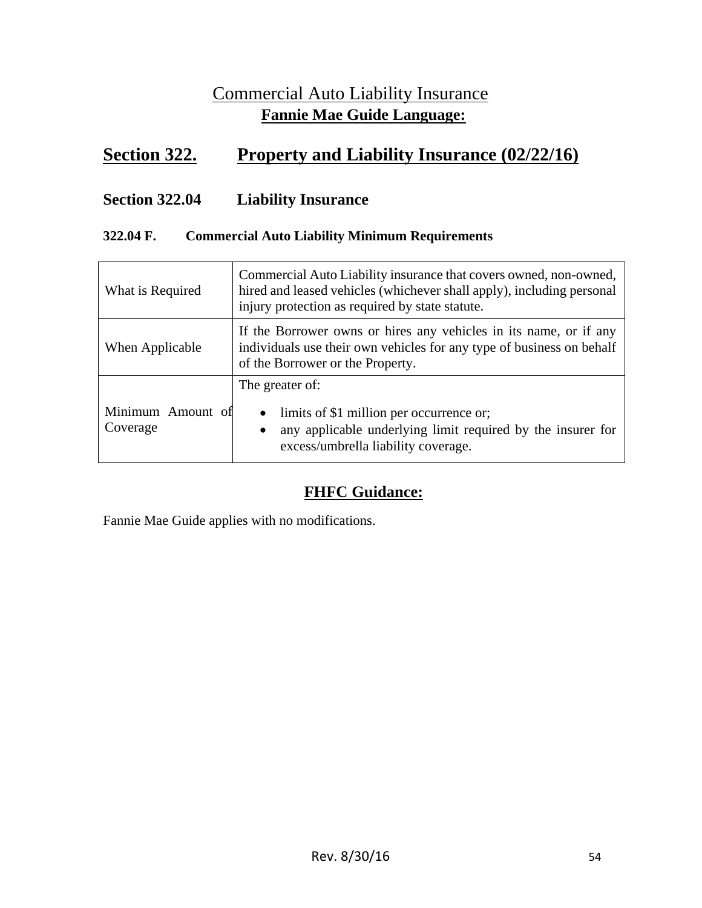# Commercial Auto Liability Insurance

**Fannie Mae Guide Language:**

## Section 322. Property and Liability Insurance (02/22/16)

### Section 322.04 Liability Insurance

#### 322.04 F. Commercial Auto Liability Minimum Requirements

| | |
|---|---|
| What is Required | Commercial Auto Liability insurance that covers owned, non-owned, hired and leased vehicles (whichever shall apply), including personal injury protection as required by state statute. |
| When Applicable | If the Borrower owns or hires any vehicles in its name, or if any individuals use their own vehicles for any type of business on behalf of the Borrower or the Property. |
| Minimum Amount of Coverage | The greater of:<br>• limits of $1 million per occurrence or;<br>• any applicable underlying limit required by the insurer for excess/umbrella liability coverage. |

**FHFC Guidance:**

Fannie Mae Guide applies with no modifications.

Rev. 8/30/16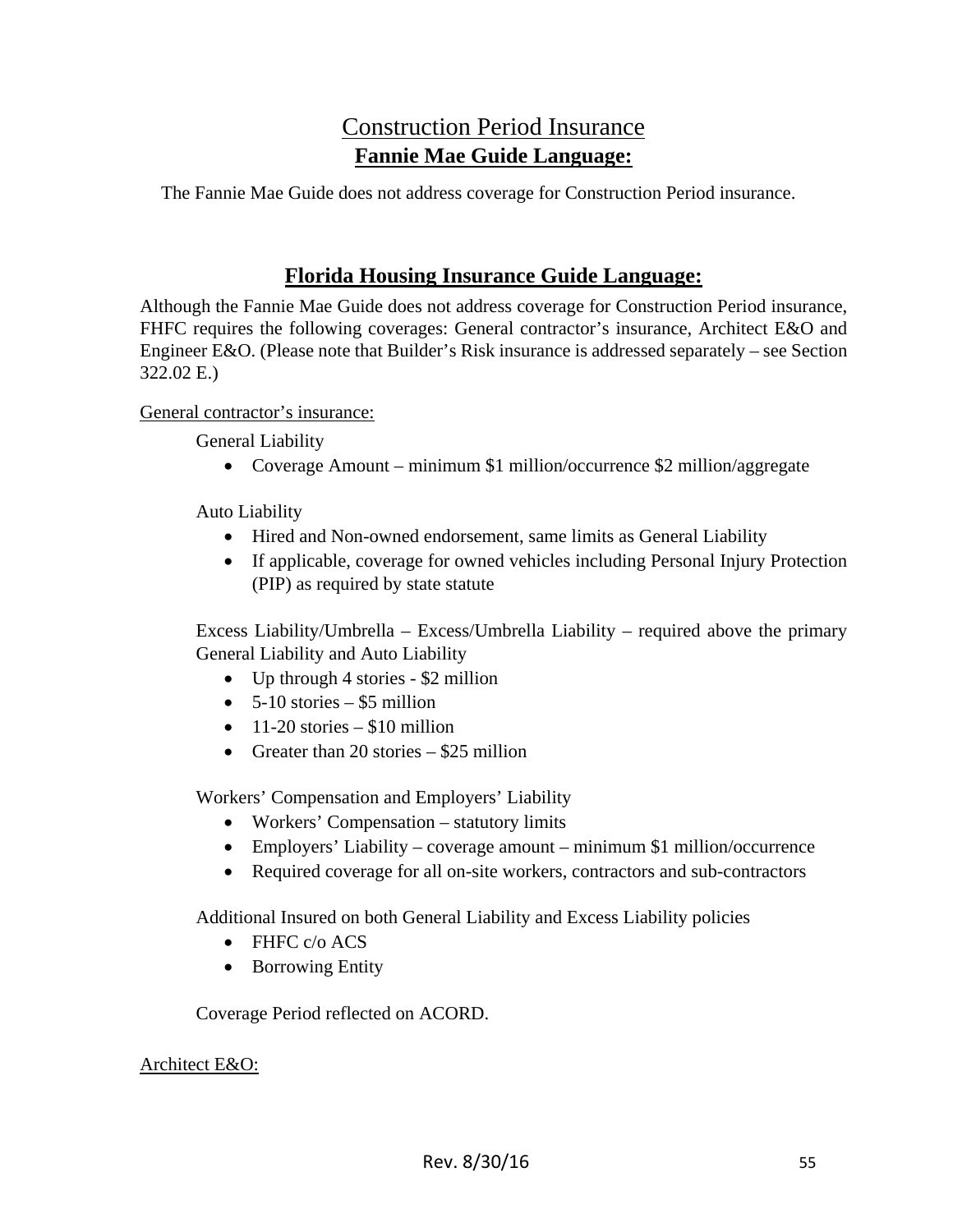# Construction Period Insurance

## Fannie Mae Guide Language:

The Fannie Mae Guide does not address coverage for Construction Period insurance.

## Florida Housing Insurance Guide Language:

Although the Fannie Mae Guide does not address coverage for Construction Period insurance, FHFC requires the following coverages: General contractor's insurance, Architect E&O and Engineer E&O. (Please note that Builder's Risk insurance is addressed separately – see Section 322.02 E.)

General contractor's insurance:

General Liability

- Coverage Amount – minimum $1 million/occurrence $2 million/aggregate

Auto Liability

- Hired and Non-owned endorsement, same limits as General Liability
- If applicable, coverage for owned vehicles including Personal Injury Protection (PIP) as required by state statute

Excess Liability/Umbrella – Excess/Umbrella Liability – required above the primary General Liability and Auto Liability

- Up through 4 stories - $2 million
- 5-10 stories – $5 million
- 11-20 stories – $10 million
- Greater than 20 stories – $25 million

Workers' Compensation and Employers' Liability

- Workers' Compensation – statutory limits
- Employers' Liability – coverage amount – minimum $1 million/occurrence
- Required coverage for all on-site workers, contractors and sub-contractors

Additional Insured on both General Liability and Excess Liability policies

- FHFC c/o ACS
- Borrowing Entity

Coverage Period reflected on ACORD.

Architect E&O: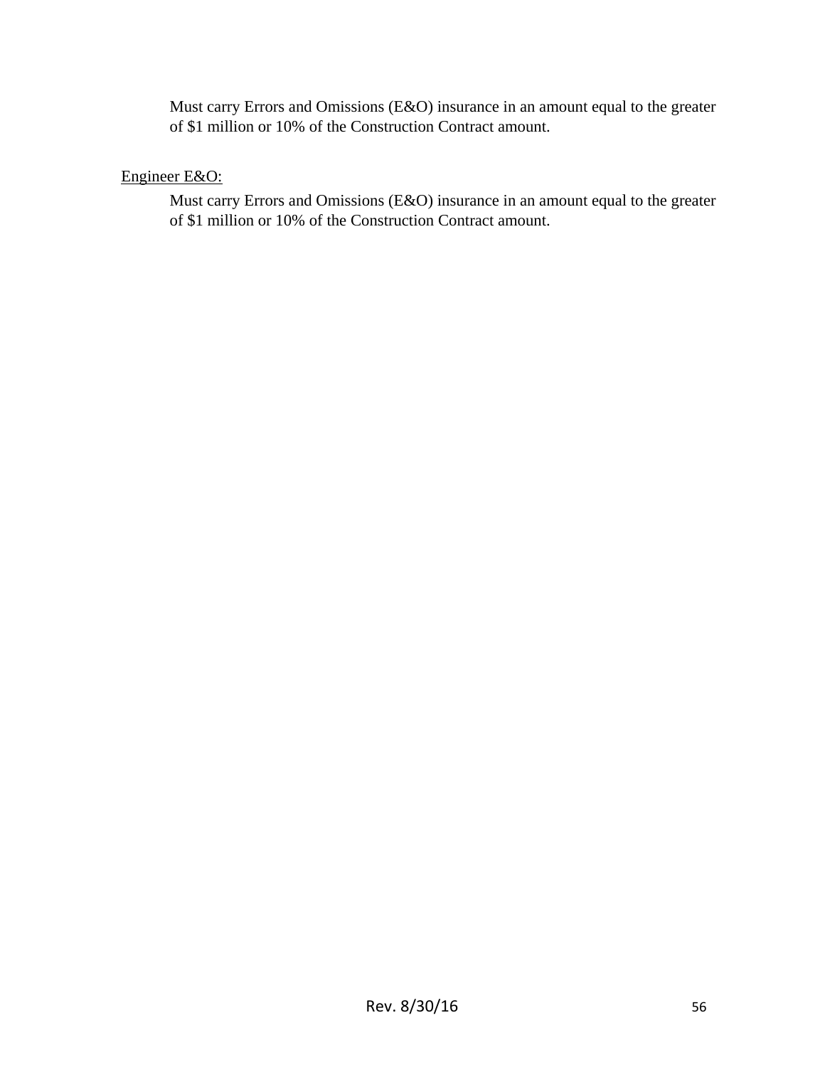Must carry Errors and Omissions (E&O) insurance in an amount equal to the greater of $1 million or 10% of the Construction Contract amount.

<u>Engineer E&O:</u>

Must carry Errors and Omissions (E&O) insurance in an amount equal to the greater of $1 million or 10% of the Construction Contract amount.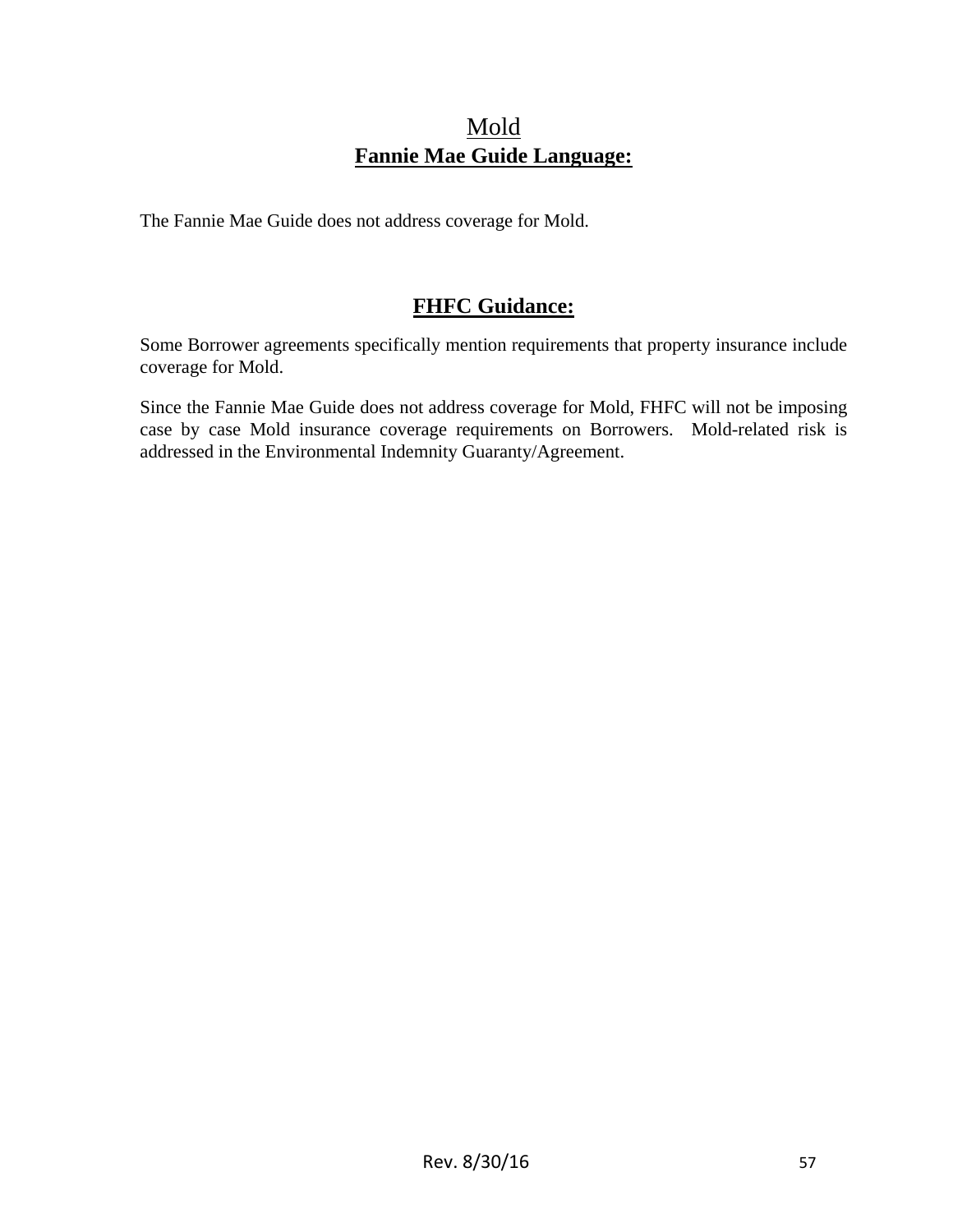# Mold

## Fannie Mae Guide Language:

The Fannie Mae Guide does not address coverage for Mold.

## FHFC Guidance:

Some Borrower agreements specifically mention requirements that property insurance include coverage for Mold.

Since the Fannie Mae Guide does not address coverage for Mold, FHFC will not be imposing case by case Mold insurance coverage requirements on Borrowers. Mold-related risk is addressed in the Environmental Indemnity Guaranty/Agreement.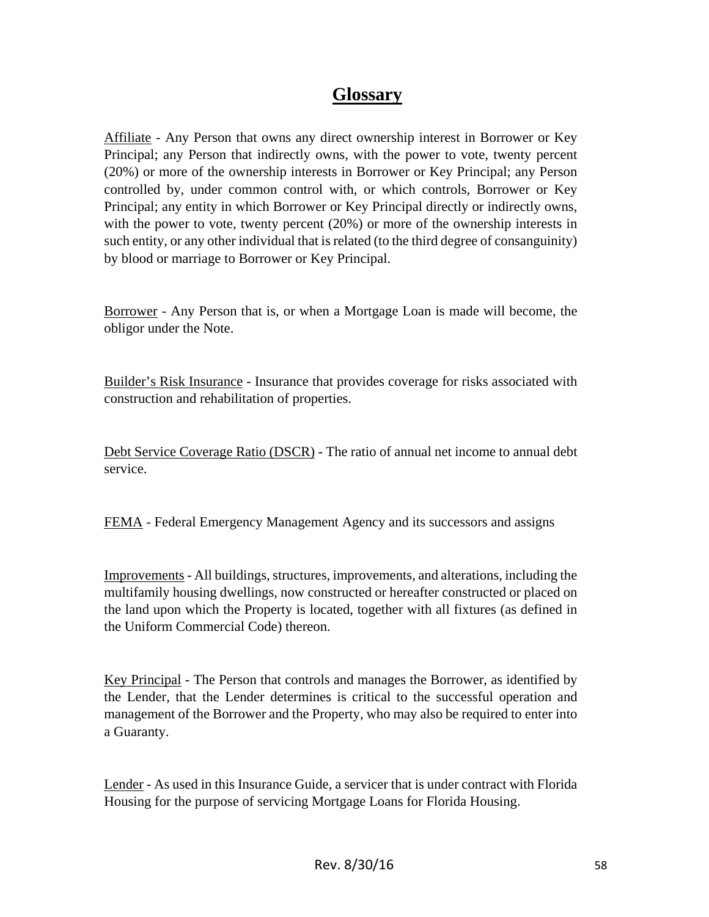# Glossary

Affiliate - Any Person that owns any direct ownership interest in Borrower or Key Principal; any Person that indirectly owns, with the power to vote, twenty percent (20%) or more of the ownership interests in Borrower or Key Principal; any Person controlled by, under common control with, or which controls, Borrower or Key Principal; any entity in which Borrower or Key Principal directly or indirectly owns, with the power to vote, twenty percent (20%) or more of the ownership interests in such entity, or any other individual that is related (to the third degree of consanguinity) by blood or marriage to Borrower or Key Principal.

Borrower - Any Person that is, or when a Mortgage Loan is made will become, the obligor under the Note.

Builder's Risk Insurance - Insurance that provides coverage for risks associated with construction and rehabilitation of properties.

Debt Service Coverage Ratio (DSCR) - The ratio of annual net income to annual debt service.

FEMA - Federal Emergency Management Agency and its successors and assigns

Improvements - All buildings, structures, improvements, and alterations, including the multifamily housing dwellings, now constructed or hereafter constructed or placed on the land upon which the Property is located, together with all fixtures (as defined in the Uniform Commercial Code) thereon.

Key Principal - The Person that controls and manages the Borrower, as identified by the Lender, that the Lender determines is critical to the successful operation and management of the Borrower and the Property, who may also be required to enter into a Guaranty.

Lender - As used in this Insurance Guide, a servicer that is under contract with Florida Housing for the purpose of servicing Mortgage Loans for Florida Housing.

Rev. 8/30/16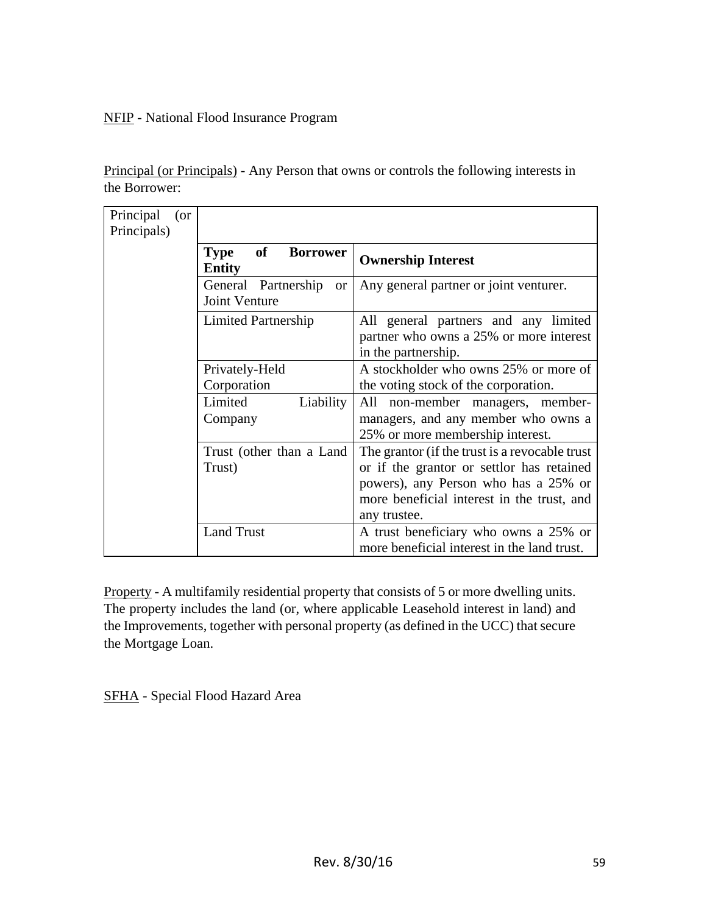<u>NFIP</u> - National Flood Insurance Program

<u>Principal (or Principals)</u> - Any Person that owns or controls the following interests in the Borrower:

| Principal (or Principals) | | |
|---|---|---|
| | **Type of Borrower Entity** | **Ownership Interest** |
| | General Partnership or Joint Venture | Any general partner or joint venturer. |
| | Limited Partnership | All general partners and any limited partner who owns a 25% or more interest in the partnership. |
| | Privately-Held Corporation | A stockholder who owns 25% or more of the voting stock of the corporation. |
| | Limited Liability Company | All non-member managers, member-managers, and any member who owns a 25% or more membership interest. |
| | Trust (other than a Land Trust) | The grantor (if the trust is a revocable trust or if the grantor or settlor has retained powers), any Person who has a 25% or more beneficial interest in the trust, and any trustee. |
| | Land Trust | A trust beneficiary who owns a 25% or more beneficial interest in the land trust. |

<u>Property</u> - A multifamily residential property that consists of 5 or more dwelling units. The property includes the land (or, where applicable Leasehold interest in land) and the Improvements, together with personal property (as defined in the UCC) that secure the Mortgage Loan.

<u>SFHA</u> - Special Flood Hazard Area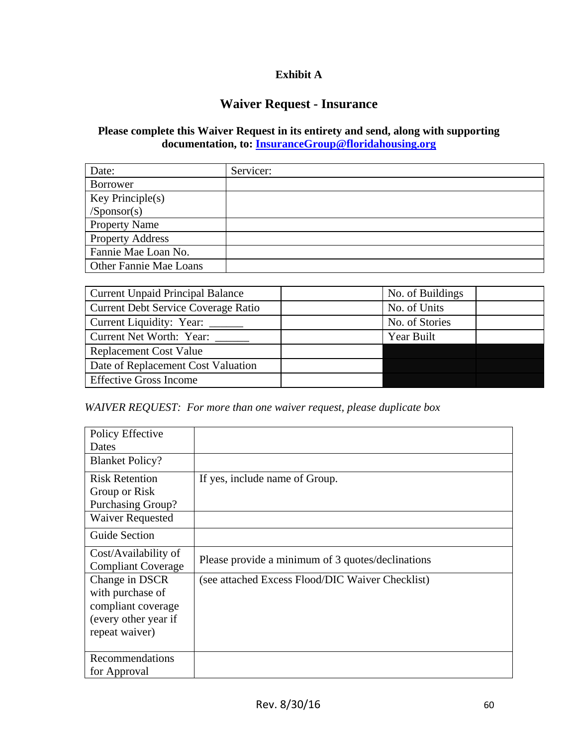**Exhibit A**

## Waiver Request - Insurance

**Please complete this Waiver Request in its entirety and send, along with supporting documentation, to: [InsuranceGroup@floridahousing.org](mailto:InsuranceGroup@floridahousing.org)**

| Date: | Servicer: |
|---|---|
| Borrower | |
| Key Principle(s) /Sponsor(s) | |
| Property Name | |
| Property Address | |
| Fannie Mae Loan No. | |
| Other Fannie Mae Loans | |

| Current Unpaid Principal Balance | | No. of Buildings | |
|---|---|---|---|
| Current Debt Service Coverage Ratio | | No. of Units | |
| Current Liquidity: Year: ______ | | No. of Stories | |
| Current Net Worth: Year: ______ | | Year Built | |
| Replacement Cost Value | | | |
| Date of Replacement Cost Valuation | | | |
| Effective Gross Income | | | |

*WAIVER REQUEST: For more than one waiver request, please duplicate box*

| Policy Effective Dates | |
|---|---|
| Blanket Policy? | |
| Risk Retention Group or Risk Purchasing Group? | If yes, include name of Group. |
| Waiver Requested | |
| Guide Section | |
| Cost/Availability of Compliant Coverage | Please provide a minimum of 3 quotes/declinations |
| Change in DSCR with purchase of compliant coverage (every other year if repeat waiver) | (see attached Excess Flood/DIC Waiver Checklist) |
| Recommendations for Approval | |

Rev. 8/30/16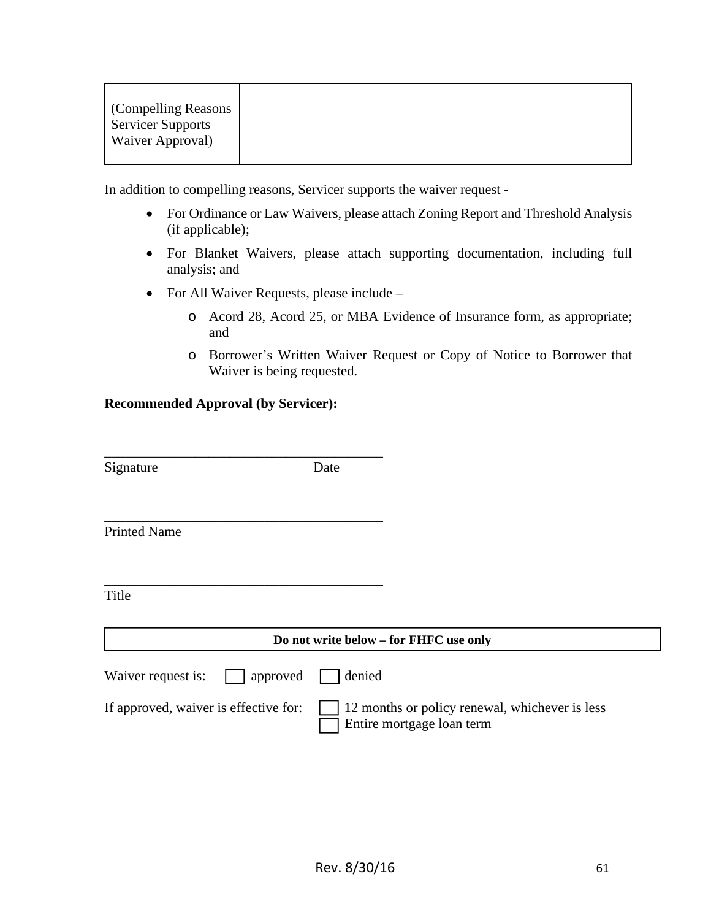| (Compelling Reasons Servicer Supports Waiver Approval) | |
|---|---|

In addition to compelling reasons, Servicer supports the waiver request -

- For Ordinance or Law Waivers, please attach Zoning Report and Threshold Analysis (if applicable);
- For Blanket Waivers, please attach supporting documentation, including full analysis; and
- For All Waiver Requests, please include –
  - Acord 28, Acord 25, or MBA Evidence of Insurance form, as appropriate; and
  - Borrower's Written Waiver Request or Copy of Notice to Borrower that Waiver is being requested.

**Recommended Approval (by Servicer):**

\_\_\_\_\_\_\_\_\_\_\_\_\_\_\_\_\_\_\_\_\_\_\_\_\_\_\_\_\_\_\_\_\_\_\_\_\_\_\_\_

Signature                                        Date

\_\_\_\_\_\_\_\_\_\_\_\_\_\_\_\_\_\_\_\_\_\_\_\_\_\_\_\_\_\_\_\_\_\_\_\_\_\_\_\_

Printed Name

\_\_\_\_\_\_\_\_\_\_\_\_\_\_\_\_\_\_\_\_\_\_\_\_\_\_\_\_\_\_\_\_\_\_\_\_\_\_\_\_

Title

**Do not write below – for FHFC use only**

Waiver request is: ☐ approved ☐ denied

If approved, waiver is effective for: ☐ 12 months or policy renewal, whichever is less ☐ Entire mortgage loan term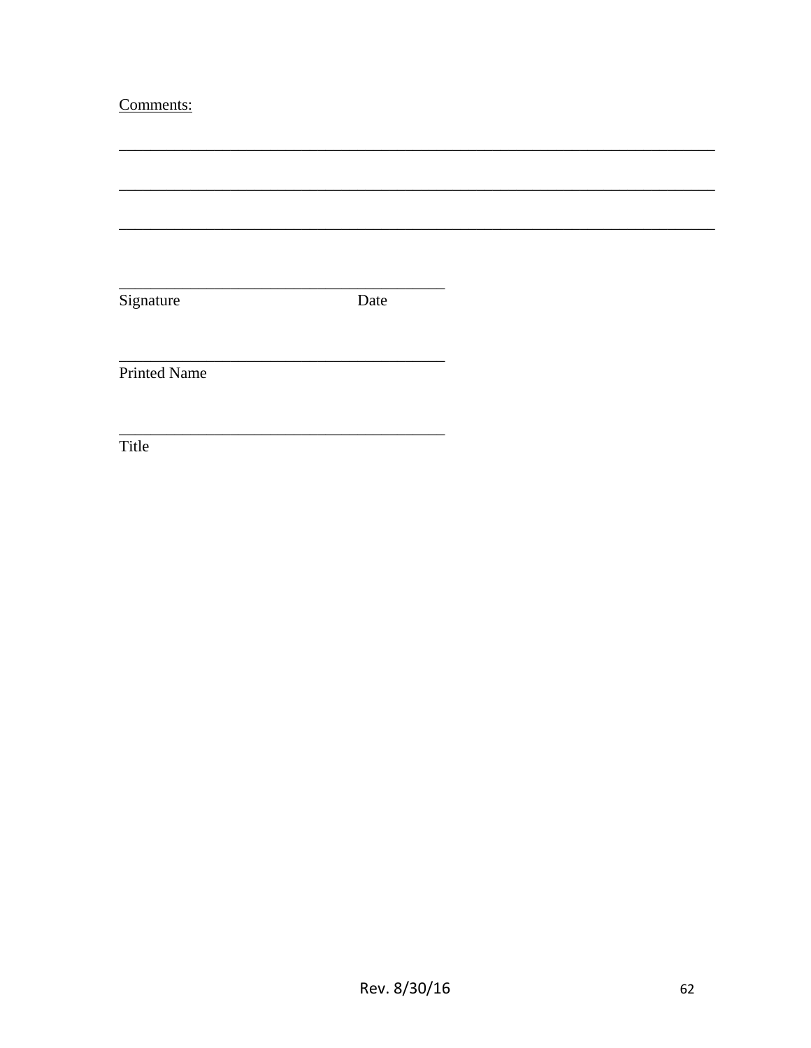Comments:

\_\_\_\_\_\_\_\_\_\_\_\_\_\_\_\_\_\_\_\_\_\_\_\_\_\_\_\_\_\_\_\_\_\_\_\_\_\_\_\_\_\_\_\_\_\_\_\_\_\_\_\_\_\_\_\_\_\_\_\_\_\_\_\_\_\_\_\_\_\_\_\_

\_\_\_\_\_\_\_\_\_\_\_\_\_\_\_\_\_\_\_\_\_\_\_\_\_\_\_\_\_\_\_\_\_\_\_\_\_\_\_\_\_\_\_\_\_\_\_\_\_\_\_\_\_\_\_\_\_\_\_\_\_\_\_\_\_\_\_\_\_\_\_\_

\_\_\_\_\_\_\_\_\_\_\_\_\_\_\_\_\_\_\_\_\_\_\_\_\_\_\_\_\_\_\_\_\_\_\_\_\_\_\_\_\_\_\_\_\_\_\_\_\_\_\_\_\_\_\_\_\_\_\_\_\_\_\_\_\_\_\_\_\_\_\_\_

\_\_\_\_\_\_\_\_\_\_\_\_\_\_\_\_\_\_\_\_\_\_\_\_\_\_\_\_\_\_\_\_\_\_\_\_\_\_\_\_\_

Signature Date

\_\_\_\_\_\_\_\_\_\_\_\_\_\_\_\_\_\_\_\_\_\_\_\_\_\_\_\_\_\_\_\_\_\_\_\_\_\_\_\_\_

Printed Name

\_\_\_\_\_\_\_\_\_\_\_\_\_\_\_\_\_\_\_\_\_\_\_\_\_\_\_\_\_\_\_\_\_\_\_\_\_\_\_\_\_

Title

Rev. 8/30/16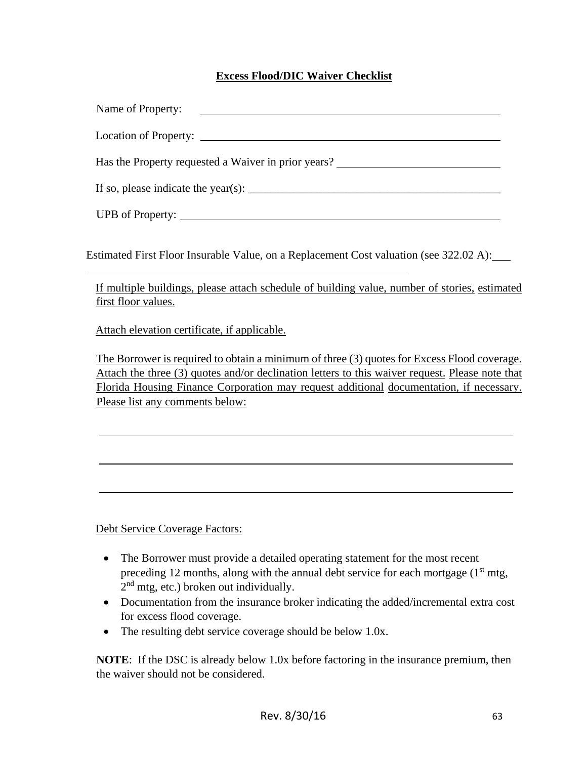**Excess Flood/DIC Waiver Checklist**

Name of Property: ______________________________________________

Location of Property: ______________________________________________

Has the Property requested a Waiver in prior years? ______________________

If so, please indicate the year(s): ______________________________________

UPB of Property: ______________________________________________

Estimated First Floor Insurable Value, on a Replacement Cost valuation (see 322.02 A): ___
______________________________________________

If multiple buildings, please attach schedule of building value, number of stories, estimated first floor values.

Attach elevation certificate, if applicable.

The Borrower is required to obtain a minimum of three (3) quotes for Excess Flood coverage. Attach the three (3) quotes and/or declination letters to this waiver request. Please note that Florida Housing Finance Corporation may request additional documentation, if necessary. Please list any comments below:

______________________________________________

______________________________________________

______________________________________________

Debt Service Coverage Factors:

- The Borrower must provide a detailed operating statement for the most recent preceding 12 months, along with the annual debt service for each mortgage (1st mtg, 2nd mtg, etc.) broken out individually.
- Documentation from the insurance broker indicating the added/incremental extra cost for excess flood coverage.
- The resulting debt service coverage should be below 1.0x.

**NOTE**: If the DSC is already below 1.0x before factoring in the insurance premium, then the waiver should not be considered.

Rev. 8/30/16